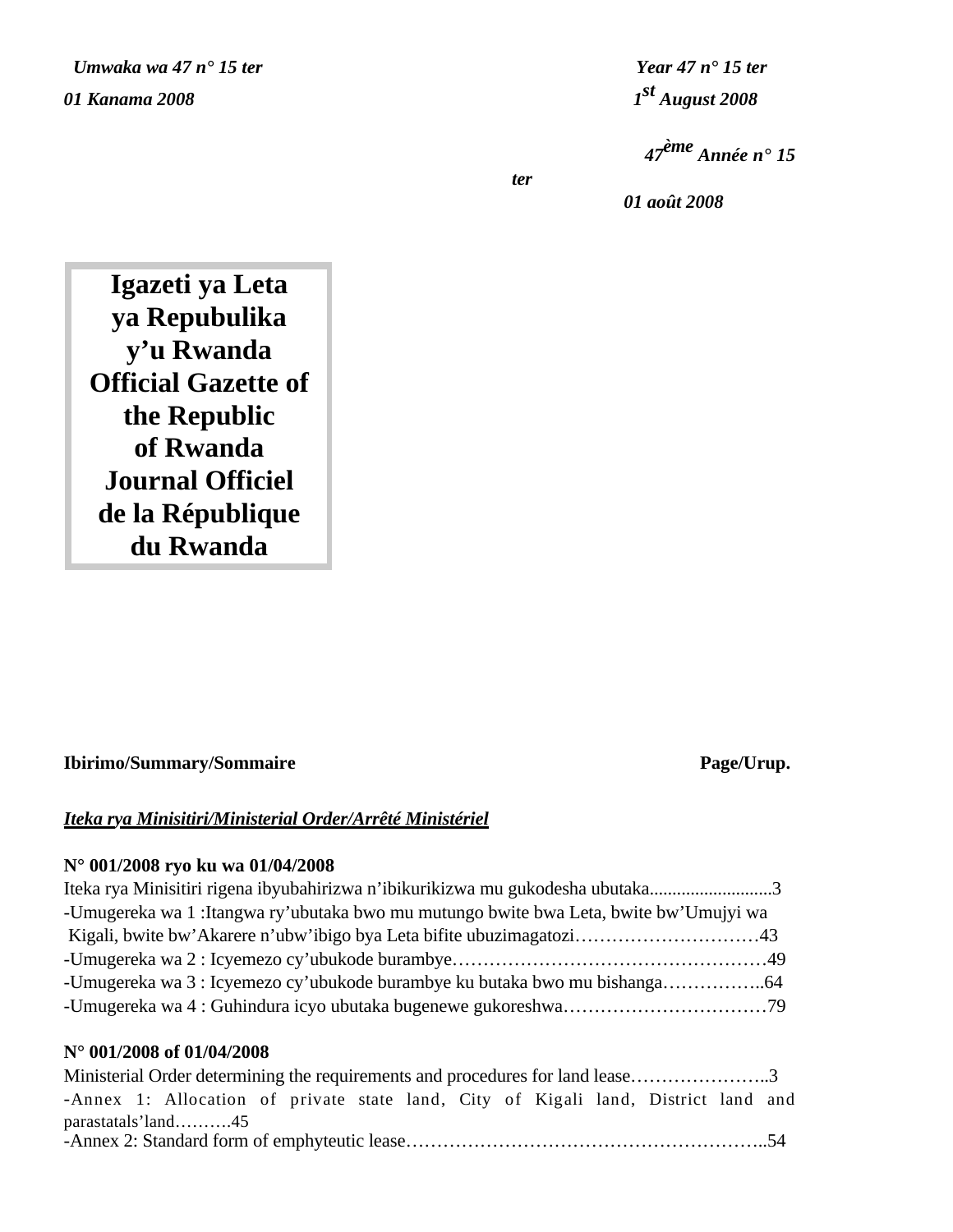*Umwaka wa 47 n° 15 ter*

*01 Kanama 2008*

*Year 47 n° 15 ter*

*1st August 2008*

*47ème Année n° 15 ter*

*01 août 2008*

# Igazeti ya Leta ya Repubulika y'u Rwanda
# Official Gazette of the Republic of Rwanda
# Journal Officiel de la République du Rwanda

**Ibirimo/Summary/Sommaire** **Page/Urup.**

***Iteka rya Minisitiri/Ministerial Order/Arrêté Ministériel***

**N° 001/2008 ryo ku wa 01/04/2008**

Iteka rya Minisitiri rigena ibyubahirizwa n'ibikurikizwa mu gukodesha ubutaka..........................3

-Umugereka wa 1 :Itangwa ry'ubutaka bwo mu mutungo bwite bwa Leta, bwite bw'Umujyi wa Kigali, bwite bw'Akarere n'ubw'ibigo bya Leta bifite ubuzimagatozi…………………………43

-Umugereka wa 2 : Icyemezo cy'ubukode burambye……………………………………………49

-Umugereka wa 3 : Icyemezo cy'ubukode burambye ku butaka bwo mu bishanga……………..64

-Umugereka wa 4 : Guhindura icyo ubutaka bugenewe gukoreshwa……………………………79

**N° 001/2008 of 01/04/2008**

Ministerial Order determining the requirements and procedures for land lease…………………..3

-Annex 1: Allocation of private state land, City of Kigali land, District land and parastatals'land……….45

-Annex 2: Standard form of emphyteutic lease…………………………………………………..54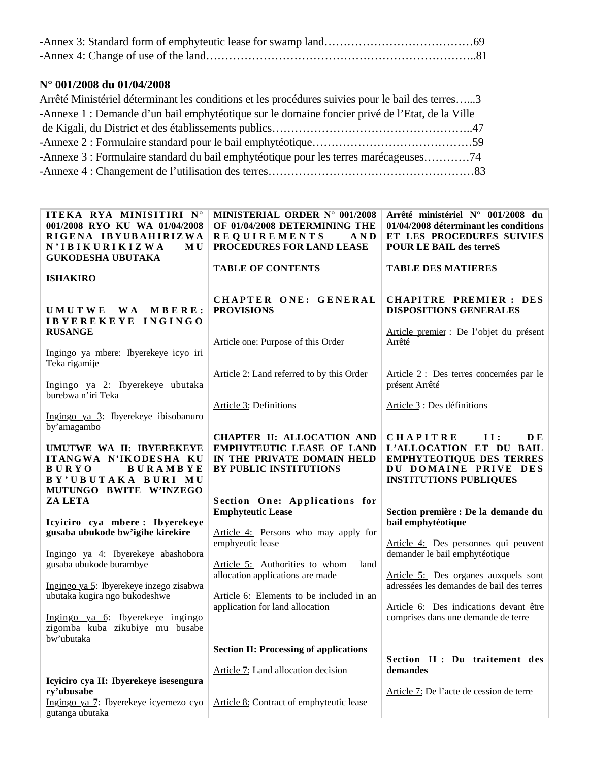-Annex 3: Standard form of emphyteutic lease for swamp land…………………………………69
-Annex 4: Change of use of the land……………………………………………………………..81

**N° 001/2008 du 01/04/2008**

Arrêté Ministériel déterminant les conditions et les procédures suivies pour le bail des terres…...3
-Annexe 1 : Demande d’un bail emphytéotique sur le domaine foncier privé de l’Etat, de la Ville de Kigali, du District et des établissements publics……………………………………………..47
-Annexe 2 : Formulaire standard pour le bail emphytéotique……………………………………59
-Annexe 3 : Formulaire standard du bail emphytéotique pour les terres marécageuses…………74
-Annexe 4 : Changement de l’utilisation des terres………………………………………………83

| ITEKA RYA MINISITIRI N° 001/2008 RYO KU WA 01/04/2008 RIGENA IBYUBAHIRIZWA N'IBIKURIKIZWA MU GUKODESHA UBUTAKA | MINISTERIAL ORDER N° 001/2008 OF 01/04/2008 DETERMINING THE REQUIREMENTS AND PROCEDURES FOR LAND LEASE | Arrêté ministériel N° 001/2008 du 01/04/2008 déterminant les conditions ET LES PROCEDURES SUIVIES POUR LE BAIL des terreS |
|---|---|---|
| **ISHAKIRO** | **TABLE OF CONTENTS** | **TABLE DES MATIERES** |
| **UMUTWE WA MBERE: IBYEREKEYE INGINGO RUSANGE** | **CHAPTER ONE: GENERAL PROVISIONS** | **CHAPITRE PREMIER : DES DISPOSITIONS GENERALES** |
| Ingingo ya mbere: Ibyerekeye icyo iri Teka rigamije | Article one: Purpose of this Order | Article premier : De l’objet du présent Arrêté |
| Ingingo ya 2: Ibyerekeye ubutaka burebwa n’iri Teka | Article 2: Land referred to by this Order | Article 2 : Des terres concernées par le présent Arrêté |
| Ingingo ya 3: Ibyerekeye ibisobanuro by’amagambo | Article 3: Definitions | Article 3 : Des définitions |
| **UMUTWE WA II: IBYEREKEYE ITANGWA N’IKODESHA KU BURYO BURAMBYE BY’UBUTAKA BURI MU MUTUNGO BWITE W’INZEGO ZA LETA** | **CHAPTER II: ALLOCATION AND EMPHYTEUTIC LEASE OF LAND IN THE PRIVATE DOMAIN HELD BY PUBLIC INSTITUTIONS** | **CHAPITRE II: DE L’ALLOCATION ET DU BAIL EMPHYTEOTIQUE DES TERRES DU DOMAINE PRIVE DES INSTITUTIONS PUBLIQUES** |
| **Icyiciro cya mbere : Ibyerekeye gusaba ubukode bw’igihe kirekire** | **Section One: Applications for Emphyteutic Lease** | **Section première : De la demande du bail emphytéotique** |
| Ingingo ya 4: Ibyerekeye abashobora gusaba ubukode burambye | Article 4: Persons who may apply for emphyeutic lease | Article 4: Des personnes qui peuvent demander le bail emphytéotique |
| Ingingo ya 5: Ibyerekeye inzego zisabwa ubutaka kugira ngo bukodeshwe | Article 5: Authorities to whom land allocation applications are made | Article 5: Des organes auxquels sont adressées les demandes de bail des terres |
| Ingingo ya 6: Ibyerekeye ingingo zigomba kuba zikubiye mu busabe bw’ubutaka | Article 6: Elements to be included in an application for land allocation | Article 6: Des indications devant être comprises dans une demande de terre |
| **Icyiciro cya II: Ibyerekeye isesengura ry’ubusabe** | **Section II: Processing of applications** | **Section II : Du traitement des demandes** |
| Ingingo ya 7: Ibyerekeye icyemezo cyo gutanga ubutaka | Article 7: Land allocation decision | Article 7: De l’acte de cession de terre |
| | Article 8: Contract of emphyteutic lease | |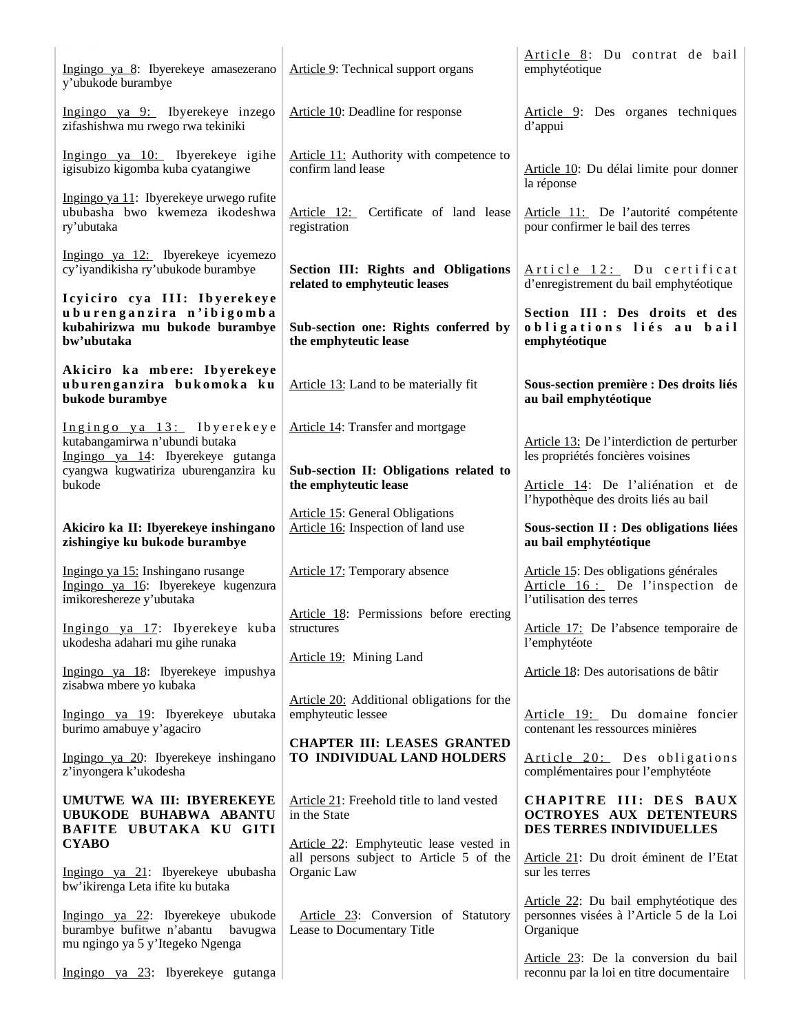Ingingo ya 8: Ibyerekeye amasezerano y'ubukode burambye

Ingingo ya 9: Ibyerekeye inzego zifashishwa mu rwego rwa tekiniki

Ingingo ya 10: Ibyerekeye igihe igisubizo kigomba kuba cyatangiwe

Ingingo ya 11: Ibyerekeye urwego rufite ububasha bwo kwemeza ikodeshwa ry'ubutaka

Ingingo ya 12: Ibyerekeye icyemezo cy'iyandikisha ry'ubukode burambye

**Icyiciro cya III: Ibyerekeye uburenganzira n'ibigomba kubahirizwa mu bukode burambye bw'ubutaka**

**Akiciro ka mbere: Ibyerekeye uburenganzira bukomoka ku bukode burambye**

Ingingo ya 13: Ibyerekeye kutabangamirwa n'ubundi butaka

Ingingo ya 14: Ibyerekeye gutanga cyangwa kugwatiriza uburenganzira ku bukode

**Akiciro ka II: Ibyerekeye inshingano zishingiye ku bukode burambye**

Ingingo ya 15: Inshingano rusange

Ingingo ya 16: Ibyerekeye kugenzura imikoreshereze y'ubutaka

Ingingo ya 17: Ibyerekeye kuba ukodesha adahari mu gihe runaka

Ingingo ya 18: Ibyerekeye impushya zisabwa mbere yo kubaka

Ingingo ya 19: Ibyerekeye ubutaka burimo amabuye y'agaciro

Ingingo ya 20: Ibyerekeye inshingano z'inyongera k'ukodesha

**UMUTWE WA III: IBYEREKEYE UBUKODE BUHABWA ABANTU BAFITE UBUTAKA KU GITI CYABO**

Ingingo ya 21: Ibyerekeye ububasha bw'ikirenga Leta ifite ku butaka

Ingingo ya 22: Ibyerekeye ubukode burambye bufitwe n'abantu bavugwa mu ngingo ya 5 y'Itegeko Ngenga

Ingingo ya 23: Ibyerekeye gutanga

Article 9: Technical support organs

Article 10: Deadline for response

Article 11: Authority with competence to confirm land lease

Article 12: Certificate of land lease registration

**Section III: Rights and Obligations related to emphyteutic leases**

**Sub-section one: Rights conferred by the emphyteutic lease**

Article 13: Land to be materially fit

Article 14: Transfer and mortgage

**Sub-section II: Obligations related to the emphyteutic lease**

Article 15: General Obligations

Article 16: Inspection of land use

Article 17: Temporary absence

Article 18: Permissions before erecting structures

Article 19: Mining Land

Article 20: Additional obligations for the emphyteutic lessee

**CHAPTER III: LEASES GRANTED TO INDIVIDUAL LAND HOLDERS**

Article 21: Freehold title to land vested in the State

Article 22: Emphyteutic lease vested in all persons subject to Article 5 of the Organic Law

Article 23: Conversion of Statutory Lease to Documentary Title

Article 8: Du contrat de bail emphytéotique

Article 9: Des organes techniques d'appui

Article 10: Du délai limite pour donner la réponse

Article 11: De l'autorité compétente pour confirmer le bail des terres

Article 12: Du certificat d'enregistrement du bail emphytéotique

**Section III : Des droits et des obligations liés au bail emphytéotique**

**Sous-section première : Des droits liés au bail emphytéotique**

Article 13: De l'interdiction de perturber les propriétés foncières voisines

Article 14: De l'aliénation et de l'hypothèque des droits liés au bail

**Sous-section II : Des obligations liées au bail emphytéotique**

Article 15: Des obligations générales

Article 16 : De l'inspection de l'utilisation des terres

Article 17: De l'absence temporaire de l'emphytéote

Article 18: Des autorisations de bâtir

Article 19: Du domaine foncier contenant les ressources minières

Article 20: Des obligations complémentaires pour l'emphytéote

**CHAPITRE III: DES BAUX OCTROYES AUX DETENTEURS DES TERRES INDIVIDUELLES**

Article 21: Du droit éminent de l'Etat sur les terres

Article 22: Du bail emphytéotique des personnes visées à l'Article 5 de la Loi Organique

Article 23: De la conversion du bail reconnu par la loi en titre documentaire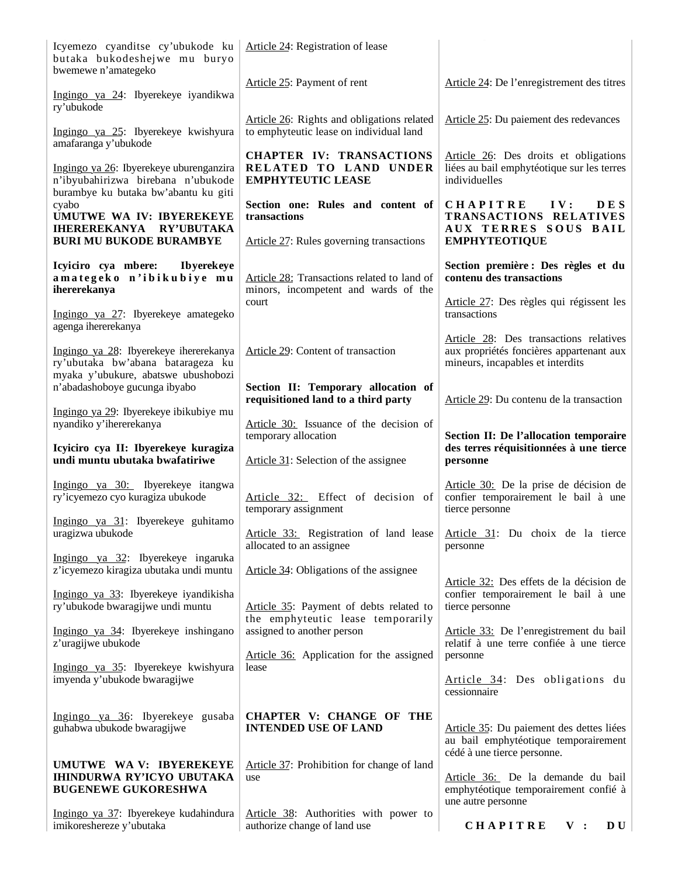Icyemezo cyanditse cy'ubukode ku butaka bukodeshejwe mu buryo bwemewe n'amategeko

Ingingo ya 24: Ibyerekeye iyandikwa ry'ubukode

Ingingo ya 25: Ibyerekeye kwishyura amafaranga y'ubukode

Ingingo ya 26: Ibyerekeye uburenganzira n'ibyubahirizwa birebana n'ubukode burambye ku butaka bw'abantu ku giti cyabo

**UMUTWE WA IV: IBYEREKEYE IHEREREKANYA RY'UBUTAKA BURI MU BUKODE BURAMBYE**

**Icyiciro cya mbere: Ibyerekeye amategeko n'ibikubiye mu ihererekanya**

Ingingo ya 27: Ibyerekeye amategeko agenga ihererekanya

Ingingo ya 28: Ibyerekeye ihererekanya ry'ubutaka bw'abana batarageza ku myaka y'ubukure, abatswe ubushobozi n'abadashoboye gucunga ibyabo

Ingingo ya 29: Ibyerekeye ibikubiye mu nyandiko y'ihererekanya

**Icyiciro cya II: Ibyerekeye kuragiza undi muntu ubutaka bwafatiriwe**

Ingingo ya 30: Ibyerekeye itangwa ry'icyemezo cyo kuragiza ubukode

Ingingo ya 31: Ibyerekeye guhitamo uragizwa ubukode

Ingingo ya 32: Ibyerekeye ingaruka z'icyemezo kiragiza ubutaka undi muntu

Ingingo ya 33: Ibyerekeye iyandikisha ry'ubukode bwaragijwe undi muntu

Ingingo ya 34: Ibyerekeye inshingano z'uragijwe ubukode

Ingingo ya 35: Ibyerekeye kwishyura imyenda y'ubukode bwaragijwe

Ingingo ya 36: Ibyerekeye gusaba guhabwa ubukode bwaragijwe

**UMUTWE WA V: IBYEREKEYE IHINDURWA RY'ICYO UBUTAKA BUGENEWE GUKORESHWA**

Ingingo ya 37: Ibyerekeye kudahindura imikoreshereze y'ubutaka

Article 24: Registration of lease

Article 25: Payment of rent

Article 26: Rights and obligations related to emphyteutic lease on individual land

**CHAPTER IV: TRANSACTIONS RELATED TO LAND UNDER EMPHYTEUTIC LEASE**

**Section one: Rules and content of transactions**

Article 27: Rules governing transactions

Article 28: Transactions related to land of minors, incompetent and wards of the court

Article 29: Content of transaction

**Section II: Temporary allocation of requisitioned land to a third party**

Article 30: Issuance of the decision of temporary allocation

Article 31: Selection of the assignee

Article 32: Effect of decision of temporary assignment

Article 33: Registration of land lease allocated to an assignee

Article 34: Obligations of the assignee

Article 35: Payment of debts related to the emphyteutic lease temporarily assigned to another person

Article 36: Application for the assigned lease

**CHAPTER V: CHANGE OF THE INTENDED USE OF LAND**

Article 37: Prohibition for change of land use

Article 38: Authorities with power to authorize change of land use

Article 24: De l'enregistrement des titres

Article 25: Du paiement des redevances

Article 26: Des droits et obligations liées au bail emphytéotique sur les terres individuelles

**CHAPITRE IV: DES TRANSACTIONS RELATIVES AUX TERRES SOUS BAIL EMPHYTEOTIQUE**

**Section première : Des règles et du contenu des transactions**

Article 27: Des règles qui régissent les transactions

Article 28: Des transactions relatives aux propriétés foncières appartenant aux mineurs, incapables et interdits

Article 29: Du contenu de la transaction

**Section II: De l'allocation temporaire des terres réquisitionnées à une tierce personne**

Article 30: De la prise de décision de confier temporairement le bail à une tierce personne

Article 31: Du choix de la tierce personne

Article 32: Des effets de la décision de confier temporairement le bail à une tierce personne

Article 33: De l'enregistrement du bail relatif à une terre confiée à une tierce personne

Article 34: Des obligations du cessionnaire

Article 35: Du paiement des dettes liées au bail emphytéotique temporairement cédé à une tierce personne.

Article 36: De la demande du bail emphytéotique temporairement confié à une autre personne

**CHAPITRE V: DU**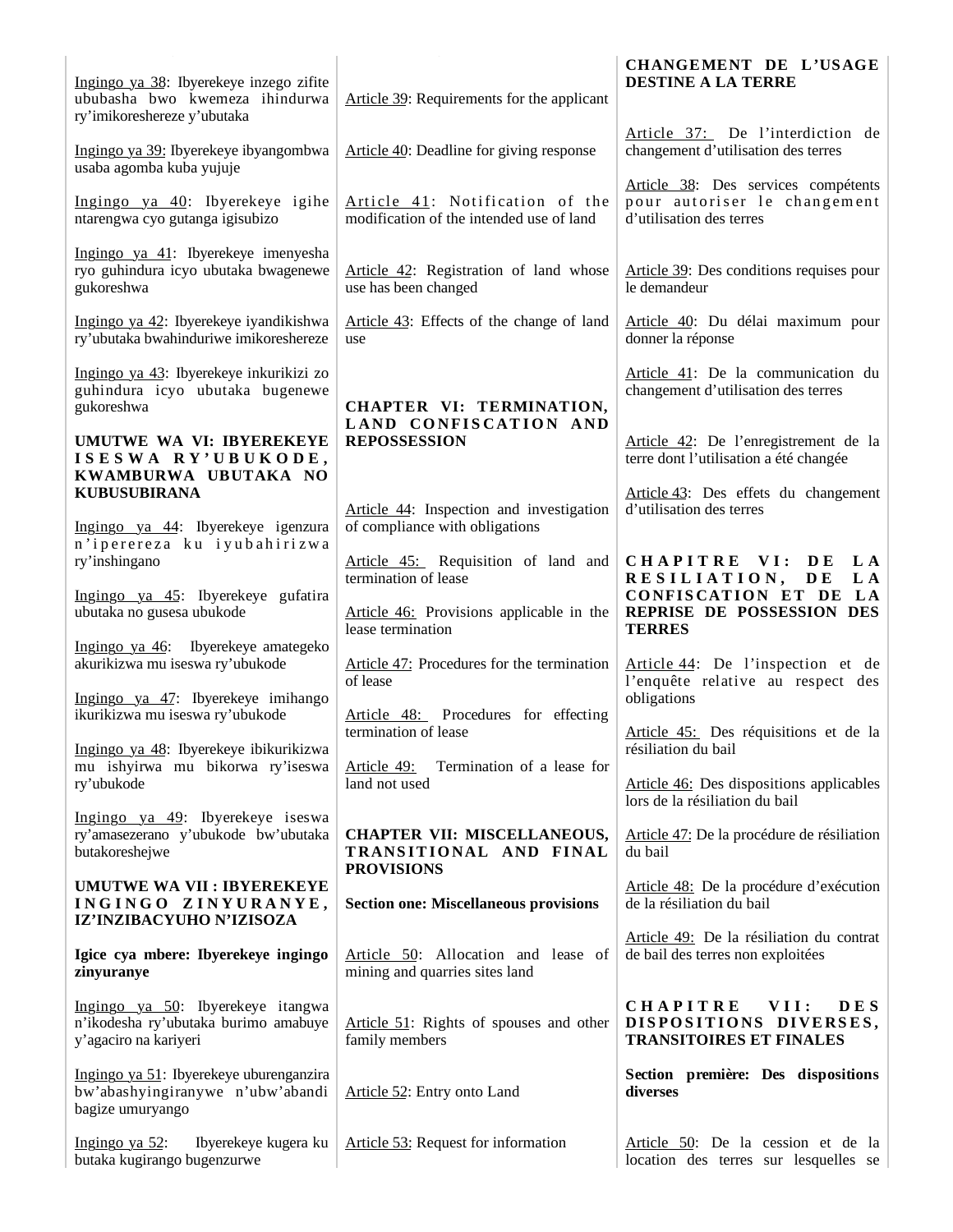Ingingo ya 38: Ibyerekeye inzego zifite ububasha bwo kwemeza ihindurwa ry'imikoreshereze y'ubutaka

Ingingo ya 39: Ibyerekeye ibyangombwa usaba agomba kuba yujuje

Ingingo ya 40: Ibyerekeye igihe ntarengwa cyo gutanga igisubizo

Ingingo ya 41: Ibyerekeye imenyesha ryo guhindura icyo ubutaka bwagenewe gukoreshwa

Ingingo ya 42: Ibyerekeye iyandikishwa ry'ubutaka bwahinduriwe imikoreshereze

Ingingo ya 43: Ibyerekeye inkurikizi zo guhindura icyo ubutaka bugenewe gukoreshwa

**UMUTWE WA VI: IBYEREKEYE ISESWA RY'UBUKODE, KWAMBURWA UBUTAKA NO KUBUSUBIRANA**

Ingingo ya 44: Ibyerekeye igenzura n'iperereza ku iyubahirizwa ry'inshingano

Ingingo ya 45: Ibyerekeye gufatira ubutaka no gusesa ubukode

Ingingo ya 46: Ibyerekeye amategeko akurikizwa mu iseswa ry'ubukode

Ingingo ya 47: Ibyerekeye imihango ikurikizwa mu iseswa ry'ubukode

Ingingo ya 48: Ibyerekeye ibikurikizwa mu ishyirwa mu bikorwa ry'iseswa ry'ubukode

Ingingo ya 49: Ibyerekeye iseswa ry'amasezerano y'ubukode bw'ubutaka butakoreshejwe

**UMUTWE WA VII : IBYEREKEYE INGINGO ZINYURANYE, IZ'INZIBACYUHO N'IZISOZA**

**Igice cya mbere: Ibyerekeye ingingo zinyuranye**

Ingingo ya 50: Ibyerekeye itangwa n'ikodesha ry'ubutaka burimo amabuye y'agaciro na kariyeri

Ingingo ya 51: Ibyerekeye uburenganzira bw'abashyingiranywe n'ubw'abandi bagize umuryango

Ingingo ya 52: Ibyerekeye kugera ku butaka kugirango bugenzurwe

Article 39: Requirements for the applicant

Article 40: Deadline for giving response

Article 41: Notification of the modification of the intended use of land

Article 42: Registration of land whose use has been changed

Article 43: Effects of the change of land use

**CHAPTER VI: TERMINATION, LAND CONFISCATION AND REPOSSESSION**

Article 44: Inspection and investigation of compliance with obligations

Article 45: Requisition of land and termination of lease

Article 46: Provisions applicable in the lease termination

Article 47: Procedures for the termination of lease

Article 48: Procedures for effecting termination of lease

Article 49: Termination of a lease for land not used

**CHAPTER VII: MISCELLANEOUS, TRANSITIONAL AND FINAL PROVISIONS**

**Section one: Miscellaneous provisions**

Article 50: Allocation and lease of mining and quarries sites land

Article 51: Rights of spouses and other family members

Article 52: Entry onto Land

Article 53: Request for information

**CHANGEMENT DE L'USAGE DESTINE A LA TERRE**

Article 37: De l'interdiction de changement d'utilisation des terres

Article 38: Des services compétents pour autoriser le changement d'utilisation des terres

Article 39: Des conditions requises pour le demandeur

Article 40: Du délai maximum pour donner la réponse

Article 41: De la communication du changement d'utilisation des terres

Article 42: De l'enregistrement de la terre dont l'utilisation a été changée

Article 43: Des effets du changement d'utilisation des terres

**CHAPITRE VI: DE LA RESILIATION, DE LA CONFISCATION ET DE LA REPRISE DE POSSESSION DES TERRES**

Article 44: De l'inspection et de l'enquête relative au respect des obligations

Article 45: Des réquisitions et de la résiliation du bail

Article 46: Des dispositions applicables lors de la résiliation du bail

Article 47: De la procédure de résiliation du bail

Article 48: De la procédure d'exécution de la résiliation du bail

Article 49: De la résiliation du contrat de bail des terres non exploitées

**CHAPITRE VII: DES DISPOSITIONS DIVERSES, TRANSITOIRES ET FINALES**

**Section première: Des dispositions diverses**

Article 50: De la cession et de la location des terres sur lesquelles se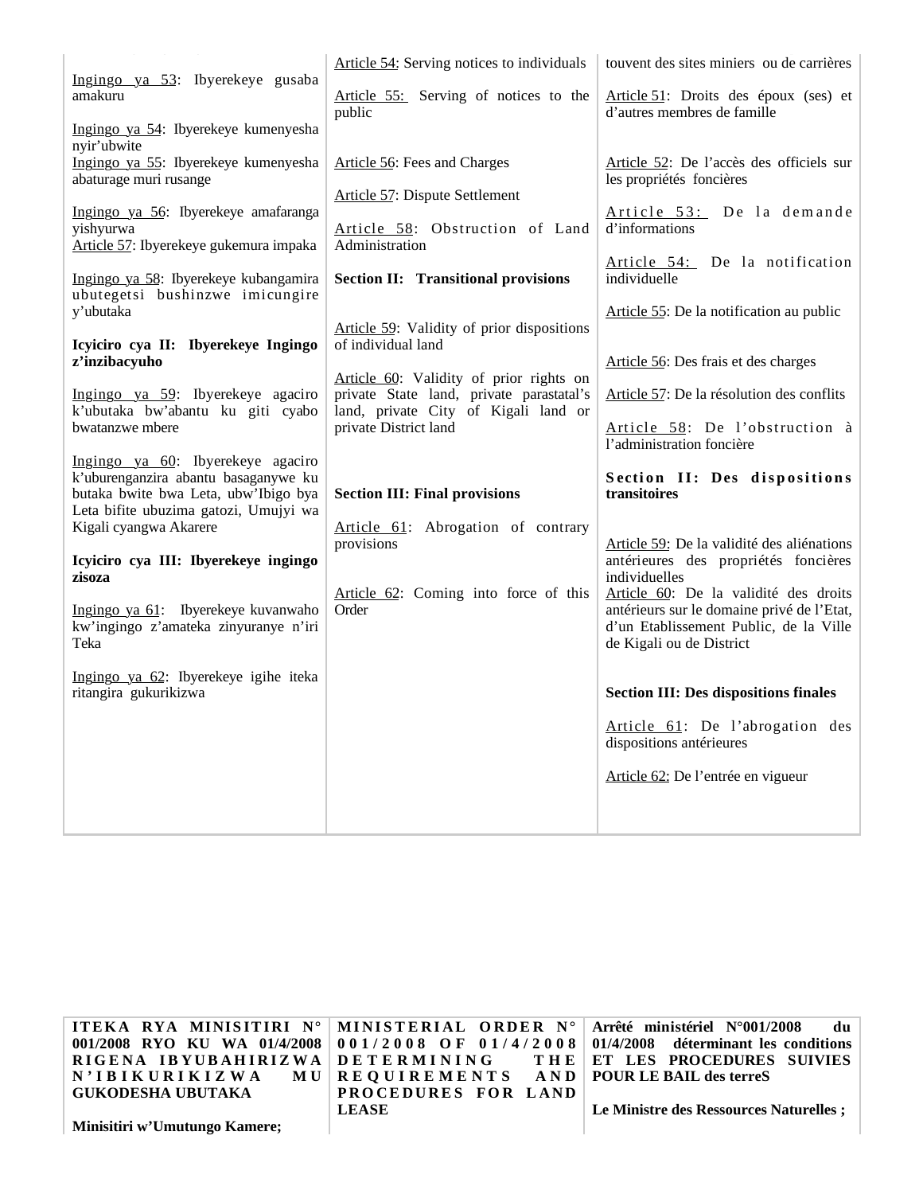Ingingo ya 53: Ibyerekeye gusaba amakuru

Ingingo ya 54: Ibyerekeye kumenyesha nyir'ubwite

Ingingo ya 55: Ibyerekeye kumenyesha abaturage muri rusange

Ingingo ya 56: Ibyerekeye amafaranga yishyurwa

Article 57: Ibyerekeye gukemura impaka

Ingingo ya 58: Ibyerekeye kubangamira ubutegetsi bushinzwe imicungire y'ubutaka

**Icyiciro cya II: Ibyerekeye Ingingo z'inzibacyuho**

Ingingo ya 59: Ibyerekeye agaciro k'ubutaka bw'abantu ku giti cyabo bwatanzwe mbere

Ingingo ya 60: Ibyerekeye agaciro k'uburenganzira abantu basaganywe ku butaka bwite bwa Leta, ubw'Ibigo bya Leta bifite ubuzima gatozi, Umujyi wa Kigali cyangwa Akarere

**Icyiciro cya III: Ibyerekeye ingingo zisoza**

Ingingo ya 61: Ibyerekeye kuvanwaho kw'ingingo z'amateka zinyuranye n'iri Teka

Ingingo ya 62: Ibyerekeye igihe iteka ritangira gukurikizwa

Article 54: Serving notices to individuals

Article 55: Serving of notices to the public

Article 56: Fees and Charges

Article 57: Dispute Settlement

Article 58: Obstruction of Land Administration

**Section II: Transitional provisions**

Article 59: Validity of prior dispositions of individual land

Article 60: Validity of prior rights on private State land, private parastatal's land, private City of Kigali land or private District land

**Section III: Final provisions**

Article 61: Abrogation of contrary provisions

Article 62: Coming into force of this Order

touvent des sites miniers ou de carrières

Article 51: Droits des époux (ses) et d'autres membres de famille

Article 52: De l'accès des officiels sur les propriétés foncières

Article 53: De la demande d'informations

Article 54: De la notification individuelle

Article 55: De la notification au public

Article 56: Des frais et des charges

Article 57: De la résolution des conflits

Article 58: De l'obstruction à l'administration foncière

**Section II: Des dispositions transitoires**

Article 59: De la validité des aliénations antérieures des propriétés foncières individuelles

Article 60: De la validité des droits antérieurs sur le domaine privé de l'Etat, d'un Etablissement Public, de la Ville de Kigali ou de District

**Section III: Des dispositions finales**

Article 61: De l'abrogation des dispositions antérieures

Article 62: De l'entrée en vigueur

**ITEKA RYA MINISITIRI N° 001/2008 RYO KU WA 01/4/2008 RIGENA IBYUBAHIRIZWA N'IBIKURIKIZWA MU GUKODESHA UBUTAKA**

**Minisitiri w'Umutungo Kamere;**

**MINISTERIAL ORDER N° 001/2008 OF 01/4/2008 DETERMINING THE REQUIREMENTS AND PROCEDURES FOR LAND LEASE**

**Arrêté ministériel N°001/2008 du 01/4/2008 déterminant les conditions ET LES PROCEDURES SUIVIES POUR LE BAIL des terreS**

**Le Ministre des Ressources Naturelles ;**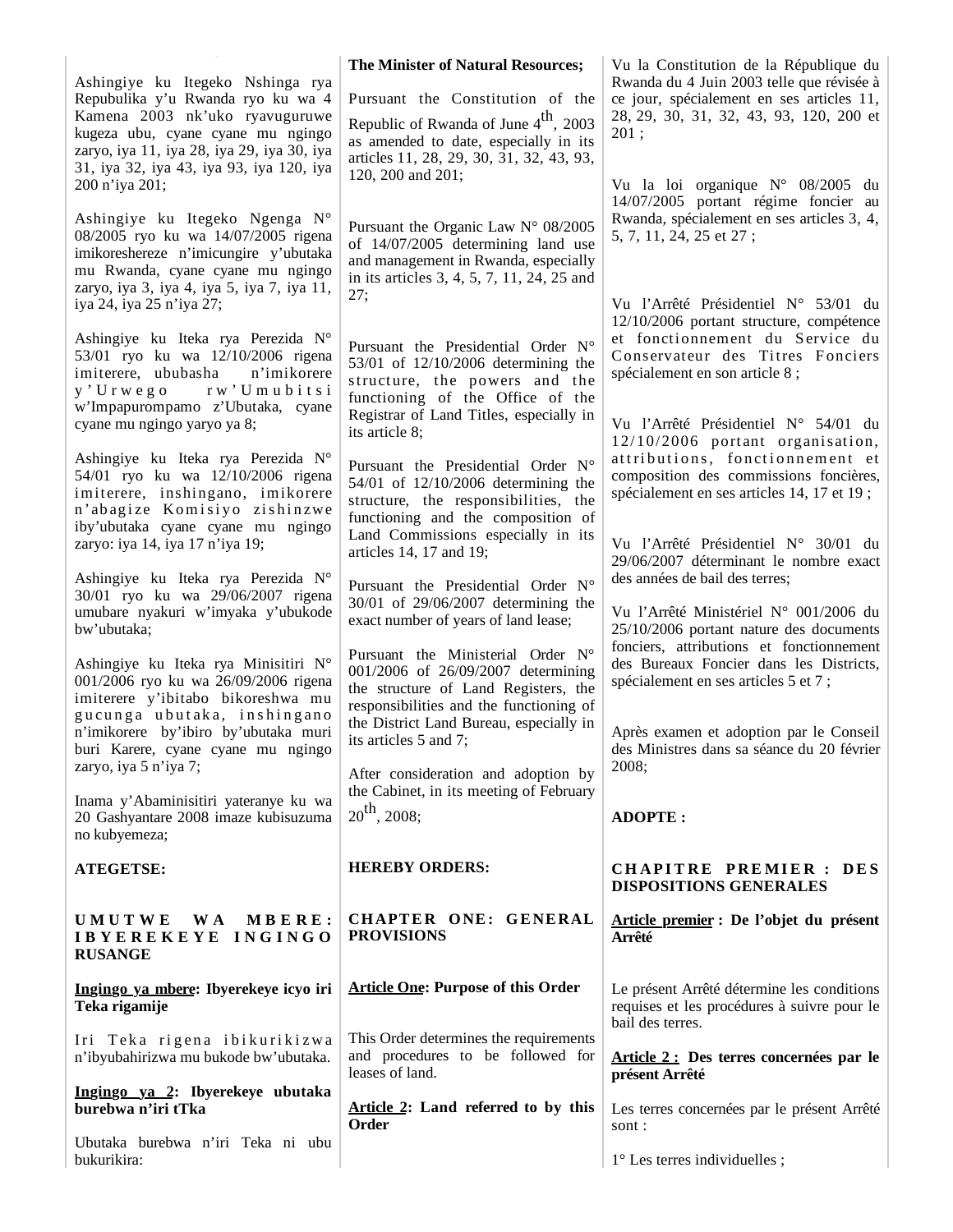Ashingiye ku Itegeko Nshinga rya Repubulika y'u Rwanda ryo ku wa 4 Kamena 2003 nk'uko ryavuguruwe kugeza ubu, cyane cyane mu ngingo zaryo, iya 11, iya 28, iya 29, iya 30, iya 31, iya 32, iya 43, iya 93, iya 120, iya 200 n'iya 201;

Ashingiye ku Itegeko Ngenga N° 08/2005 ryo ku wa 14/07/2005 rigena imikoreshereze n'imicungire y'ubutaka mu Rwanda, cyane cyane mu ngingo zaryo, iya 3, iya 4, iya 5, iya 7, iya 11, iya 24, iya 25 n'iya 27;

Ashingiye ku Iteka rya Perezida N° 53/01 ryo ku wa 12/10/2006 rigena imiterere, ububasha n'imikorere y'Urwego rw'Umubitsi w'Impapurompamo z'Ubutaka, cyane cyane mu ngingo yaryo ya 8;

Ashingiye ku Iteka rya Perezida N° 54/01 ryo ku wa 12/10/2006 rigena imiterere, inshingano, imikorere n'abagize Komisiyo zishinzwe iby'ubutaka cyane cyane mu ngingo zaryo: iya 14, iya 17 n'iya 19;

Ashingiye ku Iteka rya Perezida N° 30/01 ryo ku wa 29/06/2007 rigena umubare nyakuri w'imyaka y'ubukode bw'ubutaka;

Ashingiye ku Iteka rya Minisitiri N° 001/2006 ryo ku wa 26/09/2006 rigena imiterere y'ibitabo bikoreshwa mu gucunga ubutaka, inshingano n'imikorere by'ibiro by'ubutaka muri buri Karere, cyane cyane mu ngingo zaryo, iya 5 n'iya 7;

Inama y'Abaminisitiri yateranye ku wa 20 Gashyantare 2008 imaze kubisuzuma no kubyemeza;

**ATEGETSE:**

**UMUTWE WA MBERE: IBYEREKEYE INGINGO RUSANGE**

**Ingingo ya mbere: Ibyerekeye icyo iri Teka rigamije**

Iri Teka rigena ibikurikizwa n'ibyubahirizwa mu bukode bw'ubutaka.

**Ingingo ya 2: Ibyerekeye ubutaka burebwa n'iri tTka**

Ubutaka burebwa n'iri Teka ni ubu bukurikira:

**The Minister of Natural Resources;**

Pursuant the Constitution of the Republic of Rwanda of June 4th, 2003 as amended to date, especially in its articles 11, 28, 29, 30, 31, 32, 43, 93, 120, 200 and 201;

Pursuant the Organic Law N° 08/2005 of 14/07/2005 determining land use and management in Rwanda, especially in its articles 3, 4, 5, 7, 11, 24, 25 and 27;

Pursuant the Presidential Order N° 53/01 of 12/10/2006 determining the structure, the powers and the functioning of the Office of the Registrar of Land Titles, especially in its article 8;

Pursuant the Presidential Order N° 54/01 of 12/10/2006 determining the structure, the responsibilities, the functioning and the composition of Land Commissions especially in its articles 14, 17 and 19;

Pursuant the Presidential Order N° 30/01 of 29/06/2007 determining the exact number of years of land lease;

Pursuant the Ministerial Order N° 001/2006 of 26/09/2007 determining the structure of Land Registers, the responsibilities and the functioning of the District Land Bureau, especially in its articles 5 and 7;

After consideration and adoption by the Cabinet, in its meeting of February 20th, 2008;

**HEREBY ORDERS:**

**CHAPTER ONE: GENERAL PROVISIONS**

**Article One: Purpose of this Order**

This Order determines the requirements and procedures to be followed for leases of land.

**Article 2: Land referred to by this Order**

Vu la Constitution de la République du Rwanda du 4 Juin 2003 telle que révisée à ce jour, spécialement en ses articles 11, 28, 29, 30, 31, 32, 43, 93, 120, 200 et 201 ;

Vu la loi organique N° 08/2005 du 14/07/2005 portant régime foncier au Rwanda, spécialement en ses articles 3, 4, 5, 7, 11, 24, 25 et 27 ;

Vu l'Arrêté Présidentiel N° 53/01 du 12/10/2006 portant structure, compétence et fonctionnement du Service du Conservateur des Titres Fonciers spécialement en son article 8 ;

Vu l'Arrêté Présidentiel N° 54/01 du 12/10/2006 portant organisation, attributions, fonctionnement et composition des commissions foncières, spécialement en ses articles 14, 17 et 19 ;

Vu l'Arrêté Présidentiel N° 30/01 du 29/06/2007 déterminant le nombre exact des années de bail des terres;

Vu l'Arrêté Ministériel N° 001/2006 du 25/10/2006 portant nature des documents fonciers, attributions et fonctionnement des Bureaux Foncier dans les Districts, spécialement en ses articles 5 et 7 ;

Après examen et adoption par le Conseil des Ministres dans sa séance du 20 février 2008;

**ADOPTE :**

**CHAPITRE PREMIER : DES DISPOSITIONS GENERALES**

**Article premier : De l'objet du présent Arrêté**

Le présent Arrêté détermine les conditions requises et les procédures à suivre pour le bail des terres.

**Article 2 : Des terres concernées par le présent Arrêté**

Les terres concernées par le présent Arrêté sont :

1° Les terres individuelles ;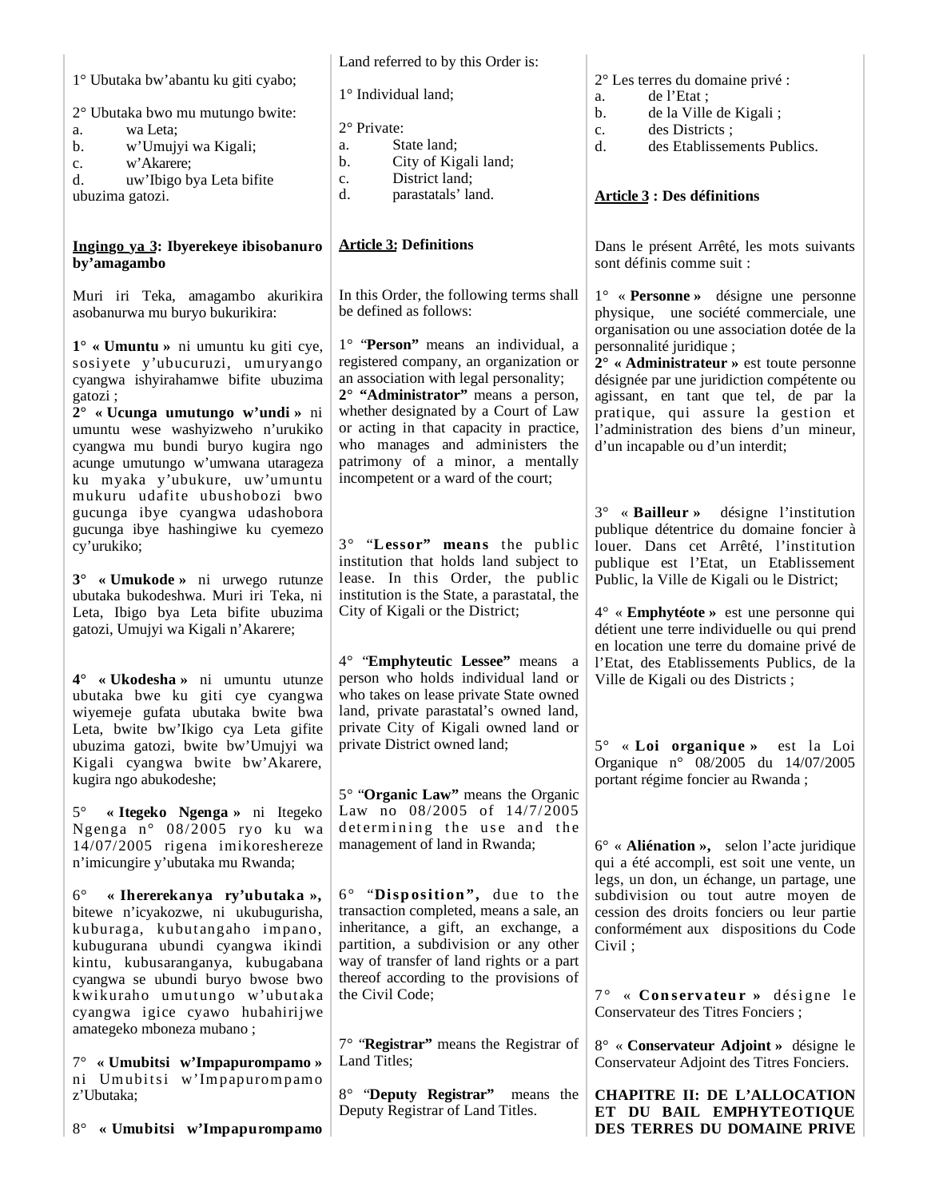1° Ubutaka bw'abantu ku giti cyabo;

2° Ubutaka bwo mu mutungo bwite:
a. wa Leta;
b. w'Umujyi wa Kigali;
c. w'Akarere;
d. uw'Ibigo bya Leta bifite ubuzima gatozi.

**Ingingo ya 3: Ibyerekeye ibisobanuro by'amagambo**

Muri iri Teka, amagambo akurikira asobanurwa mu buryo bukurikira:

1° **« Umuntu »** ni umuntu ku giti cye, sosiyete y'ubucuruzi, umuryango cyangwa ishyirahamwe bifite ubuzima gatozi ;
2° **« Ucunga umutungo w'undi »** ni umuntu wese washyizweho n'urukiko cyangwa mu bundi buryo kugira ngo acunge umutungo w'umwana utarageza ku myaka y'ubukure, uw'umuntu mukuru udafite ubushobozi bwo gucunga ibye cyangwa udashobora gucunga ibye hashingiwe ku cyemezo cy'urukiko;

3° **« Umukode »** ni urwego rutunze ubutaka bukodeshwa. Muri iri Teka, ni Leta, Ibigo bya Leta bifite ubuzima gatozi, Umujyi wa Kigali n'Akarere;

4° **« Ukodesha »** ni umuntu utunze ubutaka bwe ku giti cye cyangwa wiyemeje gufata ubutaka bwite bwa Leta, bwite bw'Ikigo cya Leta gifite ubuzima gatozi, bwite bw'Umujyi wa Kigali cyangwa bwite bw'Akarere, kugira ngo abukodeshe;

5° **« Itegeko Ngenga »** ni Itegeko Ngenga n° 08/2005 ryo ku wa 14/07/2005 rigena imikoreshereze n'imicungire y'ubutaka mu Rwanda;

6° **« Ihererekanya ry'ubutaka »**, bitewe n'icyakozwe, ni ukubugurisha, kuburaga, kubutangaho impano, kubugurana ubundi cyangwa ikindi kintu, kubusaranganya, kubugabana cyangwa se ubundi buryo bwose bwo kwikuraho umutungo w'ubutaka cyangwa igice cyawo hubahirijwe amategeko mboneza mubano ;

7° **« Umubitsi w'Impapurompamo »** ni Umubitsi w'Impapurompamo z'Ubutaka;

8° **« Umubitsi w'Impapurompamo**

Land referred to by this Order is:

1° Individual land;

2° Private:
a. State land;
b. City of Kigali land;
c. District land;
d. parastatals' land.

**Article 3: Definitions**

In this Order, the following terms shall be defined as follows:

1° "**Person"** means an individual, a registered company, an organization or an association with legal personality;
2° **"Administrator"** means a person, whether designated by a Court of Law or acting in that capacity in practice, who manages and administers the patrimony of a minor, a mentally incompetent or a ward of the court;

3° "**Lessor" means** the public institution that holds land subject to lease. In this Order, the public institution is the State, a parastatal, the City of Kigali or the District;

4° "**Emphyteutic Lessee"** means a person who holds individual land or who takes on lease private State owned land, private parastatal's owned land, private City of Kigali owned land or private District owned land;

5° "**Organic Law"** means the Organic Law no 08/2005 of 14/7/2005 determining the use and the management of land in Rwanda;

6° "**Disposition"**, due to the transaction completed, means a sale, an inheritance, a gift, an exchange, a partition, a subdivision or any other way of transfer of land rights or a part thereof according to the provisions of the Civil Code;

7° "**Registrar"** means the Registrar of Land Titles;

8° "**Deputy Registrar"** means the Deputy Registrar of Land Titles.

2° Les terres du domaine privé :
a. de l'Etat ;
b. de la Ville de Kigali ;
c. des Districts ;
d. des Etablissements Publics.

**Article 3 : Des définitions**

Dans le présent Arrêté, les mots suivants sont définis comme suit :

1° « **Personne »** désigne une personne physique, une société commerciale, une organisation ou une association dotée de la personnalité juridique ;
2° **« Administrateur »** est toute personne désignée par une juridiction compétente ou agissant, en tant que tel, de par la pratique, qui assure la gestion et l'administration des biens d'un mineur, d'un incapable ou d'un interdit;

3° « **Bailleur »** désigne l'institution publique détentrice du domaine foncier à louer. Dans cet Arrêté, l'institution publique est l'Etat, un Etablissement Public, la Ville de Kigali ou le District;

4° « **Emphytéote »** est une personne qui détient une terre individuelle ou qui prend en location une terre du domaine privé de l'Etat, des Etablissements Publics, de la Ville de Kigali ou des Districts ;

5° « **Loi organique »** est la Loi Organique n° 08/2005 du 14/07/2005 portant régime foncier au Rwanda ;

6° « **Aliénation »,** selon l'acte juridique qui a été accompli, est soit une vente, un legs, un don, un échange, un partage, une subdivision ou tout autre moyen de cession des droits fonciers ou leur partie conformément aux dispositions du Code Civil ;

7° « **Conservateur »** désigne le Conservateur des Titres Fonciers ;

8° « **Conservateur Adjoint »** désigne le Conservateur Adjoint des Titres Fonciers.

**CHAPITRE II: DE L'ALLOCATION ET DU BAIL EMPHYTEOTIQUE DES TERRES DU DOMAINE PRIVE**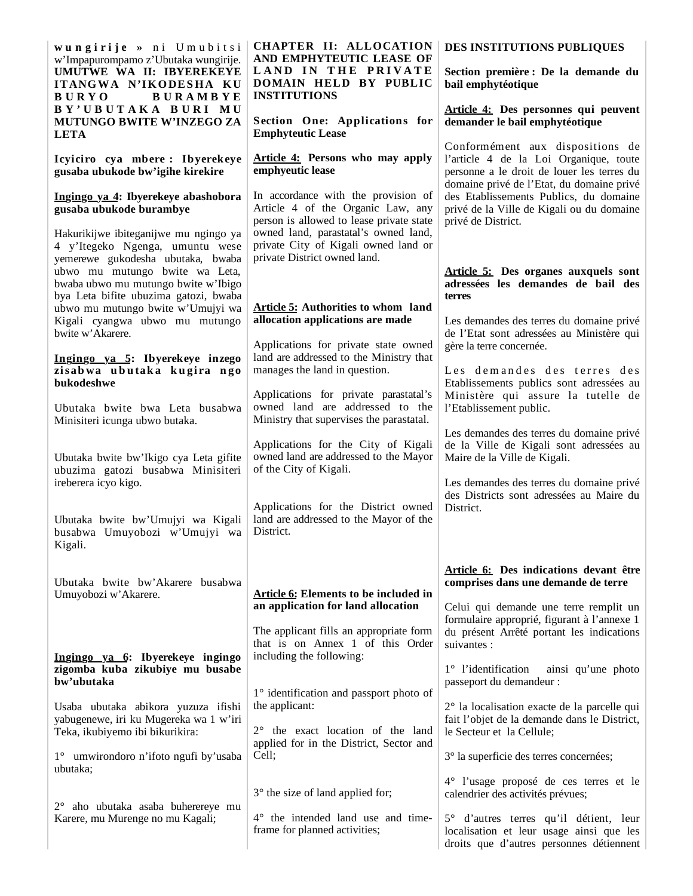**wungirije »** ni Umubitsi w'Impapurompamo z'Ubutaka wungirije.

**UMUTWE WA II: IBYEREKEYE ITANGWA N'IKODESHA KU BURYO BURAMBYE BY'UBUTAKA BURI MU MUTUNGO BWITE W'INZEGO ZA LETA**

**Icyiciro cya mbere : Ibyerekeye gusaba ubukode bw'igihe kirekire**

**Ingingo ya 4: Ibyerekeye abashobora gusaba ubukode burambye**

Hakurikijwe ibiteganijwe mu ngingo ya 4 y'Itegeko Ngenga, umuntu wese yemerewe gukodesha ubutaka, bwaba ubwo mu mutungo bwite wa Leta, bwaba ubwo mu mutungo bwite w'Ibigo bya Leta bifite ubuzima gatozi, bwaba ubwo mu mutungo bwite w'Umujyi wa Kigali cyangwa ubwo mu mutungo bwite w'Akarere.

**Ingingo ya 5: Ibyerekeye inzego zisabwa ubutaka kugira ngo bukodeshwe**

Ubutaka bwite bwa Leta busabwa Minisiteri icunga ubwo butaka.

Ubutaka bwite bw'Ikigo cya Leta gifite ubuzima gatozi busabwa Minisiteri ireberera icyo kigo.

Ubutaka bwite bw'Umujyi wa Kigali busabwa Umuyobozi w'Umujyi wa Kigali.

Ubutaka bwite bw'Akarere busabwa Umuyobozi w'Akarere.

**Ingingo ya 6: Ibyerekeye ingingo zigomba kuba zikubiye mu busabe bw'ubutaka**

Usaba ubutaka abikora yuzuza ifishi yabugenewe, iri ku Mugereka wa 1 w'iri Teka, ikubiyemo ibi bikurikira:

1° umwirondoro n'ifoto ngufi by'usaba ubutaka;

2° aho ubutaka asaba buherereye mu Karere, mu Murenge no mu Kagali;

**CHAPTER II: ALLOCATION AND EMPHYTEUTIC LEASE OF LAND IN THE PRIVATE DOMAIN HELD BY PUBLIC INSTITUTIONS**

**Section One: Applications for Emphyteutic Lease**

**Article 4: Persons who may apply emphyeutic lease**

In accordance with the provision of Article 4 of the Organic Law, any person is allowed to lease private state owned land, parastatal's owned land, private City of Kigali owned land or private District owned land.

**Article 5: Authorities to whom land allocation applications are made**

Applications for private state owned land are addressed to the Ministry that manages the land in question.

Applications for private parastatal's owned land are addressed to the Ministry that supervises the parastatal.

Applications for the City of Kigali owned land are addressed to the Mayor of the City of Kigali.

Applications for the District owned land are addressed to the Mayor of the District.

**Article 6: Elements to be included in an application for land allocation**

The applicant fills an appropriate form that is on Annex 1 of this Order including the following:

1° identification and passport photo of the applicant:

2° the exact location of the land applied for in the District, Sector and Cell;

3° the size of land applied for;

4° the intended land use and time-frame for planned activities;

**DES INSTITUTIONS PUBLIQUES**

**Section première : De la demande du bail emphytéotique**

**Article 4: Des personnes qui peuvent demander le bail emphytéotique**

Conformément aux dispositions de l'article 4 de la Loi Organique, toute personne a le droit de louer les terres du domaine privé de l'Etat, du domaine privé des Etablissements Publics, du domaine privé de la Ville de Kigali ou du domaine privé de District.

**Article 5: Des organes auxquels sont adressées les demandes de bail des terres**

Les demandes des terres du domaine privé de l'Etat sont adressées au Ministère qui gère la terre concernée.

Les demandes des terres des Etablissements publics sont adressées au Ministère qui assure la tutelle de l'Etablissement public.

Les demandes des terres du domaine privé de la Ville de Kigali sont adressées au Maire de la Ville de Kigali.

Les demandes des terres du domaine privé des Districts sont adressées au Maire du District.

**Article 6: Des indications devant être comprises dans une demande de terre**

Celui qui demande une terre remplit un formulaire approprié, figurant à l'annexe 1 du présent Arrêté portant les indications suivantes :

1° l'identification ainsi qu'une photo passeport du demandeur :

2° la localisation exacte de la parcelle qui fait l'objet de la demande dans le District, le Secteur et la Cellule;

3° la superficie des terres concernées;

4° l'usage proposé de ces terres et le calendrier des activités prévues;

5° d'autres terres qu'il détient, leur localisation et leur usage ainsi que les droits que d'autres personnes détiennent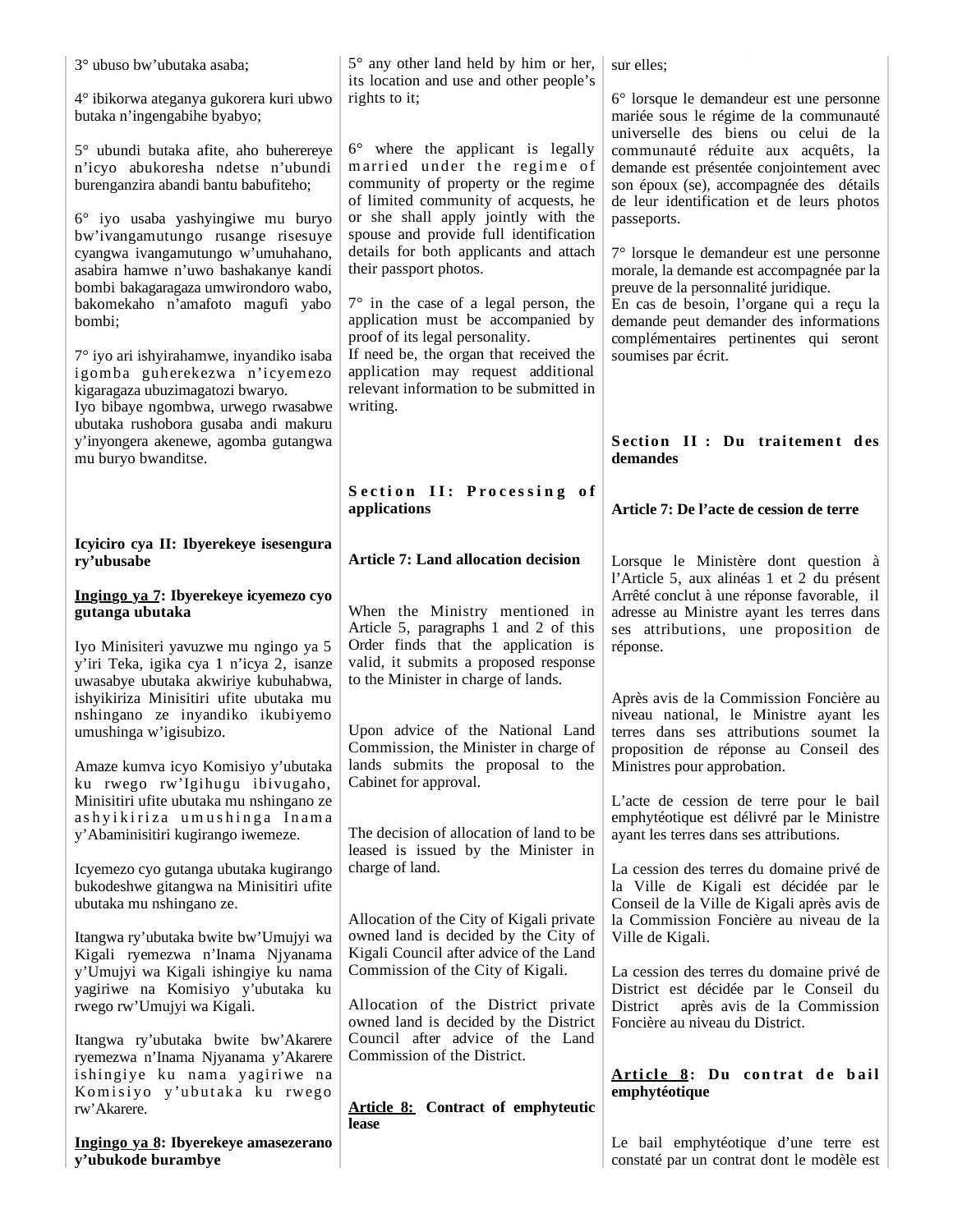3° ubuso bw'ubutaka asaba;

4° ibikorwa ateganya gukorera kuri ubwo butaka n'ingengabihe byabyo;

5° ubundi butaka afite, aho buherereye n'icyo abukoresha ndetse n'ubundi burenganzira abandi bantu babufiteho;

6° iyo usaba yashyingiwe mu buryo bw'ivangamutungo rusange risesuye cyangwa ivangamutungo w'umuhahano, asabira hamwe n'uwo bashakanye kandi bombi bakagaragaza umwirondoro wabo, bakomekaho n'amafoto magufi yabo bombi;

7° iyo ari ishyirahamwe, inyandiko isaba igomba guherekezwa n'icyemezo kigaragaza ubuzimagatozi bwaryo.
Iyo bibaye ngombwa, urwego rwasabwe ubutaka rushobora gusaba andi makuru y'inyongera akenewe, agomba gutangwa mu buryo bwanditse.

**Icyiciro cya II: Ibyerekeye isesengura ry'ubusabe**

**Ingingo ya 7: Ibyerekeye icyemezo cyo gutanga ubutaka**

Iyo Minisiteri yavuzwe mu ngingo ya 5 y'iri Teka, igika cya 1 n'icya 2, isanze uwasabye ubutaka akwiriye kubuhabwa, ishyikiriza Minisitiri ufite ubutaka mu nshingano ze inyandiko ikubiyemo umushinga w'igisubizo.

Amaze kumva icyo Komisiyo y'ubutaka ku rwego rw'Igihugu ibivugaho, Minisitiri ufite ubutaka mu nshingano ze ashyikiriza umushinga Inama y'Abaminisitiri kugirango iwemeze.

Icyemezo cyo gutanga ubutaka kugirango bukodeshwe gitangwa na Minisitiri ufite ubutaka mu nshingano ze.

Itangwa ry'ubutaka bwite bw'Umujyi wa Kigali ryemezwa n'Inama Njyanama y'Umujyi wa Kigali ishingiye ku nama yagiriwe na Komisiyo y'ubutaka ku rwego rw'Umujyi wa Kigali.

Itangwa ry'ubutaka bwite bw'Akarere ryemezwa n'Inama Njyanama y'Akarere ishingiye ku nama yagiriwe na Komisiyo y'ubutaka ku rwego rw'Akarere.

**Ingingo ya 8: Ibyerekeye amasezerano y'ubukode burambye**

5° any other land held by him or her, its location and use and other people's rights to it;

6° where the applicant is legally married under the regime of community of property or the regime of limited community of acquests, he or she shall apply jointly with the spouse and provide full identification details for both applicants and attach their passport photos.

7° in the case of a legal person, the application must be accompanied by proof of its legal personality.
If need be, the organ that received the application may request additional relevant information to be submitted in writing.

**Section II: Processing of applications**

**Article 7: Land allocation decision**

When the Ministry mentioned in Article 5, paragraphs 1 and 2 of this Order finds that the application is valid, it submits a proposed response to the Minister in charge of lands.

Upon advice of the National Land Commission, the Minister in charge of lands submits the proposal to the Cabinet for approval.

The decision of allocation of land to be leased is issued by the Minister in charge of land.

Allocation of the City of Kigali private owned land is decided by the City of Kigali Council after advice of the Land Commission of the City of Kigali.

Allocation of the District private owned land is decided by the District Council after advice of the Land Commission of the District.

**Article 8: Contract of emphyteutic lease**

sur elles;

6° lorsque le demandeur est une personne mariée sous le régime de la communauté universelle des biens ou celui de la communauté réduite aux acquêts, la demande est présentée conjointement avec son époux (se), accompagnée des détails de leur identification et de leurs photos passeports.

7° lorsque le demandeur est une personne morale, la demande est accompagnée par la preuve de la personnalité juridique.
En cas de besoin, l'organe qui a reçu la demande peut demander des informations complémentaires pertinentes qui seront soumises par écrit.

**Section II : Du traitement des demandes**

**Article 7: De l'acte de cession de terre**

Lorsque le Ministère dont question à l'Article 5, aux alinéas 1 et 2 du présent Arrêté conclut à une réponse favorable, il adresse au Ministre ayant les terres dans ses attributions, une proposition de réponse.

Après avis de la Commission Foncière au niveau national, le Ministre ayant les terres dans ses attributions soumet la proposition de réponse au Conseil des Ministres pour approbation.

L'acte de cession de terre pour le bail emphytéotique est délivré par le Ministre ayant les terres dans ses attributions.

La cession des terres du domaine privé de la Ville de Kigali est décidée par le Conseil de la Ville de Kigali après avis de la Commission Foncière au niveau de la Ville de Kigali.

La cession des terres du domaine privé de District est décidée par le Conseil du District après avis de la Commission Foncière au niveau du District.

**Article 8: Du contrat de bail emphytéotique**

Le bail emphytéotique d'une terre est constaté par un contrat dont le modèle est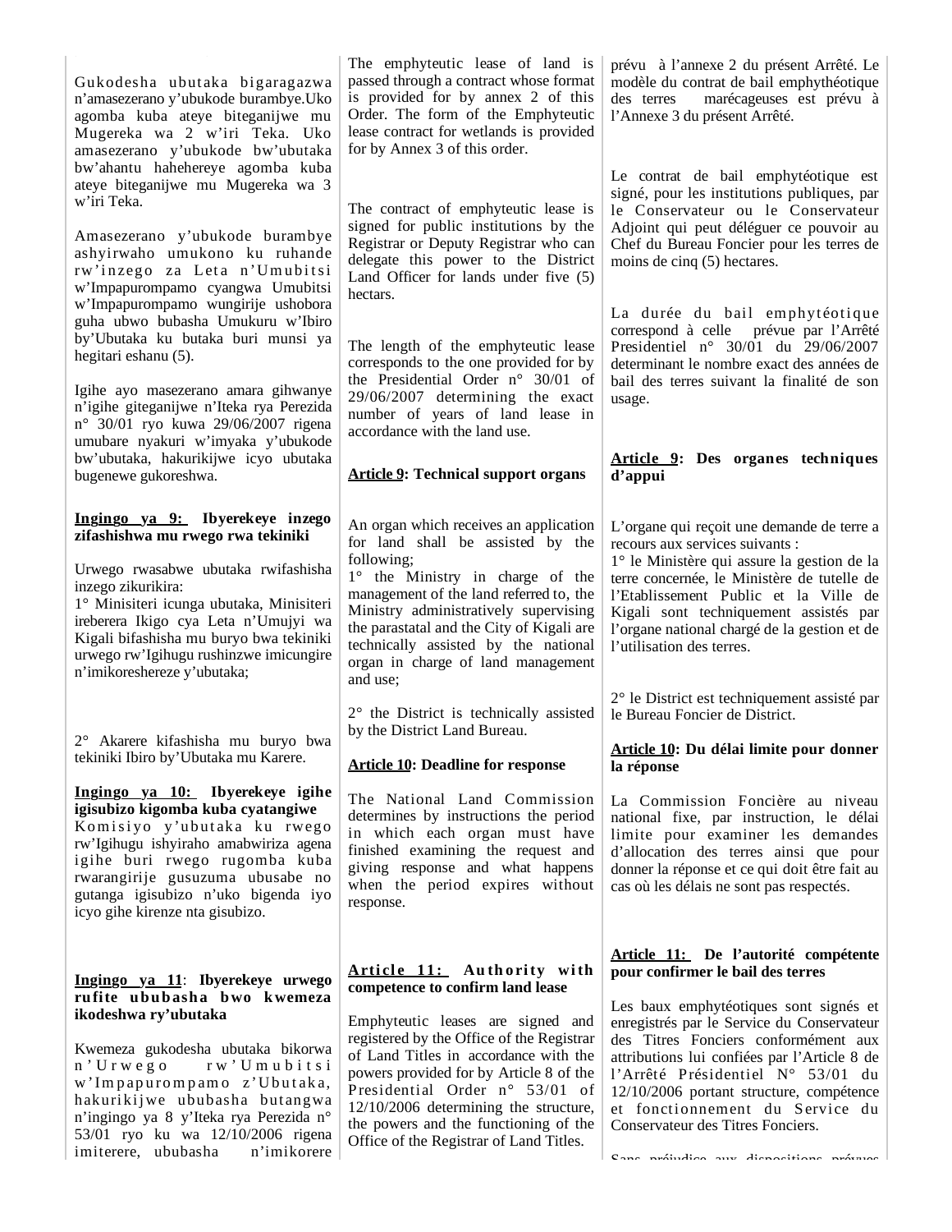Gukodesha ubutaka bigaragazwa n'amasezerano y'ubukode burambye.Uko agomba kuba ateye biteganijwe mu Mugereka wa 2 w'iri Teka. Uko amasezerano y'ubukode bw'ubutaka bw'ahantu hahehereye agomba kuba ateye biteganijwe mu Mugereka wa 3 w'iri Teka.

Amasezerano y'ubukode burambye ashyirwaho umukono ku ruhande rw'inzego za Leta n'Umubitsi w'Impapurompamo cyangwa Umubitsi w'Impapurompamo wungirije ushobora guha ubwo bubasha Umukuru w'Ibiro by'Ubutaka ku butaka buri munsi ya hegitari eshanu (5).

Igihe ayo masezerano amara gihwanye n'igihe giteganijwe n'Iteka rya Perezida n° 30/01 ryo kuwa 29/06/2007 rigena umubare nyakuri w'imyaka y'ubukode bw'ubutaka, hakurikijwe icyo ubutaka bugenewe gukoreshwa.

**Ingingo ya 9: Ibyerekeye inzego zifashishwa mu rwego rwa tekiniki**

Urwego rwasabwe ubutaka rwifashisha inzego zikurikira:
1° Minisiteri icunga ubutaka, Minisiteri ireberera Ikigo cya Leta n'Umujyi wa Kigali bifashisha mu buryo bwa tekiniki urwego rw'Igihugu rushinzwe imicungire n'imikoreshereze y'ubutaka;

2° Akarere kifashisha mu buryo bwa tekiniki Ibiro by'Ubutaka mu Karere.

**Ingingo ya 10: Ibyerekeye igihe igisubizo kigomba kuba cyatangiwe**

Komisiyo y'ubutaka ku rwego rw'Igihugu ishyiraho amabwiriza agena igihe buri rwego rugomba kuba rwarangirije gusuzuma ubusabe no gutanga igisubizo n'uko bigenda iyo icyo gihe kirenze nta gisubizo.

**Ingingo ya 11: Ibyerekeye urwego rufite ububasha bwo kwemeza ikodeshwa ry'ubutaka**

Kwemeza gukodesha ubutaka bikorwa n'Urwego rw'Umubitsi w'Impapurompamo z'Ubutaka, hakurikijwe ububasha butangwa n'ingingo ya 8 y'Iteka rya Perezida n° 53/01 ryo ku wa 12/10/2006 rigena imiterere, ububasha n'imikorere

---

The emphyteutic lease of land is passed through a contract whose format is provided for by annex 2 of this Order. The form of the Emphyteutic lease contract for wetlands is provided for by Annex 3 of this order.

The contract of emphyteutic lease is signed for public institutions by the Registrar or Deputy Registrar who can delegate this power to the District Land Officer for lands under five (5) hectars.

The length of the emphyteutic lease corresponds to the one provided for by the Presidential Order n° 30/01 of 29/06/2007 determining the exact number of years of land lease in accordance with the land use.

**Article 9: Technical support organs**

An organ which receives an application for land shall be assisted by the following;
1° the Ministry in charge of the management of the land referred to, the Ministry administratively supervising the parastatal and the City of Kigali are technically assisted by the national organ in charge of land management and use;

2° the District is technically assisted by the District Land Bureau.

**Article 10: Deadline for response**

The National Land Commission determines by instructions the period in which each organ must have finished examining the request and giving response and what happens when the period expires without response.

**Article 11: Authority with competence to confirm land lease**

Emphyteutic leases are signed and registered by the Office of the Registrar of Land Titles in accordance with the powers provided for by Article 8 of the Presidential Order n° 53/01 of 12/10/2006 determining the structure, the powers and the functioning of the Office of the Registrar of Land Titles.

---

prévu à l'annexe 2 du présent Arrêté. Le modèle du contrat de bail emphythéotique des terres marécageuses est prévu à l'Annexe 3 du présent Arrêté.

Le contrat de bail emphytéotique est signé, pour les institutions publiques, par le Conservateur ou le Conservateur Adjoint qui peut déléguer ce pouvoir au Chef du Bureau Foncier pour les terres de moins de cinq (5) hectares.

La durée du bail emphytéotique correspond à celle prévue par l'Arrêté Presidentiel n° 30/01 du 29/06/2007 determinant le nombre exact des années de bail des terres suivant la finalité de son usage.

**Article 9: Des organes techniques d'appui**

L'organe qui reçoit une demande de terre a recours aux services suivants :
1° le Ministère qui assure la gestion de la terre concernée, le Ministère de tutelle de l'Etablissement Public et la Ville de Kigali sont techniquement assistés par l'organe national chargé de la gestion et de l'utilisation des terres.

2° le District est techniquement assisté par le Bureau Foncier de District.

**Article 10: Du délai limite pour donner la réponse**

La Commission Foncière au niveau national fixe, par instruction, le délai limite pour examiner les demandes d'allocation des terres ainsi que pour donner la réponse et ce qui doit être fait au cas où les délais ne sont pas respectés.

**Article 11: De l'autorité compétente pour confirmer le bail des terres**

Les baux emphytéotiques sont signés et enregistrés par le Service du Conservateur des Titres Fonciers conformément aux attributions lui confiées par l'Article 8 de l'Arrêté Présidentiel N° 53/01 du 12/10/2006 portant structure, compétence et fonctionnement du Service du Conservateur des Titres Fonciers.

Sans préjudice aux dispositions prévues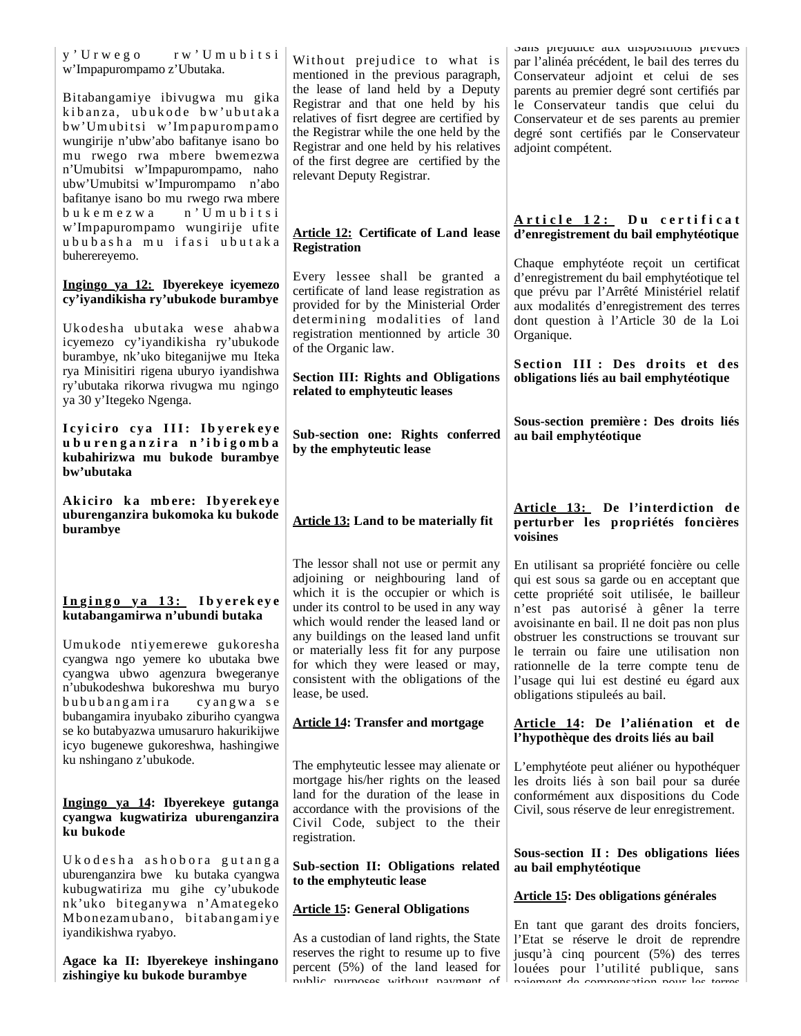y'Urwego rw'Umubitsi w'Impapurompamo z'Ubutaka.

Bitabangamiye ibivugwa mu gika kibanza, ubukode bw'ubutaka bw'Umubitsi w'Impapurompamo wungirije n'ubw'abo bafitanye isano bo mu rwego rwa mbere bwemezwa n'Umubitsi w'Impapurompamo, naho ubw'Umubitsi w'Impurompamo n'abo bafitanye isano bo mu rwego rwa mbere bukemezwa n'Umubitsi w'Impapurompamo wungirije ufite ububasha mu ifasi ubutaka buherereyemo.

**Ingingo ya 12: Ibyerekeye icyemezo cy'iyandikisha ry'ubukode burambye**

Ukodesha ubutaka wese ahabwa icyemezo cy'iyandikisha ry'ubukode burambye, nk'uko biteganijwe mu Iteka rya Minisitiri rigena uburyo iyandishwa ry'ubutaka rikorwa rivugwa mu ngingo ya 30 y'Itegeko Ngenga.

**Icyiciro cya III: Ibyerekeye uburenganzira n'ibigomba kubahirizwa mu bukode burambye bw'ubutaka**

**Akiciro ka mbere: Ibyerekeye uburenganzira bukomoka ku bukode burambye**

**Ingingo ya 13: Ibyerekeye kutabangamirwa n'ubundi butaka**

Umukode ntiyemerewe gukoresha cyangwa ngo yemere ko ubutaka bwe cyangwa ubwo agenzura bwegeranye n'ubukodeshwa bukoreshwa mu buryo bububangamira cyangwa se bubangamira inyubako ziburiho cyangwa se ko butabyazwa umusaruro hakurikijwe icyo bugenewe gukoreshwa, hashingiwe ku nshingano z'ubukode.

**Ingingo ya 14: Ibyerekeye gutanga cyangwa kugwatiriza uburenganzira ku bukode**

Ukodesha ashobora gutanga uburenganzira bwe ku butaka cyangwa kubugwatiriza mu gihe cy'ubukode nk'uko biteganywa n'Amategeko Mbonezamubano, bitabangamiye iyandikishwa ryabyo.

**Agace ka II: Ibyerekeye inshingano zishingiye ku bukode burambye**

Without prejudice to what is mentioned in the previous paragraph, the lease of land held by a Deputy Registrar and that one held by his relatives of fisrt degree are certified by the Registrar while the one held by the Registrar and one held by his relatives of the first degree are certified by the relevant Deputy Registrar.

**Article 12: Certificate of Land lease Registration**

Every lessee shall be granted a certificate of land lease registration as provided for by the Ministerial Order determining modalities of land registration mentionned by article 30 of the Organic law.

**Section III: Rights and Obligations related to emphyteutic leases**

**Sub-section one: Rights conferred by the emphyteutic lease**

**Article 13: Land to be materially fit**

The lessor shall not use or permit any adjoining or neighbouring land of which it is the occupier or which is under its control to be used in any way which would render the leased land or any buildings on the leased land unfit or materially less fit for any purpose for which they were leased or may, consistent with the obligations of the lease, be used.

**Article 14: Transfer and mortgage**

The emphyteutic lessee may alienate or mortgage his/her rights on the leased land for the duration of the lease in accordance with the provisions of the Civil Code, subject to the their registration.

**Sub-section II: Obligations related to the emphyteutic lease**

**Article 15: General Obligations**

As a custodian of land rights, the State reserves the right to resume up to five percent (5%) of the land leased for public purposes without payment of

Sans préjudice aux dispositions prévues par l'alinéa précédent, le bail des terres du Conservateur adjoint et celui de ses parents au premier degré sont certifiés par le Conservateur tandis que celui du Conservateur et de ses parents au premier degré sont certifiés par le Conservateur adjoint compétent.

**Article 12: Du certificat d'enregistrement du bail emphytéotique**

Chaque emphytéote reçoit un certificat d'enregistrement du bail emphytéotique tel que prévu par l'Arrêté Ministériel relatif aux modalités d'enregistrement des terres dont question à l'Article 30 de la Loi Organique.

**Section III : Des droits et des obligations liés au bail emphytéotique**

**Sous-section première : Des droits liés au bail emphytéotique**

**Article 13: De l'interdiction de perturber les propriétés foncières voisines**

En utilisant sa propriété foncière ou celle qui est sous sa garde ou en acceptant que cette propriété soit utilisée, le bailleur n'est pas autorisé à gêner la terre avoisinante en bail. Il ne doit pas non plus obstruer les constructions se trouvant sur le terrain ou faire une utilisation non rationnelle de la terre compte tenu de l'usage qui lui est destiné eu égard aux obligations stipuleés au bail.

**Article 14: De l'aliénation et de l'hypothèque des droits liés au bail**

L'emphytéote peut aliéner ou hypothéquer les droits liés à son bail pour sa durée conformément aux dispositions du Code Civil, sous réserve de leur enregistrement.

**Sous-section II : Des obligations liées au bail emphytéotique**

**Article 15: Des obligations générales**

En tant que garant des droits fonciers, l'Etat se réserve le droit de reprendre jusqu'à cinq pourcent (5%) des terres louées pour l'utilité publique, sans paiement de compensation pour les terres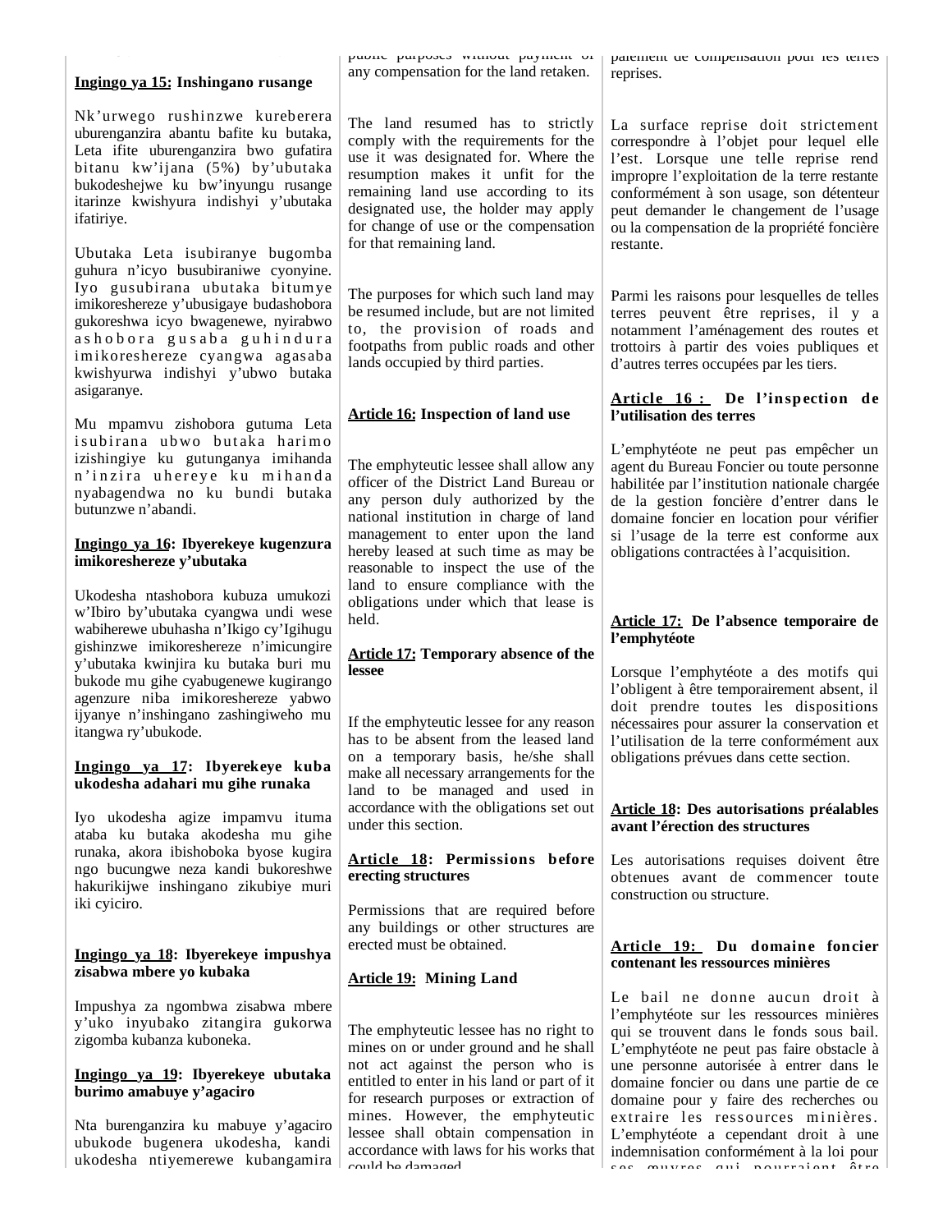**Ingingo ya 15: Inshingano rusange**

Nk'urwego rushinzwe kureberera uburenganzira abantu bafite ku butaka, Leta ifite uburenganzira bwo gufatira bitanu kw'ijana (5%) by'ubutaka bukodeshejwe ku bw'inyungu rusange itarinze kwishyura indishyi y'ubutaka ifatiriye.

Ubutaka Leta isubiranye bugomba guhura n'icyo busubiraniwe cyonyine. Iyo gusubirana ubutaka bitumye imikoreshereze y'ubusigaye budashobora gukoreshwa icyo bwagenewe, nyirabwo ashobora gusaba guhindura imikoreshereze cyangwa agasaba kwishyurwa indishyi y'ubwo butaka asigaranye.

Mu mpamvu zishobora gutuma Leta isubirana ubwo butaka harimo izishingiye ku gutunganya imihanda n'inzira uhereye ku mihanda nyabagendwa no ku bundi butaka butunzwe n'abandi.

**Ingingo ya 16: Ibyerekeye kugenzura imikoreshereze y'ubutaka**

Ukodesha ntashobora kubuza umukozi w'Ibiro by'ubutaka cyangwa undi wese wabiherewe ubuhasha n'Ikigo cy'Igihugu gishinzwe imikoreshereze n'imicungire y'ubutaka kwinjira ku butaka buri mu bukode mu gihe cyabugenewe kugirango agenzure niba imikoreshereze yabwo ijyanye n'inshingano zashingiweho mu itangwa ry'ubukode.

**Ingingo ya 17: Ibyerekeye kuba ukodesha adahari mu gihe runaka**

Iyo ukodesha agize impamvu ituma ataba ku butaka akodesha mu gihe runaka, akora ibishoboka byose kugira ngo bucungwe neza kandi bukoreshwe hakurikijwe inshingano zikubiye muri iki cyiciro.

**Ingingo ya 18: Ibyerekeye impushya zisabwa mbere yo kubaka**

Impushya za ngombwa zisabwa mbere y'uko inyubako zitangira gukorwa zigomba kubanza kuboneka.

**Ingingo ya 19: Ibyerekeye ubutaka burimo amabuye y'agaciro**

Nta burenganzira ku mabuye y'agaciro ubukode bugenera ukodesha, kandi ukodesha ntiyemerewe kubangamira

public purposes without payment of any compensation for the land retaken.

The land resumed has to strictly comply with the requirements for the use it was designated for. Where the resumption makes it unfit for the remaining land use according to its designated use, the holder may apply for change of use or the compensation for that remaining land.

The purposes for which such land may be resumed include, but are not limited to, the provision of roads and footpaths from public roads and other lands occupied by third parties.

**Article 16: Inspection of land use**

The emphyteutic lessee shall allow any officer of the District Land Bureau or any person duly authorized by the national institution in charge of land management to enter upon the land hereby leased at such time as may be reasonable to inspect the use of the land to ensure compliance with the obligations under which that lease is held.

**Article 17: Temporary absence of the lessee**

If the emphyteutic lessee for any reason has to be absent from the leased land on a temporary basis, he/she shall make all necessary arrangements for the land to be managed and used in accordance with the obligations set out under this section.

**Article 18: Permissions before erecting structures**

Permissions that are required before any buildings or other structures are erected must be obtained.

**Article 19: Mining Land**

The emphyteutic lessee has no right to mines on or under ground and he shall not act against the person who is entitled to enter in his land or part of it for research purposes or extraction of mines. However, the emphyteutic lessee shall obtain compensation in accordance with laws for his works that could be damaged.

paiement de compensation pour les terres reprises.

La surface reprise doit strictement correspondre à l'objet pour lequel elle l'est. Lorsque une telle reprise rend impropre l'exploitation de la terre restante conformément à son usage, son détenteur peut demander le changement de l'usage ou la compensation de la propriété foncière restante.

Parmi les raisons pour lesquelles de telles terres peuvent être reprises, il y a notamment l'aménagement des routes et trottoirs à partir des voies publiques et d'autres terres occupées par les tiers.

**Article 16 : De l'inspection de l'utilisation des terres**

L'emphytéote ne peut pas empêcher un agent du Bureau Foncier ou toute personne habilitée par l'institution nationale chargée de la gestion foncière d'entrer dans le domaine foncier en location pour vérifier si l'usage de la terre est conforme aux obligations contractées à l'acquisition.

**Article 17: De l'absence temporaire de l'emphytéote**

Lorsque l'emphytéote a des motifs qui l'obligent à être temporairement absent, il doit prendre toutes les dispositions nécessaires pour assurer la conservation et l'utilisation de la terre conformément aux obligations prévues dans cette section.

**Article 18: Des autorisations préalables avant l'érection des structures**

Les autorisations requises doivent être obtenues avant de commencer toute construction ou structure.

**Article 19: Du domaine foncier contenant les ressources minières**

Le bail ne donne aucun droit à l'emphytéote sur les ressources minières qui se trouvent dans le fonds sous bail. L'emphytéote ne peut pas faire obstacle à une personne autorisée à entrer dans le domaine foncier ou dans une partie de ce domaine pour y faire des recherches ou extraire les ressources minières. L'emphytéote a cependant droit à une indemnisation conformément à la loi pour ses œuvres qui pourraient être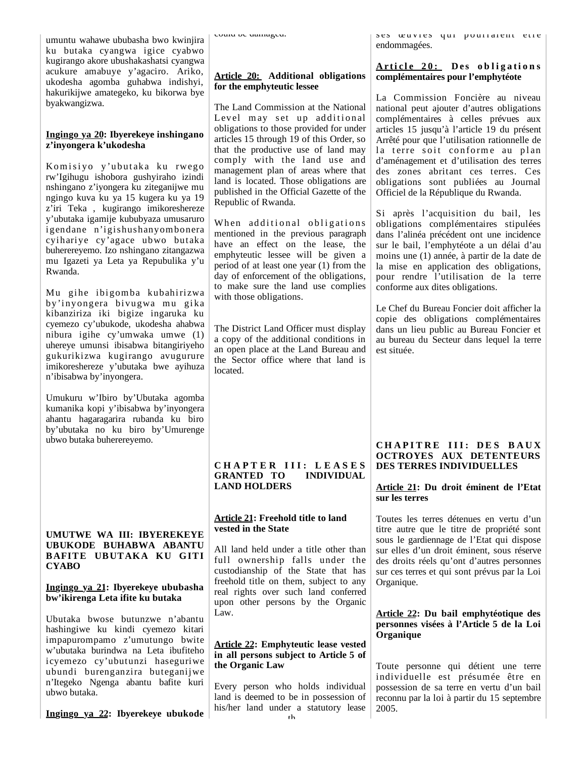umuntu wahawe ububasha bwo kwinjira ku butaka cyangwa igice cyabwo kugirango akore ubushakashatsi cyangwa acukure amabuye y'agaciro. Ariko, ukodesha agomba guhabwa indishyi, hakurikijwe amategeko, ku bikorwa bye byakwangizwa.

**Ingingo ya 20: Ibyerekeye inshingano z'inyongera k'ukodesha**

Komisiyo y'ubutaka ku rwego rw'Igihugu ishobora gushyiraho izindi nshingano z'iyongera ku ziteganijwe mu ngingo kuva ku ya 15 kugera ku ya 19 z'iri Teka , kugirango imikoreshereze y'ubutaka igamije kububyaza umusaruro igendane n'igishushanyombonera cyihariye cy'agace ubwo butaka buherereyemo. Izo nshingano zitangazwa mu Igazeti ya Leta ya Repubulika y'u Rwanda.

Mu gihe ibigomba kubahirizwa by'inyongera bivugwa mu gika kibanziriza iki bigize ingaruka ku cyemezo cy'ubukode, ukodesha ahabwa nibura igihe cy'umwaka umwe (1) uhereye umunsi ibisabwa bitangiriyeho gukurikizwa kugirango avugurure imikoreshereze y'ubutaka bwe ayihuza n'ibisabwa by'inyongera.

Umukuru w'Ibiro by'Ubutaka agomba kumanika kopi y'ibisabwa by'inyongera ahantu hagaragarira rubanda ku biro by'ubutaka no ku biro by'Umurenge ubwo butaka buherereyemo.

**UMUTWE WA III: IBYEREKEYE UBUKODE BUHABWA ABANTU BAFITE UBUTAKA KU GITI CYABO**

**Ingingo ya 21: Ibyerekeye ububasha bw'ikirenga Leta ifite ku butaka**

Ubutaka bwose butunzwe n'abantu hashingiwe ku kindi cyemezo kitari impapurompamo z'umutungo bwite w'ubutaka burindwa na Leta ibufiteho icyemezo cy'ubutunzi haseguriwe ubundi burenganzira buteganijwe n'Itegeko Ngenga abantu bafite kuri ubwo butaka.

**Ingingo ya 22: Ibyerekeye ubukode**

could be damaged.

**Article 20: Additional obligations for the emphyteutic lessee**

The Land Commission at the National Level may set up additional obligations to those provided for under articles 15 through 19 of this Order, so that the productive use of land may comply with the land use and management plan of areas where that land is located. Those obligations are published in the Official Gazette of the Republic of Rwanda.

When additional obligations mentioned in the previous paragraph have an effect on the lease, the emphyteutic lessee will be given a period of at least one year (1) from the day of enforcement of the obligations, to make sure the land use complies with those obligations.

The District Land Officer must display a copy of the additional conditions in an open place at the Land Bureau and the Sector office where that land is located.

**CHAPTER III: LEASES GRANTED TO INDIVIDUAL LAND HOLDERS**

**Article 21: Freehold title to land vested in the State**

All land held under a title other than full ownership falls under the custodianship of the State that has freehold title on them, subject to any real rights over such land conferred upon other persons by the Organic Law.

**Article 22: Emphyteutic lease vested in all persons subject to Article 5 of the Organic Law**

Every person who holds individual land is deemed to be in possession of his/her land under a statutory lease

ses œuvres qui pourraient être endommagées.

**Article 20: Des obligations complémentaires pour l'emphytéote**

La Commission Foncière au niveau national peut ajouter d'autres obligations complémentaires à celles prévues aux articles 15 jusqu'à l'article 19 du présent Arrêté pour que l'utilisation rationnelle de la terre soit conforme au plan d'aménagement et d'utilisation des terres des zones abritant ces terres. Ces obligations sont publiées au Journal Officiel de la République du Rwanda.

Si après l'acquisition du bail, les obligations complémentaires stipulées dans l'alinéa précédent ont une incidence sur le bail, l'emphytéote a un délai d'au moins une (1) année, à partir de la date de la mise en application des obligations, pour rendre l'utilisation de la terre conforme aux dites obligations.

Le Chef du Bureau Foncier doit afficher la copie des obligations complémentaires dans un lieu public au Bureau Foncier et au bureau du Secteur dans lequel la terre est située.

**CHAPITRE III: DES BAUX OCTROYES AUX DETENTEURS DES TERRES INDIVIDUELLES**

**Article 21: Du droit éminent de l'Etat sur les terres**

Toutes les terres détenues en vertu d'un titre autre que le titre de propriété sont sous le gardiennage de l'Etat qui dispose sur elles d'un droit éminent, sous réserve des droits réels qu'ont d'autres personnes sur ces terres et qui sont prévus par la Loi Organique.

**Article 22: Du bail emphytéotique des personnes visées à l'Article 5 de la Loi Organique**

Toute personne qui détient une terre individuelle est présumée être en possession de sa terre en vertu d'un bail reconnu par la loi à partir du 15 septembre 2005.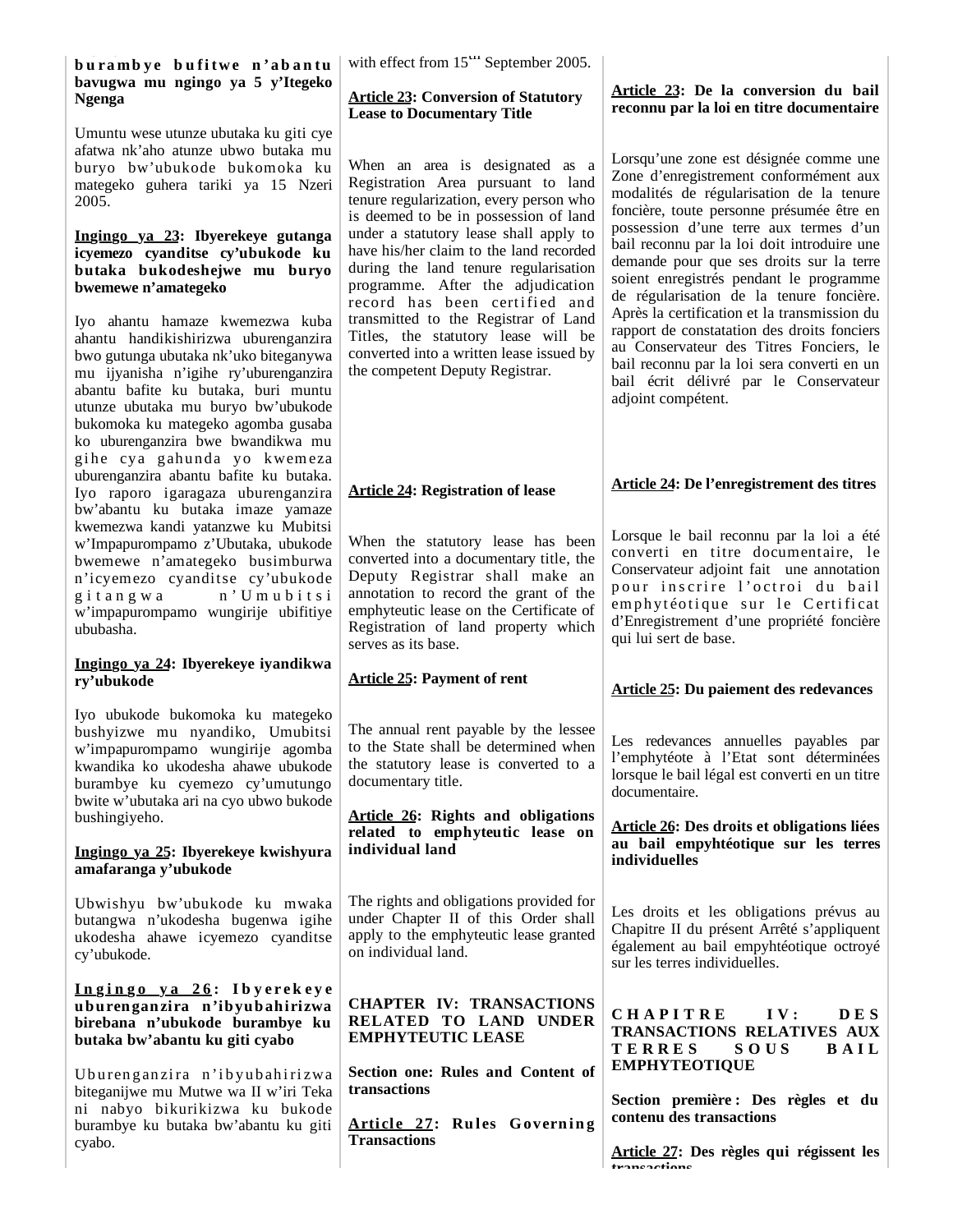**burambye bufitwe n'abantu bavugwa mu ngingo ya 5 y'Itegeko Ngenga**

Umuntu wese utunze ubutaka ku giti cye afatwa nk'aho atunze ubwo butaka mu buryo bw'ubukode bukomoka ku mategeko guhera tariki ya 15 Nzeri 2005.

**Ingingo ya 23: Ibyerekeye gutanga icyemezo cyanditse cy'ubukode ku butaka bukodeshejwe mu buryo bwemewe n'amategeko**

Iyo ahantu hamaze kwemezwa kuba ahantu handikishirizwa uburenganzira bwo gutunga ubutaka nk'uko biteganywa mu ijyanisha n'igihe ry'uburenganzira abantu bafite ku butaka, buri muntu utunze ubutaka mu buryo bw'ubukode bukomoka ku mategeko agomba gusaba ko uburenganzira bwe bwandikwa mu gihe cya gahunda yo kwemeza uburenganzira abantu bafite ku butaka. Iyo raporo igaragaza uburenganzira bw'abantu ku butaka imaze yamaze kwemezwa kandi yatanzwe ku Mubitsi w'Impapurompamo z'Ubutaka, ubukode bwemewe n'amategeko busimburwa n'icyemezo cyanditse cy'ubukode gitangwa n'Umubitsi w'impapurompamo wungirije ubifitiye ububasha.

**Ingingo ya 24: Ibyerekeye iyandikwa ry'ubukode**

Iyo ubukode bukomoka ku mategeko bushyizwe mu nyandiko, Umubitsi w'impapurompamo wungirije agomba kwandika ko ukodesha ahawe ubukode burambye ku cyemezo cy'umutungo bwite w'ubutaka ari na cyo ubwo bukode bushingiyeho.

**Ingingo ya 25: Ibyerekeye kwishyura amafaranga y'ubukode**

Ubwishyu bw'ubukode ku mwaka butangwa n'ukodesha bugenwa igihe ukodesha ahawe icyemezo cyanditse cy'ubukode.

**Ingingo ya 26: Ibyerekeye uburenganzira n'ibyubahirizwa birebana n'ubukode burambye ku butaka bw'abantu ku giti cyabo**

Uburenganzira n'ibyubahirizwa biteganijwe mu Mutwe wa II w'iri Teka ni nabyo bikurikizwa ku bukode burambye ku butaka bw'abantu ku giti cyabo.

with effect from 15th September 2005.

**Article 23: Conversion of Statutory Lease to Documentary Title**

When an area is designated as a Registration Area pursuant to land tenure regularization, every person who is deemed to be in possession of land under a statutory lease shall apply to have his/her claim to the land recorded during the land tenure regularisation programme. After the adjudication record has been certified and transmitted to the Registrar of Land Titles, the statutory lease will be converted into a written lease issued by the competent Deputy Registrar.

**Article 24: Registration of lease**

When the statutory lease has been converted into a documentary title, the Deputy Registrar shall make an annotation to record the grant of the emphyteutic lease on the Certificate of Registration of land property which serves as its base.

**Article 25: Payment of rent**

The annual rent payable by the lessee to the State shall be determined when the statutory lease is converted to a documentary title.

**Article 26: Rights and obligations related to emphyteutic lease on individual land**

The rights and obligations provided for under Chapter II of this Order shall apply to the emphyteutic lease granted on individual land.

**CHAPTER IV: TRANSACTIONS RELATED TO LAND UNDER EMPHYTEUTIC LEASE**

**Section one: Rules and Content of transactions**

**Article 27: Rules Governing Transactions**

**Article 23: De la conversion du bail reconnu par la loi en titre documentaire**

Lorsqu'une zone est désignée comme une Zone d'enregistrement conformément aux modalités de régularisation de la tenure foncière, toute personne présumée être en possession d'une terre aux termes d'un bail reconnu par la loi doit introduire une demande pour que ses droits sur la terre soient enregistrés pendant le programme de régularisation de la tenure foncière. Après la certification et la transmission du rapport de constatation des droits fonciers au Conservateur des Titres Fonciers, le bail reconnu par la loi sera converti en un bail écrit délivré par le Conservateur adjoint compétent.

**Article 24: De l'enregistrement des titres**

Lorsque le bail reconnu par la loi a été converti en titre documentaire, le Conservateur adjoint fait une annotation pour inscrire l'octroi du bail emphytéotique sur le Certificat d'Enregistrement d'une propriété foncière qui lui sert de base.

**Article 25: Du paiement des redevances**

Les redevances annuelles payables par l'emphytéote à l'Etat sont déterminées lorsque le bail légal est converti en un titre documentaire.

**Article 26: Des droits et obligations liées au bail empyhtéotique sur les terres individuelles**

Les droits et les obligations prévus au Chapitre II du présent Arrêté s'appliquent également au bail empyhtéotique octroyé sur les terres individuelles.

**CHAPITRE IV: DES TRANSACTIONS RELATIVES AUX TERRES SOUS BAIL EMPHYTEOTIQUE**

**Section première : Des règles et du contenu des transactions**

**Article 27: Des règles qui régissent les transactions**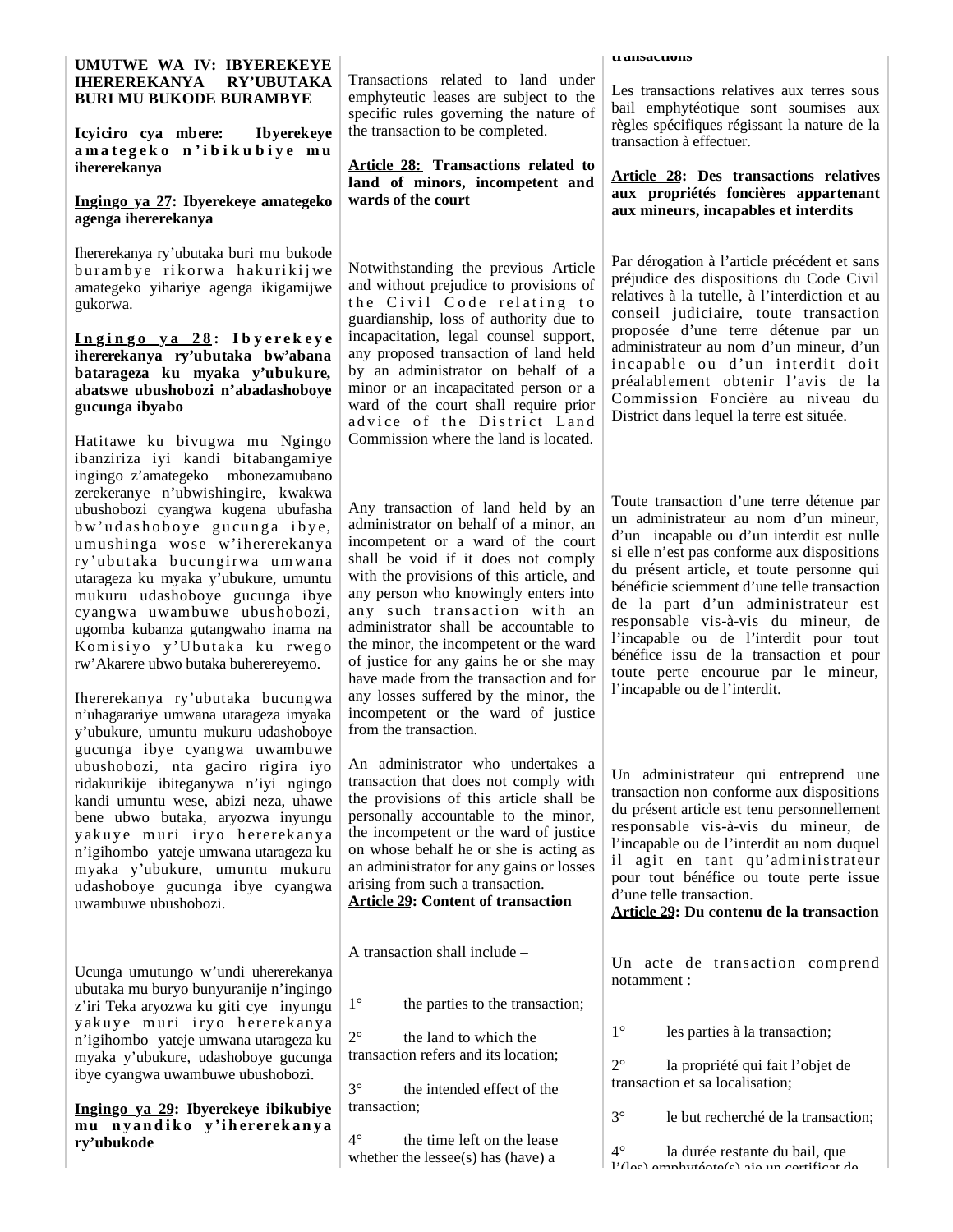**UMUTWE WA IV: IBYEREKEYE IHEREREKANYA RY'UBUTAKA BURI MU BUKODE BURAMBYE**

**Icyiciro cya mbere: Ibyerekeye amategeko n'ibikubiye mu ihererekanya**

**Ingingo ya 27: Ibyerekeye amategeko agenga ihererekanya**

Ihererekanya ry'ubutaka buri mu bukode burambye rikorwa hakurikijwe amategeko yihariye agenga ikigamijwe gukorwa.

**Ingingo ya 28: Ibyerekeye ihererekanya ry'ubutaka bw'abana batarageza ku myaka y'ubukure, abatswe ubushobozi n'abadashoboye gucunga ibyabo**

Hatitawe ku bivugwa mu Ngingo ibanziriza iyi kandi bitabangamiye ingingo z'amategeko mbonezamubano zerekeranye n'ubwishingire, kwakwa ubushobozi cyangwa kugena ubufasha bw'udashoboye gucunga ibye, umushinga wose w'ihererekanya ry'ubutaka bucungirwa umwana utarageza ku myaka y'ubukure, umuntu mukuru udashoboye gucunga ibye cyangwa uwambuwe ubushobozi, ugomba kubanza gutangwaho inama na Komisiyo y'Ubutaka ku rwego rw'Akarere ubwo butaka buherereyemo.

Ihererekanya ry'ubutaka bucungwa n'uhagarariye umwana utarageza imyaka y'ubukure, umuntu mukuru udashoboye gucunga ibye cyangwa uwambuwe ubushobozi, nta gaciro rigira iyo ridakurikije ibiteganywa n'iyi ngingo kandi umuntu wese, abizi neza, uhawe bene ubwo butaka, aryozwa inyungu yakuye muri iryo hererekanya n'igihombo yateje umwana utarageza ku myaka y'ubukure, umuntu mukuru udashoboye gucunga ibye cyangwa uwambuwe ubushobozi.

Ucunga umutungo w'undi uhererekanya ubutaka mu buryo bunyuranije n'ingingo z'iri Teka aryozwa ku giti cye inyungu yakuye muri iryo hererekanya n'igihombo yateje umwana utarageza ku myaka y'ubukure, udashoboye gucunga ibye cyangwa uwambuwe ubushobozi.

**Ingingo ya 29: Ibyerekeye ibikubiye mu nyandiko y'ihererekanya ry'ubukode**

Transactions related to land under emphyteutic leases are subject to the specific rules governing the nature of the transaction to be completed.

**Article 28: Transactions related to land of minors, incompetent and wards of the court**

Notwithstanding the previous Article and without prejudice to provisions of the Civil Code relating to guardianship, loss of authority due to incapacitation, legal counsel support, any proposed transaction of land held by an administrator on behalf of a minor or an incapacitated person or a ward of the court shall require prior advice of the District Land Commission where the land is located.

Any transaction of land held by an administrator on behalf of a minor, an incompetent or a ward of the court shall be void if it does not comply with the provisions of this article, and any person who knowingly enters into any such transaction with an administrator shall be accountable to the minor, the incompetent or the ward of justice for any gains he or she may have made from the transaction and for any losses suffered by the minor, the incompetent or the ward of justice from the transaction.

An administrator who undertakes a transaction that does not comply with the provisions of this article shall be personally accountable to the minor, the incompetent or the ward of justice on whose behalf he or she is acting as an administrator for any gains or losses arising from such a transaction.

**Article 29: Content of transaction**

A transaction shall include –

1° the parties to the transaction;

2° the land to which the transaction refers and its location;

3° the intended effect of the transaction;

4° the time left on the lease whether the lessee(s) has (have) a

**transactions**

Les transactions relatives aux terres sous bail emphytéotique sont soumises aux règles spécifiques régissant la nature de la transaction à effectuer.

**Article 28: Des transactions relatives aux propriétés foncières appartenant aux mineurs, incapables et interdits**

Par dérogation à l'article précédent et sans préjudice des dispositions du Code Civil relatives à la tutelle, à l'interdiction et au conseil judiciaire, toute transaction proposée d'une terre détenue par un administrateur au nom d'un mineur, d'un incapable ou d'un interdit doit préalablement obtenir l'avis de la Commission Foncière au niveau du District dans lequel la terre est située.

Toute transaction d'une terre détenue par un administrateur au nom d'un mineur, d'un incapable ou d'un interdit est nulle si elle n'est pas conforme aux dispositions du présent article, et toute personne qui bénéficie sciemment d'une telle transaction de la part d'un administrateur est responsable vis-à-vis du mineur, de l'incapable ou de l'interdit pour tout bénéfice issu de la transaction et pour toute perte encourue par le mineur, l'incapable ou de l'interdit.

Un administrateur qui entreprend une transaction non conforme aux dispositions du présent article est tenu personnellement responsable vis-à-vis du mineur, de l'incapable ou de l'interdit au nom duquel il agit en tant qu'administrateur pour tout bénéfice ou toute perte issue d'une telle transaction.

**Article 29: Du contenu de la transaction**

Un acte de transaction comprend notamment :

1° les parties à la transaction;

2° la propriété qui fait l'objet de transaction et sa localisation;

3° le but recherché de la transaction;

4° la durée restante du bail, que l'(les) emphytéote(s) aie un certificat de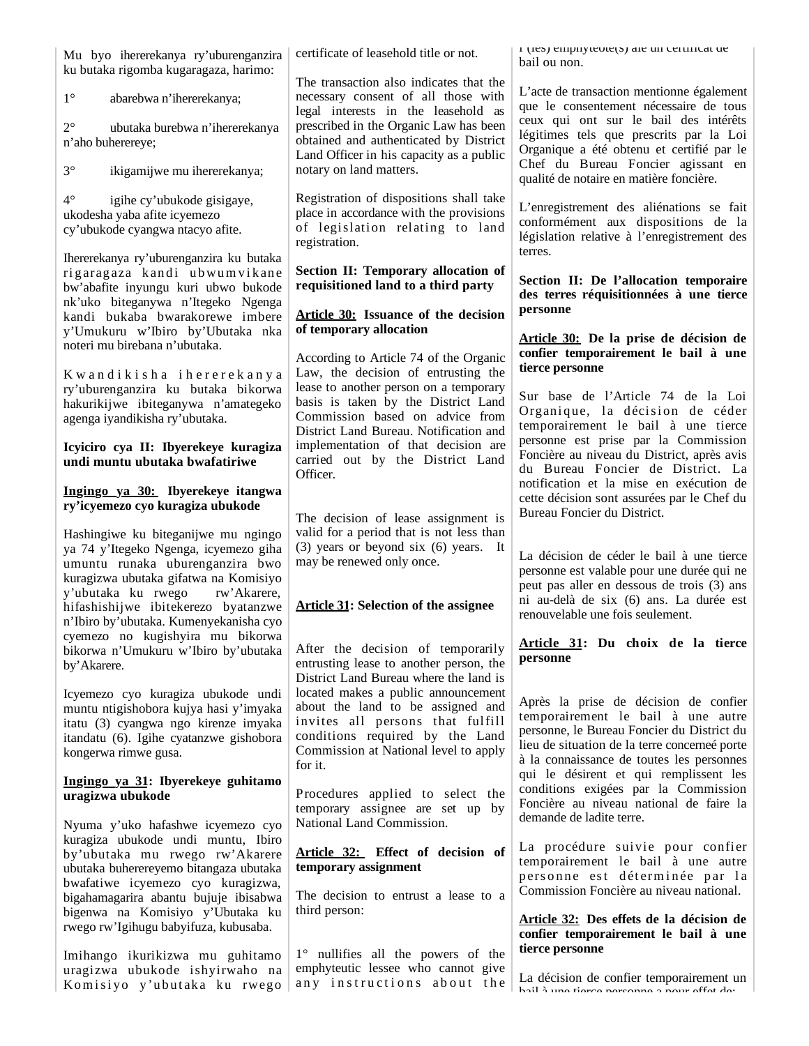Mu byo ihererekanya ry'uburenganzira ku butaka rigomba kugaragaza, harimo:

1° abarebwa n'ihererekanya;

2° ubutaka burebwa n'ihererekanya n'aho buherereye;

3° ikigamijwe mu ihererekanya;

4° igihe cy'ubukode gisigaye, ukodesha yaba afite icyemezo cy'ubukode cyangwa ntacyo afite.

Ihererekanya ry'uburenganzira ku butaka rigaragaza kandi ubwumvikane bw'abafite inyungu kuri ubwo bukode nk'uko biteganywa n'Itegeko Ngenga kandi bukaba bwarakorewe imbere y'Umukuru w'Ibiro by'Ubutaka nka noteri mu birebana n'ubutaka.

Kwandikisha ihererekanya ry'uburenganzira ku butaka bikorwa hakurikijwe ibiteganywa n'amategeko agenga iyandikisha ry'ubutaka.

**Icyiciro cya II: Ibyerekeye kuragiza undi muntu ubutaka bwafatiriwe**

**Ingingo ya 30: Ibyerekeye itangwa ry'icyemezo cyo kuragiza ubukode**

Hashingiwe ku biteganijwe mu ngingo ya 74 y'Itegeko Ngenga, icyemezo giha umuntu runaka uburenganzira bwo kuragizwa ubutaka gifatwa na Komisiyo y'ubutaka ku rwego rw'Akarere, hifashishijwe ibitekerezo byatanzwe n'Ibiro by'ubutaka. Kumenyekanisha cyo cyemezo no kugishyira mu bikorwa bikorwa n'Umukuru w'Ibiro by'ubutaka by'Akarere.

Icyemezo cyo kuragiza ubukode undi muntu ntigishobora kujya hasi y'imyaka itatu (3) cyangwa ngo kirenze imyaka itandatu (6). Igihe cyatanzwe gishobora kongerwa rimwe gusa.

**Ingingo ya 31: Ibyerekeye guhitamo uragizwa ubukode**

Nyuma y'uko hafashwe icyemezo cyo kuragiza ubukode undi muntu, Ibiro by'ubutaka mu rwego rw'Akarere ubutaka buherereyemo bitangaza ubutaka bwafatiwe icyemezo cyo kuragizwa, bigahamagarira abantu bujuje ibisabwa bigenwa na Komisiyo y'Ubutaka ku rwego rw'Igihugu babyifuza, kubusaba.

Imihango ikurikizwa mu guhitamo uragizwa ubukode ishyirwaho na Komisiyo y'ubutaka ku rwego

certificate of leasehold title or not.

The transaction also indicates that the necessary consent of all those with legal interests in the leasehold as prescribed in the Organic Law has been obtained and authenticated by District Land Officer in his capacity as a public notary on land matters.

Registration of dispositions shall take place in accordance with the provisions of legislation relating to land registration.

**Section II: Temporary allocation of requisitioned land to a third party**

**Article 30: Issuance of the decision of temporary allocation**

According to Article 74 of the Organic Law, the decision of entrusting the lease to another person on a temporary basis is taken by the District Land Commission based on advice from District Land Bureau. Notification and implementation of that decision are carried out by the District Land Officer.

The decision of lease assignment is valid for a period that is not less than (3) years or beyond six (6) years. It may be renewed only once.

**Article 31: Selection of the assignee**

After the decision of temporarily entrusting lease to another person, the District Land Bureau where the land is located makes a public announcement about the land to be assigned and invites all persons that fulfill conditions required by the Land Commission at National level to apply for it.

Procedures applied to select the temporary assignee are set up by National Land Commission.

**Article 32: Effect of decision of temporary assignment**

The decision to entrust a lease to a third person:

1° nullifies all the powers of the emphyteutic lessee who cannot give any instructions about the

l'(les) emphytéote(s) aie un certificat de bail ou non.

L'acte de transaction mentionne également que le consentement nécessaire de tous ceux qui ont sur le bail des intérêts légitimes tels que prescrits par la Loi Organique a été obtenu et certifié par le Chef du Bureau Foncier agissant en qualité de notaire en matière foncière.

L'enregistrement des aliénations se fait conformément aux dispositions de la législation relative à l'enregistrement des terres.

**Section II: De l'allocation temporaire des terres réquisitionnées à une tierce personne**

**Article 30: De la prise de décision de confier temporairement le bail à une tierce personne**

Sur base de l'Article 74 de la Loi Organique, la décision de céder temporairement le bail à une tierce personne est prise par la Commission Foncière au niveau du District, après avis du Bureau Foncier de District. La notification et la mise en exécution de cette décision sont assurées par le Chef du Bureau Foncier du District.

La décision de céder le bail à une tierce personne est valable pour une durée qui ne peut pas aller en dessous de trois (3) ans ni au-delà de six (6) ans. La durée est renouvelable une fois seulement.

**Article 31: Du choix de la tierce personne**

Après la prise de décision de confier temporairement le bail à une autre personne, le Bureau Foncier du District du lieu de situation de la terre concerneé porte à la connaissance de toutes les personnes qui le désirent et qui remplissent les conditions exigées par la Commission Foncière au niveau national de faire la demande de ladite terre.

La procédure suivie pour confier temporairement le bail à une autre personne est déterminée par la Commission Foncière au niveau national.

**Article 32: Des effets de la décision de confier temporairement le bail à une tierce personne**

La décision de confier temporairement un bail à une tierce personne a pour effet de: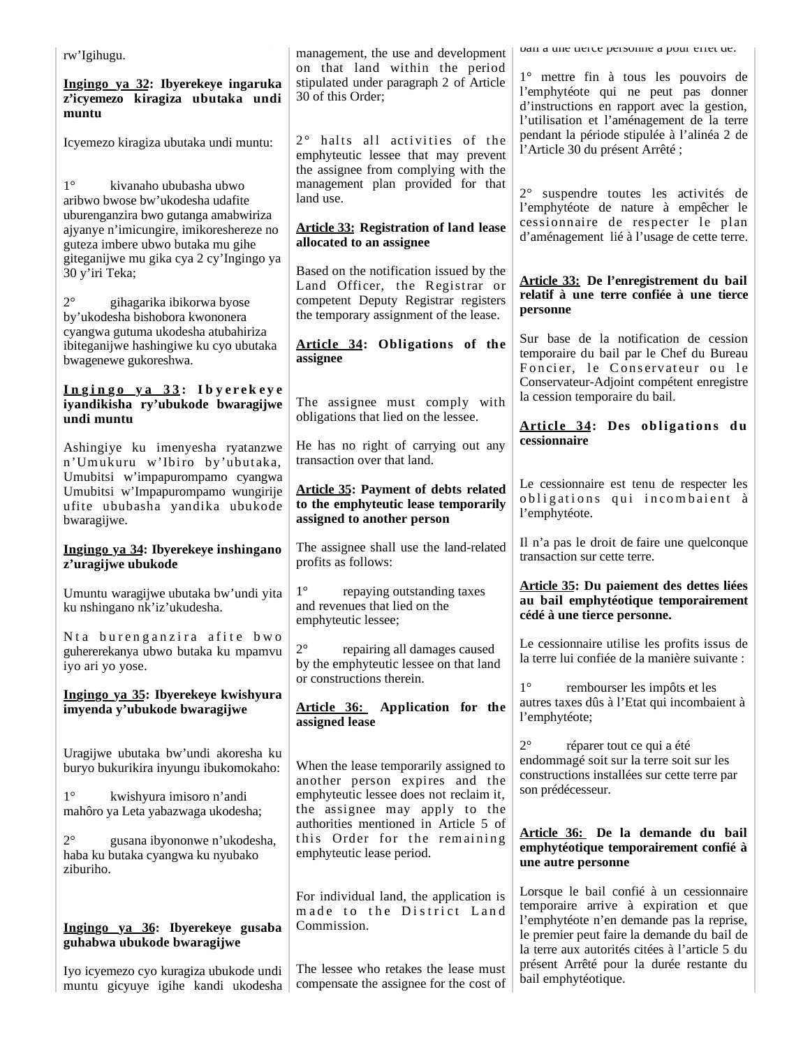rw'Igihugu.

**Ingingo ya 32: Ibyerekeye ingaruka z'icyemezo kiragiza ubutaka undi muntu**

Icyemezo kiragiza ubutaka undi muntu:

1° kivanaho ububasha ubwo aribwo bwose bw'ukodesha udafite uburenganzira bwo gutanga amabwiriza ajyanye n'imicungire, imikoreshereze no guteza imbere ubwo butaka mu gihe giteganijwe mu gika cya 2 cy'Ingingo ya 30 y'iri Teka;

2° gihagarika ibikorwa byose by'ukodesha bishobora kwononera cyangwa gutuma ukodesha atubahiriza ibiteganijwe hashingiwe ku cyo ubutaka bwagenewe gukoreshwa.

**Ingingo ya 33: Ibyerekeye iyandikisha ry'ubukode bwaragijwe undi muntu**

Ashingiye ku imenyesha ryatanzwe n'Umukuru w'Ibiro by'ubutaka, Umubitsi w'impapurompamo cyangwa Umubitsi w'Impapurompamo wungirije ufite ububasha yandika ubukode bwaragijwe.

**Ingingo ya 34: Ibyerekeye inshingano z'uragijwe ubukode**

Umuntu waragijwe ubutaka bw'undi yita ku nshingano nk'iz'ukudesha.

Nta burenganzira afite bwo guhererekanya ubwo butaka ku mpamvu iyo ari yo yose.

**Ingingo ya 35: Ibyerekeye kwishyura imyenda y'ubukode bwaragijwe**

Uragijwe ubutaka bw'undi akoresha ku buryo bukurikira inyungu ibukomokaho:

1° kwishyura imisoro n'andi mahôro ya Leta yabazwaga ukodesha;

2° gusana ibyononwe n'ukodesha, haba ku butaka cyangwa ku nyubako ziburiho.

**Ingingo ya 36: Ibyerekeye gusaba guhabwa ubukode bwaragijwe**

Iyo icyemezo cyo kuragiza ubukode undi muntu gicyuye igihe kandi ukodesha

---

management, the use and development on that land within the period stipulated under paragraph 2 of Article 30 of this Order;

2° halts all activities of the emphyteutic lessee that may prevent the assignee from complying with the management plan provided for that land use.

**Article 33: Registration of land lease allocated to an assignee**

Based on the notification issued by the Land Officer, the Registrar or competent Deputy Registrar registers the temporary assignment of the lease.

**Article 34: Obligations of the assignee**

The assignee must comply with obligations that lied on the lessee.

He has no right of carrying out any transaction over that land.

**Article 35: Payment of debts related to the emphyteutic lease temporarily assigned to another person**

The assignee shall use the land-related profits as follows:

1° repaying outstanding taxes and revenues that lied on the emphyteutic lessee;

2° repairing all damages caused by the emphyteutic lessee on that land or constructions therein.

**Article 36: Application for the assigned lease**

When the lease temporarily assigned to another person expires and the emphyteutic lessee does not reclaim it, the assignee may apply to the authorities mentioned in Article 5 of this Order for the remaining emphyteutic lease period.

For individual land, the application is made to the District Land Commission.

The lessee who retakes the lease must compensate the assignee for the cost of

---

bail à une tierce personne a pour effet de:

1° mettre fin à tous les pouvoirs de l'emphytéote qui ne peut pas donner d'instructions en rapport avec la gestion, l'utilisation et l'aménagement de la terre pendant la période stipulée à l'alinéa 2 de l'Article 30 du présent Arrêté ;

2° suspendre toutes les activités de l'emphytéote de nature à empêcher le cessionnaire de respecter le plan d'aménagement lié à l'usage de cette terre.

**Article 33: De l'enregistrement du bail relatif à une terre confiée à une tierce personne**

Sur base de la notification de cession temporaire du bail par le Chef du Bureau Foncier, le Conservateur ou le Conservateur-Adjoint compétent enregistre la cession temporaire du bail.

**Article 34: Des obligations du cessionnaire**

Le cessionnaire est tenu de respecter les obligations qui incombaient à l'emphytéote.

Il n'a pas le droit de faire une quelconque transaction sur cette terre.

**Article 35: Du paiement des dettes liées au bail emphytéotique temporairement cédé à une tierce personne.**

Le cessionnaire utilise les profits issus de la terre lui confiée de la manière suivante :

1° rembourser les impôts et les autres taxes dûs à l'Etat qui incombaient à l'emphytéote;

2° réparer tout ce qui a été endommagé soit sur la terre soit sur les constructions installées sur cette terre par son prédécesseur.

**Article 36: De la demande du bail emphytéotique temporairement confié à une autre personne**

Lorsque le bail confié à un cessionnaire temporaire arrive à expiration et que l'emphytéote n'en demande pas la reprise, le premier peut faire la demande du bail de la terre aux autorités citées à l'article 5 du présent Arrêté pour la durée restante du bail emphytéotique.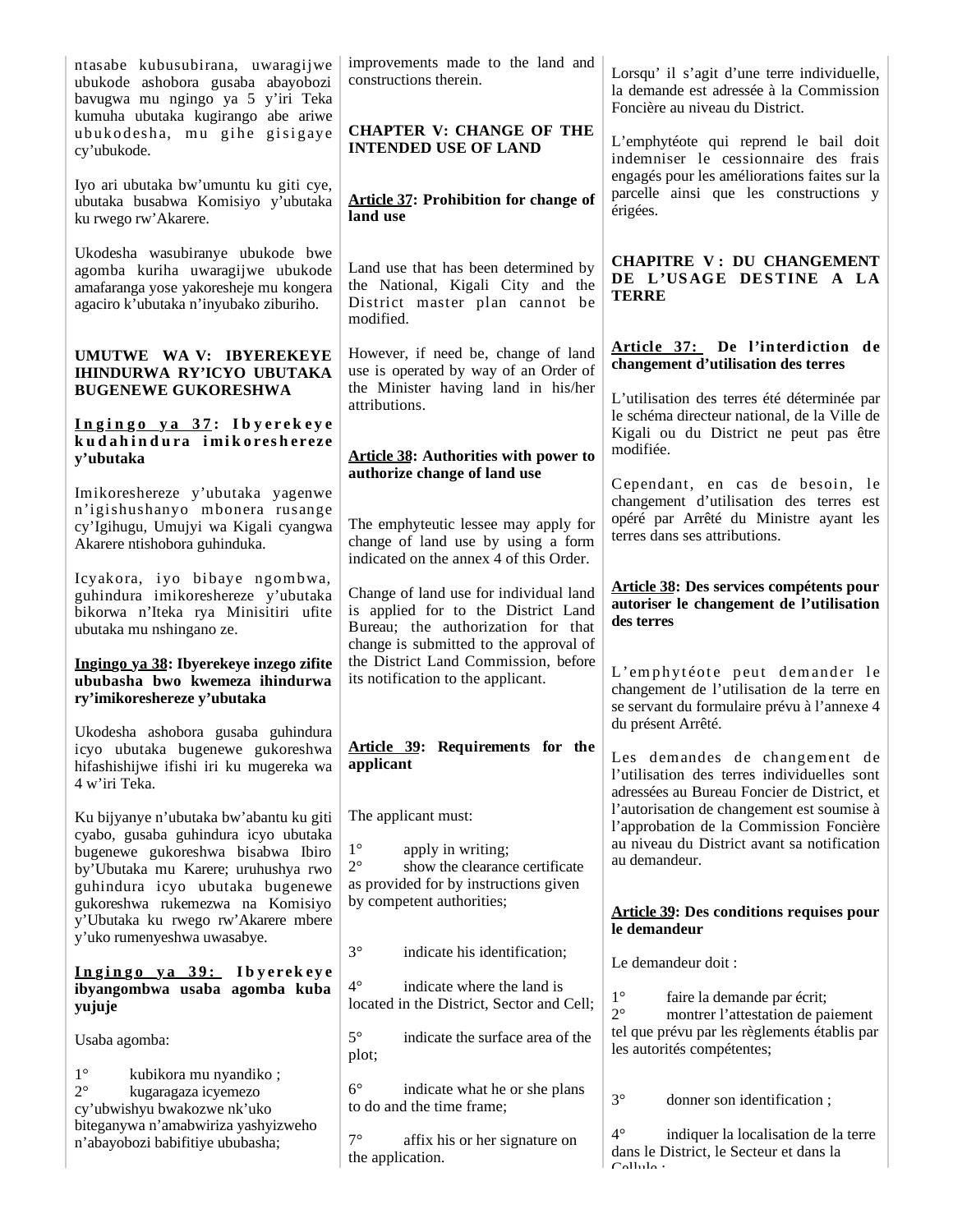ntasabe kubusubirana, uwaragijwe ubukode ashobora gusaba abayobozi bavugwa mu ngingo ya 5 y'iri Teka kumuha ubutaka kugirango abe ariwe ubukodesha, mu gihe gisigaye cy'ubukode.

Iyo ari ubutaka bw'umuntu ku giti cye, ubutaka busabwa Komisiyo y'ubutaka ku rwego rw'Akarere.

Ukodesha wasubiranye ubukode bwe agomba kuriha uwaragijwe ubukode amafaranga yose yakoresheje mu kongera agaciro k'ubutaka n'inyubako ziburiho.

## UMUTWE WA V: IBYEREKEYE IHINDURWA RY'ICYO UBUTAKA BUGENEWE GUKORESHWA

**Ingingo ya 37: Ibyerekeye kudahindura imikoreshereze y'ubutaka**

Imikoreshereze y'ubutaka yagenwe n'igishushanyo mbonera rusange cy'Igihugu, Umujyi wa Kigali cyangwa Akarere ntishobora guhinduka.

Icyakora, iyo bibaye ngombwa, guhindura imikoreshereze y'ubutaka bikorwa n'Iteka rya Minisitiri ufite ubutaka mu nshingano ze.

**Ingingo ya 38: Ibyerekeye inzego zifite ububasha bwo kwemeza ihindurwa ry'imikoreshereze y'ubutaka**

Ukodesha ashobora gusaba guhindura icyo ubutaka bugenewe gukoreshwa hifashishijwe ifishi iri ku mugereka wa 4 w'iri Teka.

Ku bijyanye n'ubutaka bw'abantu ku giti cyabo, gusaba guhindura icyo ubutaka bugenewe gukoreshwa bisabwa Ibiro by'Ubutaka mu Karere; uruhushya rwo guhindura icyo ubutaka bugenewe gukoreshwa rukemezwa na Komisiyo y'Ubutaka ku rwego rw'Akarere mbere y'uko rumenyeshwa uwasabye.

**Ingingo ya 39: Ibyerekeye ibyangombwa usaba agomba kuba yujuje**

Usaba agomba:

1° kubikora mu nyandiko ;
2° kugaragaza icyemezo cy'ubwishyu bwakozwe nk'uko biteganywa n'amabwiriza yashyizweho n'abayobozi babifitiye ububasha;

---

improvements made to the land and constructions therein.

## CHAPTER V: CHANGE OF THE INTENDED USE OF LAND

**Article 37: Prohibition for change of land use**

Land use that has been determined by the National, Kigali City and the District master plan cannot be modified.

However, if need be, change of land use is operated by way of an Order of the Minister having land in his/her attributions.

**Article 38: Authorities with power to authorize change of land use**

The emphyteutic lessee may apply for change of land use by using a form indicated on the annex 4 of this Order.

Change of land use for individual land is applied for to the District Land Bureau; the authorization for that change is submitted to the approval of the District Land Commission, before its notification to the applicant.

**Article 39: Requirements for the applicant**

The applicant must:

1° apply in writing;
2° show the clearance certificate as provided for by instructions given by competent authorities;

3° indicate his identification;

4° indicate where the land is located in the District, Sector and Cell;

5° indicate the surface area of the plot;

6° indicate what he or she plans to do and the time frame;

7° affix his or her signature on the application.

---

Lorsqu' il s'agit d'une terre individuelle, la demande est adressée à la Commission Foncière au niveau du District.

L'emphytéote qui reprend le bail doit indemniser le cessionnaire des frais engagés pour les améliorations faites sur la parcelle ainsi que les constructions y érigées.

## CHAPITRE V : DU CHANGEMENT DE L'USAGE DESTINE A LA TERRE

**Article 37: De l'interdiction de changement d'utilisation des terres**

L'utilisation des terres été déterminée par le schéma directeur national, de la Ville de Kigali ou du District ne peut pas être modifiée.

Cependant, en cas de besoin, le changement d'utilisation des terres est opéré par Arrêté du Ministre ayant les terres dans ses attributions.

**Article 38: Des services compétents pour autoriser le changement de l'utilisation des terres**

L'emphytéote peut demander le changement de l'utilisation de la terre en se servant du formulaire prévu à l'annexe 4 du présent Arrêté.

Les demandes de changement de l'utilisation des terres individuelles sont adressées au Bureau Foncier de District, et l'autorisation de changement est soumise à l'approbation de la Commission Foncière au niveau du District avant sa notification au demandeur.

**Article 39: Des conditions requises pour le demandeur**

Le demandeur doit :

1° faire la demande par écrit;
2° montrer l'attestation de paiement tel que prévu par les règlements établis par les autorités compétentes;

3° donner son identification ;

4° indiquer la localisation de la terre dans le District, le Secteur et dans la Cellule ;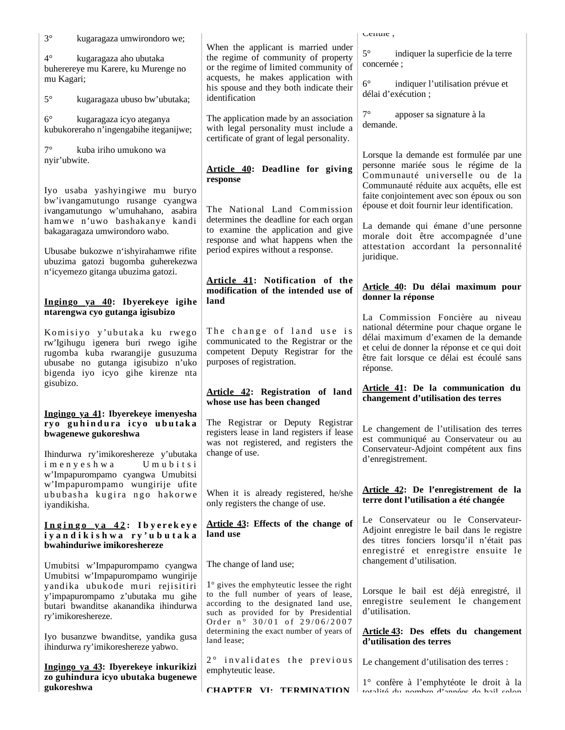3° kugaragaza umwirondoro we;

4° kugaragaza aho ubutaka buherereye mu Karere, ku Murenge no mu Kagari;

5° kugaragaza ubuso bw'ubutaka;

6° kugaragaza icyo ateganya kubukoreraho n'ingengabihe iteganijwe;

7° kuba iriho umukono wa nyir'ubwite.

Iyo usaba yashyingiwe mu buryo bw'ivangamutungo rusange cyangwa ivangamutungo w'umuhahano, asabira hamwe n'uwo bashakanye kandi bakagaragaza umwirondoro wabo.

Ubusabe bukozwe n'ishyirahamwe rifite ubuzima gatozi bugomba guherekezwa n'icyemezo gitanga ubuzima gatozi.

**Ingingo ya 40: Ibyerekeye igihe ntarengwa cyo gutanga igisubizo**

Komisiyo y'ubutaka ku rwego rw'Igihugu igenera buri rwego igihe rugomba kuba rwarangije gusuzuma ubusabe no gutanga igisubizo n'uko bigenda iyo icyo gihe kirenze nta gisubizo.

**Ingingo ya 41: Ibyerekeye imenyesha ryo guhindura icyo ubutaka bwagenewe gukoreshwa**

Ihindurwa ry'imikoreshereze y'ubutaka imenyeshwa Umubitsi w'Impapurompamo cyangwa Umubitsi w'Impapurompamo wungirije ufite ububasha kugira ngo hakorwe iyandikisha.

**Ingingo ya 42: Ibyerekeye iyandikishwa ry'ubutaka bwahinduriwe imikoreshereze**

Umubitsi w'Impapurompamo cyangwa Umubitsi w'Impapurompamo wungirije yandika ubukode muri rejisitiri y'impapurompamo z'ubutaka mu gihe butari bwanditse akanandika ihindurwa ry'imikoreshereze.

Iyo busanzwe bwanditse, yandika gusa ihindurwa ry'imikoreshereze yabwo.

**Ingingo ya 43: Ibyerekeye inkurikizi zo guhindura icyo ubutaka bugenewe gukoreshwa**

When the applicant is married under the regime of community of property or the regime of limited community of acquests, he makes application with his spouse and they both indicate their identification

The application made by an association with legal personality must include a certificate of grant of legal personality.

**Article 40: Deadline for giving response**

The National Land Commission determines the deadline for each organ to examine the application and give response and what happens when the period expires without a response.

**Article 41: Notification of the modification of the intended use of land**

The change of land use is communicated to the Registrar or the competent Deputy Registrar for the purposes of registration.

**Article 42: Registration of land whose use has been changed**

The Registrar or Deputy Registrar registers lease in land registers if lease was not registered, and registers the change of use.

When it is already registered, he/she only registers the change of use.

**Article 43: Effects of the change of land use**

The change of land use;

1° gives the emphyteutic lessee the right to the full number of years of lease, according to the designated land use, such as provided for by Presidential Order n° 30/01 of 29/06/2007 determining the exact number of years of land lease;

2° invalidates the previous emphyteutic lease.

**CHAPTER VI: TERMINATION**

Cellule ;

5° indiquer la superficie de la terre concernée ;

6° indiquer l'utilisation prévue et délai d'exécution ;

7° apposer sa signature à la demande.

Lorsque la demande est formulée par une personne mariée sous le régime de la Communauté universelle ou de la Communauté réduite aux acquêts, elle est faite conjointement avec son époux ou son épouse et doit fournir leur identification.

La demande qui émane d'une personne morale doit être accompagnée d'une attestation accordant la personnalité juridique.

**Article 40: Du délai maximum pour donner la réponse**

La Commission Foncière au niveau national détermine pour chaque organe le délai maximum d'examen de la demande et celui de donner la réponse et ce qui doit être fait lorsque ce délai est écoulé sans réponse.

**Article 41: De la communication du changement d'utilisation des terres**

Le changement de l'utilisation des terres est communiqué au Conservateur ou au Conservateur-Adjoint compétent aux fins d'enregistrement.

**Article 42: De l'enregistrement de la terre dont l'utilisation a été changée**

Le Conservateur ou le Conservateur-Adjoint enregistre le bail dans le registre des titres fonciers lorsqu'il n'était pas enregistré et enregistre ensuite le changement d'utilisation.

Lorsque le bail est déjà enregistré, il enregistre seulement le changement d'utilisation.

**Article 43: Des effets du changement d'utilisation des terres**

Le changement d'utilisation des terres :

1° confère à l'emphytéote le droit à la totalité du nombre d'années de bail selon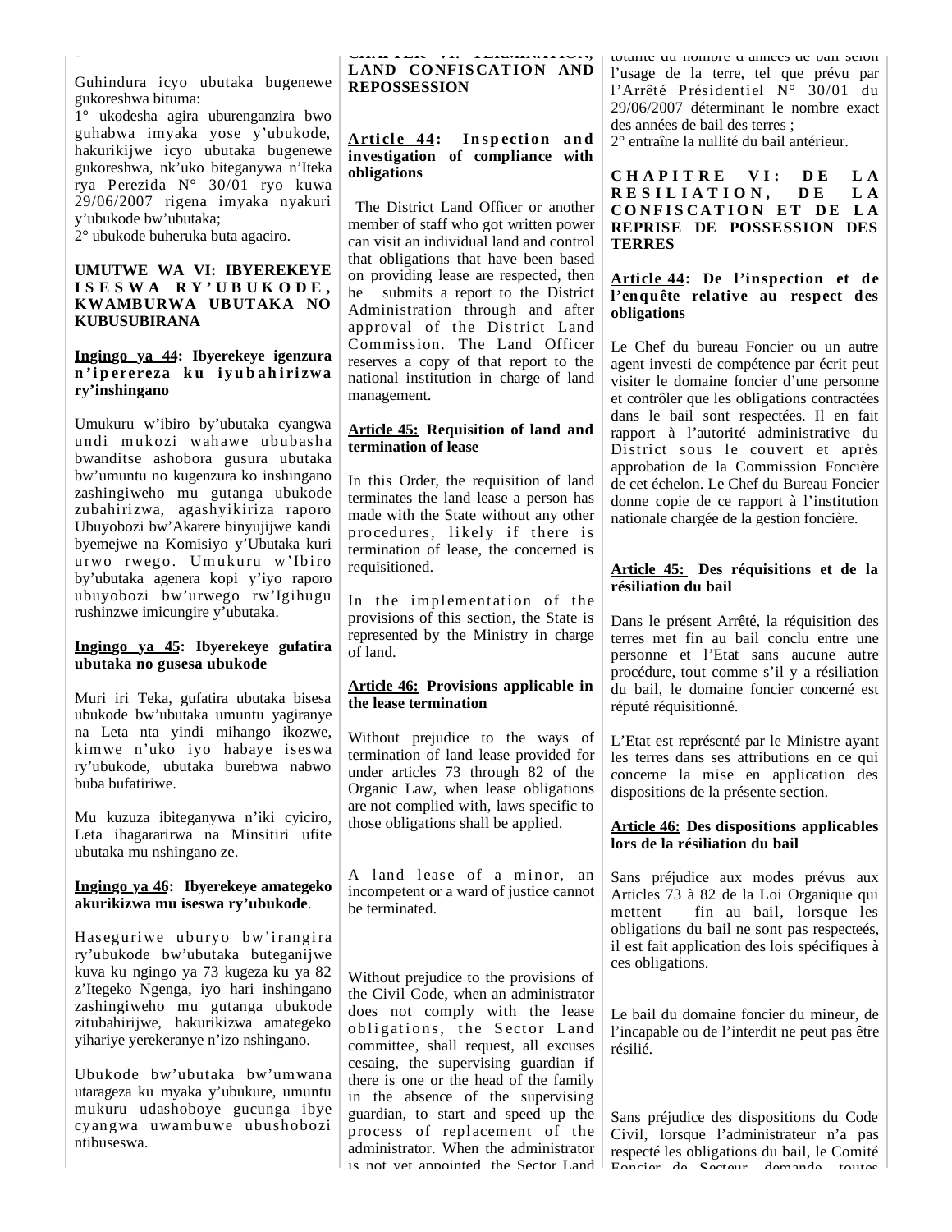Guhindura icyo ubutaka bugenewe gukoreshwa bituma:
1° ukodesha agira uburenganzira bwo guhabwa imyaka yose y'ubukode, hakurikijwe icyo ubutaka bugenewe gukoreshwa, nk'uko biteganywa n'Iteka rya Perezida N° 30/01 ryo kuwa 29/06/2007 rigena imyaka nyakuri y'ubukode bw'ubutaka;
2° ubukode buheruka buta agaciro.

**UMUTWE WA VI: IBYEREKEYE ISESWA RY'UBUKODE, KWAMBURWA UBUTAKA NO KUBUSUBIRANA**

**Ingingo ya 44: Ibyerekeye igenzura n'iperereza ku iyubahirizwa ry'inshingano**

Umukuru w'ibiro by'ubutaka cyangwa undi mukozi wahawe ububasha bwanditse ashobora gusura ubutaka bw'umuntu no kugenzura ko inshingano zashingiweho mu gutanga ubukode zubahirizwa, agashyikiriza raporo Ubuyobozi bw'Akarere binyujijwe kandi byemejwe na Komisiyo y'Ubutaka kuri urwo rwego. Umukuru w'Ibiro by'ubutaka agenera kopi y'iyo raporo ubuyobozi bw'urwego rw'Igihugu rushinzwe imicungire y'ubutaka.

**Ingingo ya 45: Ibyerekeye gufatira ubutaka no gusesa ubukode**

Muri iri Teka, gufatira ubutaka bisesa ubukode bw'ubutaka umuntu yagiranye na Leta nta yindi mihango ikozwe, kimwe n'uko iyo habaye iseswa ry'ubukode, ubutaka burebwa nabwo buba bufatiriwe.

Mu kuzuza ibiteganywa n'iki cyiciro, Leta ihagararirwa na Minsitiri ufite ubutaka mu nshingano ze.

**Ingingo ya 46: Ibyerekeye amategeko akurikizwa mu iseswa ry'ubukode.**

Haseguriwe uburyo bw'irangira ry'ubukode bw'ubutaka buteganijwe kuva ku ngingo ya 73 kugeza ku ya 82 z'Itegeko Ngenga, iyo hari inshingano zashingiweho mu gutanga ubukode zitubahirijwe, hakurikizwa amategeko yihariye yerekeranye n'izo nshingano.

Ubukode bw'ubutaka bw'umwana utarageza ku myaka y'ubukure, umuntu mukuru udashoboye gucunga ibye cyangwa uwambuwe ubushobozi ntibuseswa.

**CHAPTER VI: TERMINATION, LAND CONFISCATION AND REPOSSESSION**

**Article 44: Inspection and investigation of compliance with obligations**

The District Land Officer or another member of staff who got written power can visit an individual land and control that obligations that have been based on providing lease are respected, then he submits a report to the District Administration through and after approval of the District Land Commission. The Land Officer reserves a copy of that report to the national institution in charge of land management.

**Article 45: Requisition of land and termination of lease**

In this Order, the requisition of land terminates the land lease a person has made with the State without any other procedures, likely if there is termination of lease, the concerned is requisitioned.

In the implementation of the provisions of this section, the State is represented by the Ministry in charge of land.

**Article 46: Provisions applicable in the lease termination**

Without prejudice to the ways of termination of land lease provided for under articles 73 through 82 of the Organic Law, when lease obligations are not complied with, laws specific to those obligations shall be applied.

A land lease of a minor, an incompetent or a ward of justice cannot be terminated.

Without prejudice to the provisions of the Civil Code, when an administrator does not comply with the lease obligations, the Sector Land committee, shall request, all excuses cesaing, the supervising guardian if there is one or the head of the family in the absence of the supervising guardian, to start and speed up the process of replacement of the administrator. When the administrator is not yet appointed, the Sector Land

totalité du nombre d'années de bail selon l'usage de la terre, tel que prévu par l'Arrêté Présidentiel N° 30/01 du 29/06/2007 déterminant le nombre exact des années de bail des terres ;
2° entraîne la nullité du bail antérieur.

**CHAPITRE VI: DE LA RESILIATION, DE LA CONFISCATION ET DE LA REPRISE DE POSSESSION DES TERRES**

**Article 44: De l'inspection et de l'enquête relative au respect des obligations**

Le Chef du bureau Foncier ou un autre agent investi de compétence par écrit peut visiter le domaine foncier d'une personne et contrôler que les obligations contractées dans le bail sont respectées. Il en fait rapport à l'autorité administrative du District sous le couvert et après approbation de la Commission Foncière de cet échelon. Le Chef du Bureau Foncier donne copie de ce rapport à l'institution nationale chargée de la gestion foncière.

**Article 45: Des réquisitions et de la résiliation du bail**

Dans le présent Arrêté, la réquisition des terres met fin au bail conclu entre une personne et l'Etat sans aucune autre procédure, tout comme s'il y a résiliation du bail, le domaine foncier concerné est réputé réquisitionné.

L'Etat est représenté par le Ministre ayant les terres dans ses attributions en ce qui concerne la mise en application des dispositions de la présente section.

**Article 46: Des dispositions applicables lors de la résiliation du bail**

Sans préjudice aux modes prévus aux Articles 73 à 82 de la Loi Organique qui mettent fin au bail, lorsque les obligations du bail ne sont pas respecteés, il est fait application des lois spécifiques à ces obligations.

Le bail du domaine foncier du mineur, de l'incapable ou de l'interdit ne peut pas être résilié.

Sans préjudice des dispositions du Code Civil, lorsque l'administrateur n'a pas respecté les obligations du bail, le Comité Foncier de Secteur, demande toutes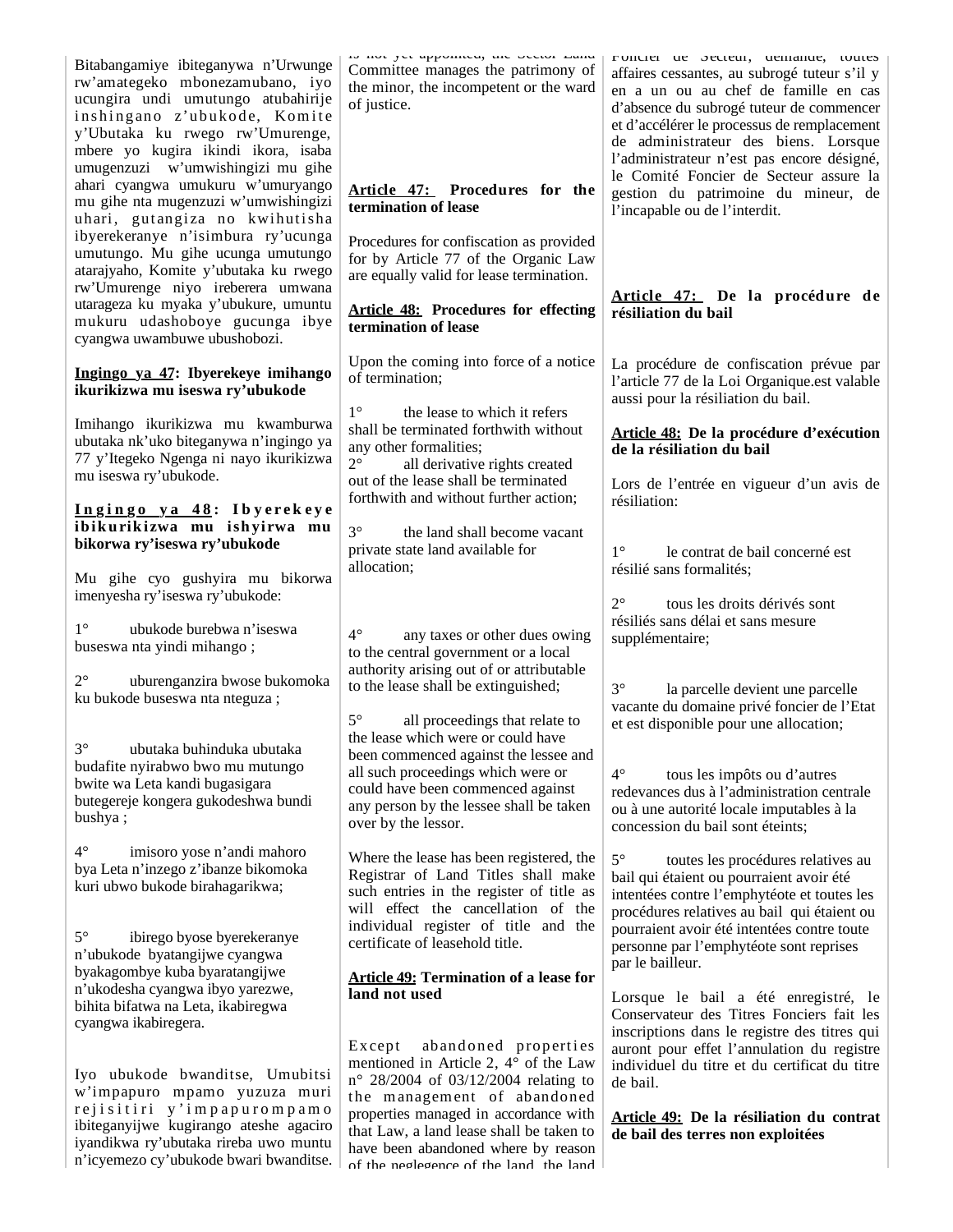Bitabangamiye ibiteganywa n'Urwunge rw'amategeko mbonezamubano, iyo ucungira undi umutungo atubahirije inshingano z'ubukode, Komite y'Ubutaka ku rwego rw'Umurenge, mbere yo kugira ikindi ikora, isaba umugenzuzi w'umwishingizi mu gihe ahari cyangwa umukuru w'umuryango mu gihe nta mugenzuzi w'umwishingizi uhari, gutangiza no kwihutisha ibyerekeranye n'isimbura ry'ucunga umutungo. Mu gihe ucunga umutungo atarajyaho, Komite y'ubutaka ku rwego rw'Umurenge niyo ireberera umwana utarageza ku myaka y'ubukure, umuntu mukuru udashoboye gucunga ibye cyangwa uwambuwe ubushobozi.

**Ingingo ya 47: Ibyerekeye imihango ikurikizwa mu iseswa ry'ubukode**

Imihango ikurikizwa mu kwamburwa ubutaka nk'uko biteganywa n'ingingo ya 77 y'Itegeko Ngenga ni nayo ikurikizwa mu iseswa ry'ubukode.

**Ingingo ya 48: Ibyerekeye ibikurikizwa mu ishyirwa mu bikorwa ry'iseswa ry'ubukode**

Mu gihe cyo gushyira mu bikorwa imenyesha ry'iseswa ry'ubukode:

1° ubukode burebwa n'iseswa buseswa nta yindi mihango ;

2° uburenganzira bwose bukomoka ku bukode buseswa nta nteguza ;

3° ubutaka buhinduka ubutaka budafite nyirabwo bwo mu mutungo bwite wa Leta kandi bugasigara butegereje kongera gukodeshwa bundi bushya ;

4° imisoro yose n'andi mahoro bya Leta n'inzego z'ibanze bikomoka kuri ubwo bukode birahagarikwa;

5° ibirego byose byerekeranye n'ubukode byatangijwe cyangwa byakagombye kuba byaratangijwe n'ukodesha cyangwa ibyo yarezwe, bihita bifatwa na Leta, ikabiregwa cyangwa ikabiregera.

Iyo ubukode bwanditse, Umubitsi w'impapuro mpamo yuzuza muri rejisitiri y'impapurompamo ibiteganyijwe kugirango ateshe agaciro iyandikwa ry'ubutaka rireba uwo muntu n'icyemezo cy'ubukode bwari bwanditse.

is not yet appointed, the Sector Land Committee manages the patrimony of the minor, the incompetent or the ward of justice.

**Article 47: Procedures for the termination of lease**

Procedures for confiscation as provided for by Article 77 of the Organic Law are equally valid for lease termination.

**Article 48: Procedures for effecting termination of lease**

Upon the coming into force of a notice of termination;

1° the lease to which it refers shall be terminated forthwith without any other formalities;

2° all derivative rights created out of the lease shall be terminated forthwith and without further action;

3° the land shall become vacant private state land available for allocation;

4° any taxes or other dues owing to the central government or a local authority arising out of or attributable to the lease shall be extinguished;

5° all proceedings that relate to the lease which were or could have been commenced against the lessee and all such proceedings which were or could have been commenced against any person by the lessee shall be taken over by the lessor.

Where the lease has been registered, the Registrar of Land Titles shall make such entries in the register of title as will effect the cancellation of the individual register of title and the certificate of leasehold title.

**Article 49: Termination of a lease for land not used**

Except abandoned properties mentioned in Article 2, 4° of the Law n° 28/2004 of 03/12/2004 relating to the management of abandoned properties managed in accordance with that Law, a land lease shall be taken to have been abandoned where by reason of the neglegence of the land, the land

Foncier de Secteur, demande, toutes affaires cessantes, au subrogé tuteur s'il y en a un ou au chef de famille en cas d'absence du subrogé tuteur de commencer et d'accélérer le processus de remplacement de administrateur des biens. Lorsque l'administrateur n'est pas encore désigné, le Comité Foncier de Secteur assure la gestion du patrimoine du mineur, de l'incapable ou de l'interdit.

**Article 47: De la procédure de résiliation du bail**

La procédure de confiscation prévue par l'article 77 de la Loi Organique.est valable aussi pour la résiliation du bail.

**Article 48: De la procédure d'exécution de la résiliation du bail**

Lors de l'entrée en vigueur d'un avis de résiliation:

1° le contrat de bail concerné est résilié sans formalités;

2° tous les droits dérivés sont résiliés sans délai et sans mesure supplémentaire;

3° la parcelle devient une parcelle vacante du domaine privé foncier de l'Etat et est disponible pour une allocation;

4° tous les impôts ou d'autres redevances dus à l'administration centrale ou à une autorité locale imputables à la concession du bail sont éteints;

5° toutes les procédures relatives au bail qui étaient ou pourraient avoir été intentées contre l'emphytéote et toutes les procédures relatives au bail qui étaient ou pourraient avoir été intentées contre toute personne par l'emphytéote sont reprises par le bailleur.

Lorsque le bail a été enregistré, le Conservateur des Titres Fonciers fait les inscriptions dans le registre des titres qui auront pour effet l'annulation du registre individuel du titre et du certificat du titre de bail.

**Article 49: De la résiliation du contrat de bail des terres non exploitées**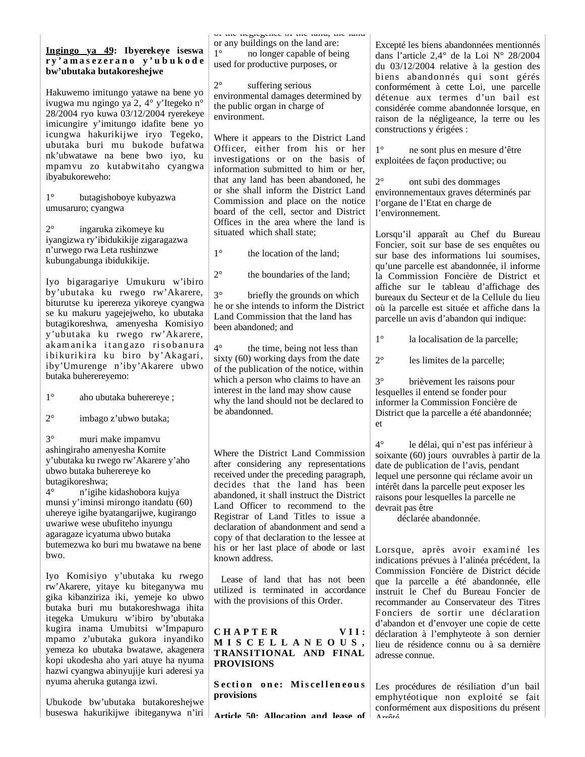**Ingingo ya 49: Ibyerekeye iseswa ry'amasezerano y'ubukode bw'ubutaka butakoreshejwe**

Hakuwemo imitungo yatawe na bene yo ivugwa mu ngingo ya 2, 4° y'Itegeko n° 28/2004 ryo kuwa 03/12/2004 ryerekeye imicungire y'imitungo idafite bene yo icungwa hakurikijwe iryo Tegeko, ubutaka buri mu bukode bufatwa nk'ubwatawe na bene bwo iyo, ku mpamvu zo kutabwitaho cyangwa ibyabukoreweho:

1° butagishoboye kubyazwa umusaruro; cyangwa

2° ingaruka zikomeye ku iyangizwa ry'ibidukikije zigaragazwa n'urwego rwa Leta rushinzwe kubungabunga ibidukikije.

Iyo bigaragariye Umukuru w'ibiro by'ubutaka ku rwego rw'Akarere, biturutse ku iperereza yikoreye cyangwa se ku makuru yagejejweho, ko ubutaka butagikoreshwa, amenyesha Komisiyo y'ubutaka ku rwego rw'Akarere, akamanika itangazo risobanura ibikurikira ku biro by'Akagari, iby'Umurenge n'iby'Akarere ubwo butaka buherereyemo:

1° aho ubutaka buherereye ;

2° imbago z'ubwo butaka;

3° muri make impamvu ashingiraho amenyesha Komite y'ubutaka ku rwego rw'Akarere y'aho ubwo butaka buherereye ko butagikoreshwa;

4° n'igihe kidashobora kujya munsi y'iminsi mirongo itandatu (60) uhereye igihe byatangarijwe, kugirango uwariwe wese ubufiteho inyungu agaragaze icyatuma ubwo butaka butemezwa ko buri mu bwatawe na bene bwo.

Iyo Komisiyo y'ubutaka ku rwego rw'Akarere, yitaye ku biteganywa mu gika kibanziriza iki, yemeje ko ubwo butaka buri mu butakoreshwaga ihita itegeka Umukuru w'ibiro by'ubutaka kugira inama Umubitsi w'Impapuro mpamo z'ubutaka gukora inyandiko yemeza ko ubutaka bwatawe, akagenera kopi ukodesha aho yari atuye ha nyuma hazwi cyangwa abinyujije kuri aderesi ya nyuma aheruka gutanga izwi.

Ubukode bw'ubutaka butakoreshejwe buseswa hakurikijwe ibiteganywa n'iri

of the negligence of the land, the land or any buildings on the land are:

1° no longer capable of being used for productive purposes, or

2° suffering serious environmental damages determined by the public organ in charge of environment.

Where it appears to the District Land Officer, either from his or her investigations or on the basis of information submitted to him or her, that any land has been abandoned, he or she shall inform the District Land Commission and place on the notice board of the cell, sector and District Offices in the area where the land is situated which shall state;

1° the location of the land;

2° the boundaries of the land;

3° briefly the grounds on which he or she intends to inform the District Land Commission that the land has been abandoned; and

4° the time, being not less than sixty (60) working days from the date of the publication of the notice, within which a person who claims to have an interest in the land may show cause why the land should not be declared to be abandonned.

Where the District Land Commission after considering any representations received under the preceding paragraph, decides that the land has been abandoned, it shall instruct the District Land Officer to recommend to the Registrar of Land Titles to issue a declaration of abandonment and send a copy of that declaration to the lessee at his or her last place of abode or last known address.

Lease of land that has not been utilized is terminated in accordance with the provisions of this Order.

**CHAPTER VII: MISCELLANEOUS, TRANSITIONAL AND FINAL PROVISIONS**

**Section one: Miscelleneous provisions**

**Article 50: Allocation and lease of**

Excepté les biens abandonnées mentionnés dans l'article 2,4° de la Loi N° 28/2004 du 03/12/2004 relative à la gestion des biens abandonnés qui sont gérés conformément à cette Loi, une parcelle détenue aux termes d'un bail est considérée comme abandonnée lorsque, en raison de la négligeance, la terre ou les constructions y érigées :

1° ne sont plus en mesure d'être exploitées de façon productive; ou

2° ont subi des dommages environnementaux graves déterminés par l'organe de l'Etat en charge de l'environnement.

Lorsqu'il apparaît au Chef du Bureau Foncier, soit sur base de ses enquêtes ou sur base des informations lui soumises, qu'une parcelle est abandonnée, il informe la Commission Foncière de District et affiche sur le tableau d'affichage des bureaux du Secteur et de la Cellule du lieu où la parcelle est située et affiche dans la parcelle un avis d'abandon qui indique:

1° la localisation de la parcelle;

2° les limites de la parcelle;

3° brièvement les raisons pour lesquelles il entend se fonder pour informer la Commission Foncière de District que la parcelle a été abandonnée; et

4° le délai, qui n'est pas inférieur à soixante (60) jours ouvrables à partir de la date de publication de l'avis, pendant lequel une personne qui réclame avoir un intérêt dans la parcelle peut exposer les raisons pour lesquelles la parcelle ne devrait pas être déclarée abandonnée.

Lorsque, après avoir examiné les indications prévues à l'alinéa précédent, la Commission Foncière de District décide que la parcelle a été abandonnée, elle instruit le Chef du Bureau Foncier de recommander au Conservateur des Titres Fonciers de sortir une déclaration d'abandon et d'envoyer une copie de cette déclaration à l'emphyteote à son dernier lieu de résidence connu ou à sa dernière adresse connue.

Les procédures de résiliation d'un bail emphytéotique non exploité se fait conformément aux dispositions du présent Arrêté.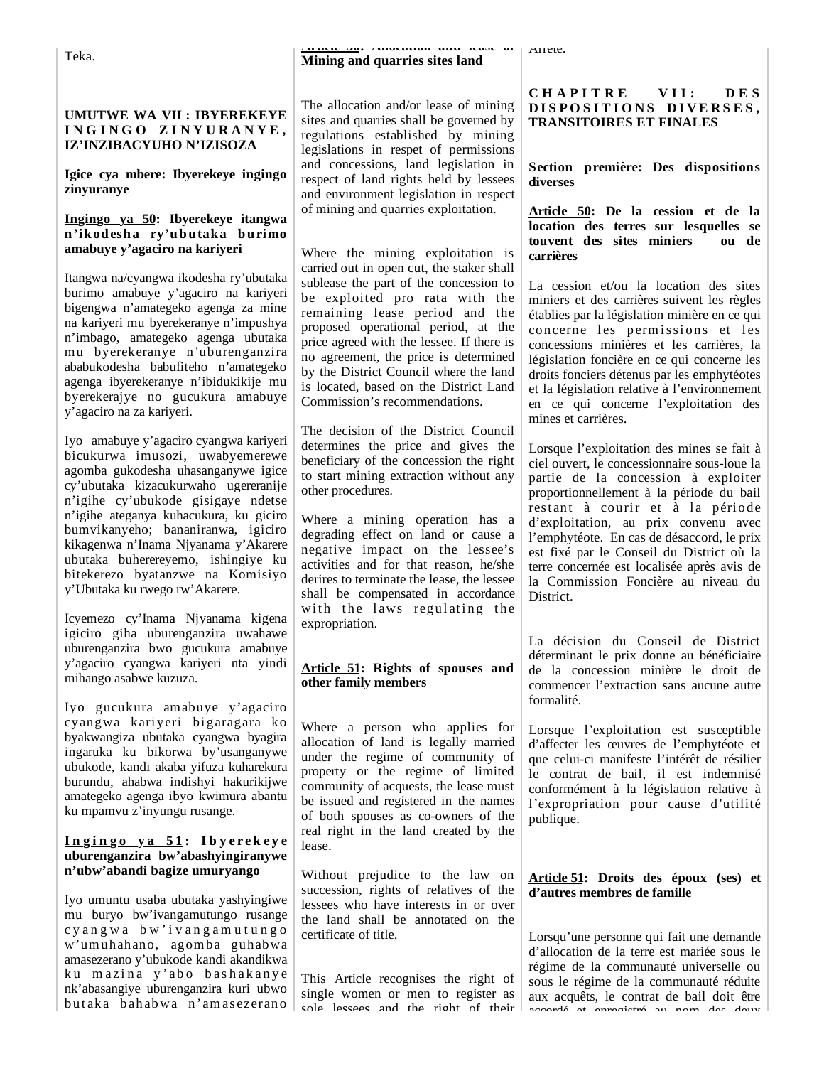Teka.

## UMUTWE WA VII : IBYEREKEYE INGINGO ZINYURANYE, IZ'INZIBACYUHO N'IZISOZA

### Igice cya mbere: Ibyerekeye ingingo zinyuranye

**Ingingo ya 50: Ibyerekeye itangwa n'ikodesha ry'ubutaka burimo amabuye y'agaciro na kariyeri**

Itangwa na/cyangwa ikodesha ry'ubutaka burimo amabuye y'agaciro na kariyeri bigengwa n'amategeko agenga za mine na kariyeri mu byerekeranye n'impushya n'imbago, amategeko agenga ubutaka mu byerekeranye n'uburenganzira ababukodesha babufiteho n'amategeko agenga ibyerekeranye n'ibidukikije mu byerekerajye no gucukura amabuye y'agaciro na za kariyeri.

Iyo amabuye y'agaciro cyangwa kariyeri bicukurwa imusozi, uwabyemerewe agomba gukodesha uhasanganywe igice cy'ubutaka kizacukurwaho ugereranije n'igihe cy'ubukode gisigaye ndetse n'igihe ateganya kuhacukura, ku giciro bumvikanyeho; bananiranwa, igiciro kikagenwa n'Inama Njyanama y'Akarere ubutaka buherereyemo, ishingiye ku bitekerezo byatanzwe na Komisiyo y'Ubutaka ku rwego rw'Akarere.

Icyemezo cy'Inama Njyanama kigena igiciro giha uburenganzira uwahawe uburenganzira bwo gucukura amabuye y'agaciro cyangwa kariyeri nta yindi mihango asabwe kuzuza.

Iyo gucukura amabuye y'agaciro cyangwa kariyeri bigaragara ko byakwangiza ubutaka cyangwa byagira ingaruka ku bikorwa by'usanganywe ubukode, kandi akaba yifuza kuharekura burundu, ahabwa indishyi hakurikijwe amategeko agenga ibyo kwimura abantu ku mpamvu z'inyungu rusange.

**Ingingo ya 51: Ibyerekeye uburenganzira bw'abashyingiranywe n'ubw'abandi bagize umuryango**

Iyo umuntu usaba ubutaka yashyingiwe mu buryo bw'ivangamutungo rusange cyangwa bw'ivangamutungo w'umuhahano, agomba guhabwa amasezerano y'ubukode kandi akandikwa ku mazina y'abo bashakanye nk'abasangiye uburenganzira kuri ubwo butaka bahabwa n'amasezerano

**Article 50: Allocation and lease of Mining and quarries sites land**

The allocation and/or lease of mining sites and quarries shall be governed by regulations established by mining legislations in respet of permissions and concessions, land legislation in respect of land rights held by lessees and environment legislation in respect of mining and quarries exploitation.

Where the mining exploitation is carried out in open cut, the staker shall sublease the part of the concession to be exploited pro rata with the remaining lease period and the proposed operational period, at the price agreed with the lessee. If there is no agreement, the price is determined by the District Council where the land is located, based on the District Land Commission's recommendations.

The decision of the District Council determines the price and gives the beneficiary of the concession the right to start mining extraction without any other procedures.

Where a mining operation has a degrading effect on land or cause a negative impact on the lessee's activities and for that reason, he/she derires to terminate the lease, the lessee shall be compensated in accordance with the laws regulating the expropriation.

**Article 51: Rights of spouses and other family members**

Where a person who applies for allocation of land is legally married under the regime of community of property or the regime of limited community of acquests, the lease must be issued and registered in the names of both spouses as co-owners of the real right in the land created by the lease.

Without prejudice to the law on succession, rights of relatives of the lessees who have interests in or over the land shall be annotated on the certificate of title.

This Article recognises the right of single women or men to register as sole lessees and the right of their

Arrêté.

## CHAPITRE VII: DES DISPOSITIONS DIVERSES, TRANSITOIRES ET FINALES

### Section première: Des dispositions diverses

**Article 50: De la cession et de la location des terres sur lesquelles se touvent des sites miniers ou de carrières**

La cession et/ou la location des sites miniers et des carrières suivent les règles établies par la législation minière en ce qui concerne les permissions et les concessions minières et les carrières, la législation foncière en ce qui concerne les droits fonciers détenus par les emphytéotes et la législation relative à l'environnement en ce qui concerne l'exploitation des mines et carrières.

Lorsque l'exploitation des mines se fait à ciel ouvert, le concessionnaire sous-loue la partie de la concession à exploiter proportionnellement à la période du bail restant à courir et à la période d'exploitation, au prix convenu avec l'emphytéote. En cas de désaccord, le prix est fixé par le Conseil du District où la terre concernée est localisée après avis de la Commission Foncière au niveau du District.

La décision du Conseil de District déterminant le prix donne au bénéficiaire de la concession minière le droit de commencer l'extraction sans aucune autre formalité.

Lorsque l'exploitation est susceptible d'affecter les œuvres de l'emphytéote et que celui-ci manifeste l'intérêt de résilier le contrat de bail, il est indemnisé conformément à la législation relative à l'expropriation pour cause d'utilité publique.

**Article 51: Droits des époux (ses) et d'autres membres de famille**

Lorsqu'une personne qui fait une demande d'allocation de la terre est mariée sous le régime de la communauté universelle ou sous le régime de la communauté réduite aux acquêts, le contrat de bail doit être accordé et enregistré au nom des deux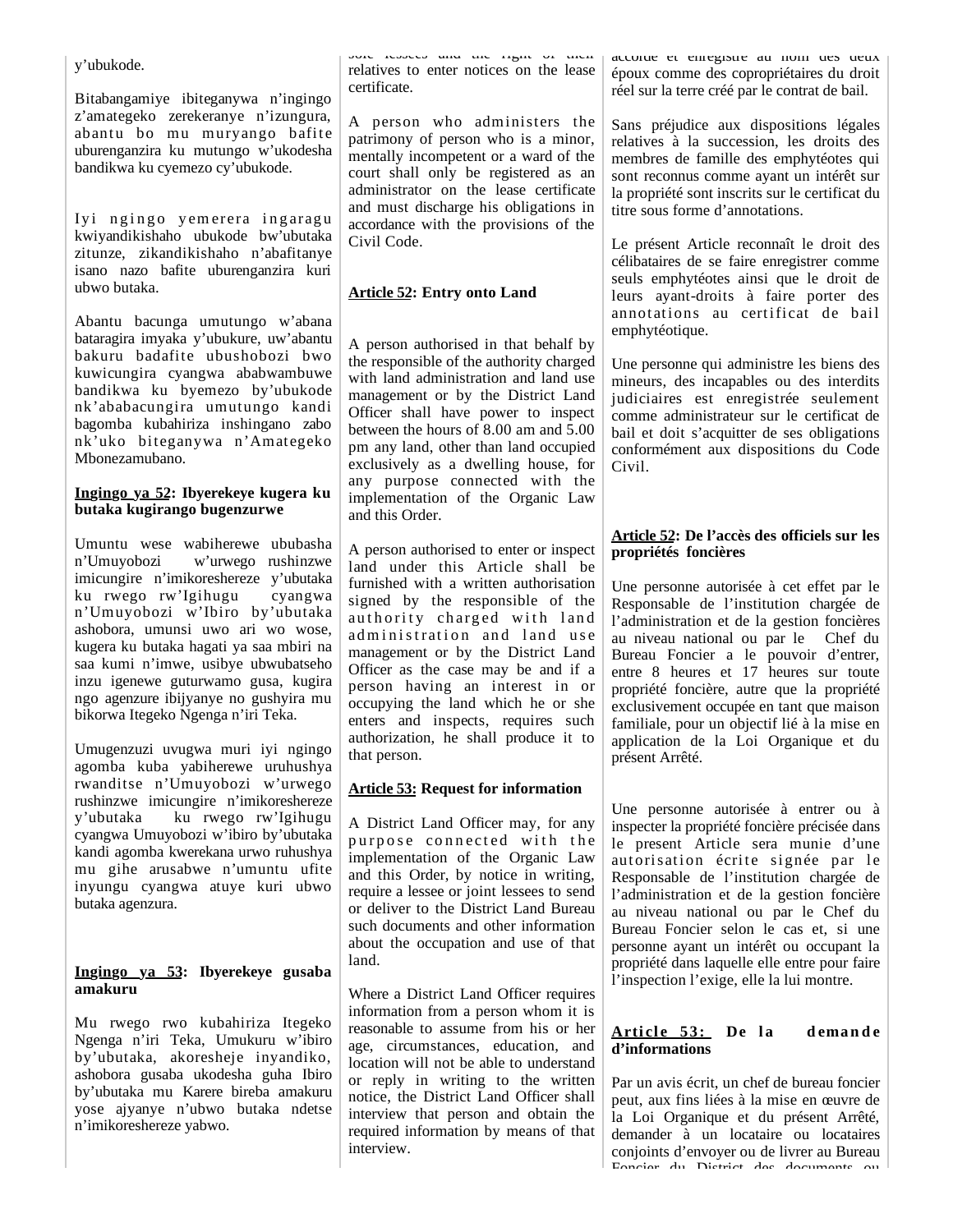y'ubukode.

Bitabangamiye ibiteganywa n'ingingo z'amategeko zerekeranye n'izungura, abantu bo mu muryango bafite uburenganzira ku mutungo w'ukodesha bandikwa ku cyemezo cy'ubukode.

Iyi ngingo yemerera ingaragu kwiyandikishaho ubukode bw'ubutaka zitunze, zikandikishaho n'abafitanye isano nazo bafite uburenganzira kuri ubwo butaka.

Abantu bacunga umutungo w'abana bataragira imyaka y'ubukure, uw'abantu bakuru badafite ubushobozi bwo kuwicungira cyangwa ababwambuwe bandikwa ku byemezo by'ubukode nk'ababacungira umutungo kandi bagomba kubahiriza inshingano zabo nk'uko biteganywa n'Amategeko Mbonezamubano.

**Ingingo ya 52: Ibyerekeye kugera ku butaka kugirango bugenzurwe**

Umuntu wese wabiherewe ububasha n'Umuyobozi w'urwego rushinzwe imicungire n'imikoreshereze y'ubutaka ku rwego rw'Igihugu cyangwa n'Umuyobozi w'Ibiro by'ubutaka ashobora, umunsi uwo ari wo wose, kugera ku butaka hagati ya saa mbiri na saa kumi n'imwe, usibye ubwubatseho inzu igenewe guturwamo gusa, kugira ngo agenzure ibijyanye no gushyira mu bikorwa Itegeko Ngenga n'iri Teka.

Umugenzuzi uvugwa muri iyi ngingo agomba kuba yabiherewe uruhushya rwanditse n'Umuyobozi w'urwego rushinzwe imicungire n'imikoreshereze y'ubutaka ku rwego rw'Igihugu cyangwa Umuyobozi w'ibiro by'ubutaka kandi agomba kwerekana urwo ruhushya mu gihe arusabwe n'umuntu ufite inyungu cyangwa atuye kuri ubwo butaka agenzura.

**Ingingo ya 53: Ibyerekeye gusaba amakuru**

Mu rwego rwo kubahiriza Itegeko Ngenga n'iri Teka, Umukuru w'ibiro by'ubutaka, akoresheje inyandiko, ashobora gusaba ukodesha guha Ibiro by'ubutaka mu Karere bireba amakuru yose ajyanye n'ubwo butaka ndetse n'imikoreshereze yabwo.

sole lessees and the right of their relatives to enter notices on the lease certificate.

A person who administers the patrimony of person who is a minor, mentally incompetent or a ward of the court shall only be registered as an administrator on the lease certificate and must discharge his obligations in accordance with the provisions of the Civil Code.

**Article 52: Entry onto Land**

A person authorised in that behalf by the responsible of the authority charged with land administration and land use management or by the District Land Officer shall have power to inspect between the hours of 8.00 am and 5.00 pm any land, other than land occupied exclusively as a dwelling house, for any purpose connected with the implementation of the Organic Law and this Order.

A person authorised to enter or inspect land under this Article shall be furnished with a written authorisation signed by the responsible of the authority charged with land administration and land use management or by the District Land Officer as the case may be and if a person having an interest in or occupying the land which he or she enters and inspects, requires such authorization, he shall produce it to that person.

**Article 53: Request for information**

A District Land Officer may, for any purpose connected with the implementation of the Organic Law and this Order, by notice in writing, require a lessee or joint lessees to send or deliver to the District Land Bureau such documents and other information about the occupation and use of that land.

Where a District Land Officer requires information from a person whom it is reasonable to assume from his or her age, circumstances, education, and location will not be able to understand or reply in writing to the written notice, the District Land Officer shall interview that person and obtain the required information by means of that interview.

accordé et enregistré au nom des deux époux comme des copropriétaires du droit réel sur la terre créé par le contrat de bail.

Sans préjudice aux dispositions légales relatives à la succession, les droits des membres de famille des emphytéotes qui sont reconnus comme ayant un intérêt sur la propriété sont inscrits sur le certificat du titre sous forme d'annotations.

Le présent Article reconnaît le droit des célibataires de se faire enregistrer comme seuls emphytéotes ainsi que le droit de leurs ayant-droits à faire porter des annotations au certificat de bail emphytéotique.

Une personne qui administre les biens des mineurs, des incapables ou des interdits judiciaires est enregistrée seulement comme administrateur sur le certificat de bail et doit s'acquitter de ses obligations conformément aux dispositions du Code Civil.

**Article 52: De l'accès des officiels sur les propriétés foncières**

Une personne autorisée à cet effet par le Responsable de l'institution chargée de l'administration et de la gestion foncières au niveau national ou par le Chef du Bureau Foncier a le pouvoir d'entrer, entre 8 heures et 17 heures sur toute propriété foncière, autre que la propriété exclusivement occupée en tant que maison familiale, pour un objectif lié à la mise en application de la Loi Organique et du présent Arrêté.

Une personne autorisée à entrer ou à inspecter la propriété foncière précisée dans le present Article sera munie d'une autorisation écrite signée par le Responsable de l'institution chargée de l'administration et de la gestion foncière au niveau national ou par le Chef du Bureau Foncier selon le cas et, si une personne ayant un intérêt ou occupant la propriété dans laquelle elle entre pour faire l'inspection l'exige, elle la lui montre.

**Article 53: De la demande d'informations**

Par un avis écrit, un chef de bureau foncier peut, aux fins liées à la mise en œuvre de la Loi Organique et du présent Arrêté, demander à un locataire ou locataires conjoints d'envoyer ou de livrer au Bureau Foncier du District des documents ou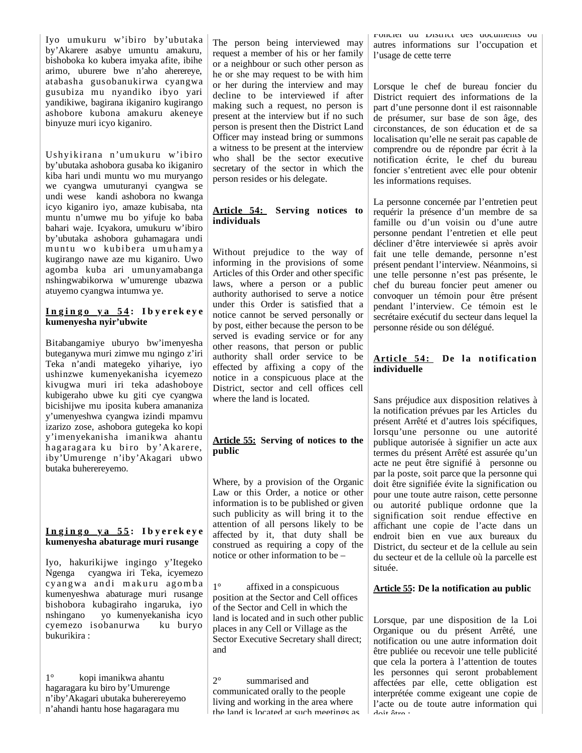Iyo umukuru w'ibiro by'ubutaka by'Akarere asabye umuntu amakuru, bishoboka ko kubera imyaka afite, ibihe arimo, uburere bwe n'aho aherereye, atabasha gusobanukirwa cyangwa gusubiza mu nyandiko ibyo yari yandikiwe, bagirana ikiganiro kugirango ashobore kubona amakuru akeneye binyuze muri icyo kiganiro.

Ushyikirana n'umukuru w'ibiro by'ubutaka ashobora gusaba ko ikiganiro kiba hari undi muntu wo mu muryango we cyangwa umuturanyi cyangwa se undi wese kandi ashobora no kwanga icyo kiganiro iyo, amaze kubisaba, nta muntu n'umwe mu bo yifuje ko baba bahari waje. Icyakora, umukuru w'ibiro by'ubutaka ashobora guhamagara undi muntu wo kubibera umuhamya kugirango nawe aze mu kiganiro. Uwo agomba kuba ari umunyamabanga nshingwabikorwa w'umurenge ubazwa atuyemo cyangwa intumwa ye.

**Ingingo ya 54: Ibyerekeye kumenyesha nyir'ubwite**

Bitabangamiye uburyo bw'imenyesha buteganywa muri zimwe mu ngingo z'iri Teka n'andi mategeko yihariye, iyo ushinzwe kumenyekanisha icyemezo kivugwa muri iri teka adashoboye kubigeraho ubwe ku giti cye cyangwa bicishijwe mu iposita kubera amananiza y'umenyeshwa cyangwa izindi mpamvu izarizo zose, ashobora gutegeka ko kopi y'imenyekanisha imanikwa ahantu hagaragara ku biro by'Akarere, iby'Umurenge n'iby'Akagari ubwo butaka buherereyemo.

**Ingingo ya 55: Ibyerekeye kumenyesha abaturage muri rusange**

Iyo, hakurikijwe ingingo y'Itegeko Ngenga cyangwa iri Teka, icyemezo cyangwa andi makuru agomba kumenyeshwa abaturage muri rusange bishobora kubagiraho ingaruka, iyo nshingano yo kumenyekanisha icyo cyemezo isobanurwa ku buryo bukurikira :

1° kopi imanikwa ahantu hagaragara ku biro by'Umurenge n'iby'Akagari ubutaka buherereyemo n'ahandi hantu hose hagaragara mu

---

The person being interviewed may request a member of his or her family or a neighbour or such other person as he or she may request to be with him or her during the interview and may decline to be interviewed if after making such a request, no person is present at the interview but if no such person is present then the District Land Officer may instead bring or summons a witness to be present at the interview who shall be the sector executive secretary of the sector in which the person resides or his delegate.

**Article 54: Serving notices to individuals**

Without prejudice to the way of informing in the provisions of some Articles of this Order and other specific laws, where a person or a public authority authorised to serve a notice under this Order is satisfied that a notice cannot be served personally or by post, either because the person to be served is evading service or for any other reasons, that person or public authority shall order service to be effected by affixing a copy of the notice in a conspicuous place at the District, sector and cell offices cell where the land is located.

**Article 55: Serving of notices to the public**

Where, by a provision of the Organic Law or this Order, a notice or other information is to be published or given such publicity as will bring it to the attention of all persons likely to be affected by it, that duty shall be construed as requiring a copy of the notice or other information to be –

1° affixed in a conspicuous position at the Sector and Cell offices of the Sector and Cell in which the land is located and in such other public places in any Cell or Village as the Sector Executive Secretary shall direct; and

2° summarised and communicated orally to the people living and working in the area where the land is located at such meetings as

---

Foncier du District des documents ou autres informations sur l'occupation et l'usage de cette terre

Lorsque le chef de bureau foncier du District requiert des informations de la part d'une personne dont il est raisonnable de présumer, sur base de son âge, des circonstances, de son éducation et de sa localisation qu'elle ne serait pas capable de comprendre ou de répondre par écrit à la notification écrite, le chef du bureau foncier s'entretient avec elle pour obtenir les informations requises.

La personne concernée par l'entretien peut requérir la présence d'un membre de sa famille ou d'un voisin ou d'une autre personne pendant l'entretien et elle peut décliner d'être interviewée si après avoir fait une telle demande, personne n'est présent pendant l'interview. Néanmoins, si une telle personne n'est pas présente, le chef du bureau foncier peut amener ou convoquer un témoin pour être présent pendant l'interview. Ce témoin est le secrétaire exécutif du secteur dans lequel la personne réside ou son délégué.

**Article 54: De la notification individuelle**

Sans préjudice aux disposition relatives à la notification prévues par les Articles du présent Arrêté et d'autres lois spécifiques, lorsqu'une personne ou une autorité publique autorisée à signifier un acte aux termes du présent Arrêté est assurée qu'un acte ne peut être signifié à personne ou par la poste, soit parce que la personne qui doit être signifiée évite la signification ou pour une toute autre raison, cette personne ou autorité publique ordonne que la signification soit rendue effective en affichant une copie de l'acte dans un endroit bien en vue aux bureaux du District, du secteur et de la cellule au sein du secteur et de la cellule où la parcelle est située.

**Article 55: De la notification au public**

Lorsque, par une disposition de la Loi Organique ou du présent Arrêté, une notification ou une autre information doit être publiée ou recevoir une telle publicité que cela la portera à l'attention de toutes les personnes qui seront probablement affectées par elle, cette obligation est interprétée comme exigeant une copie de l'acte ou de toute autre information qui doit être :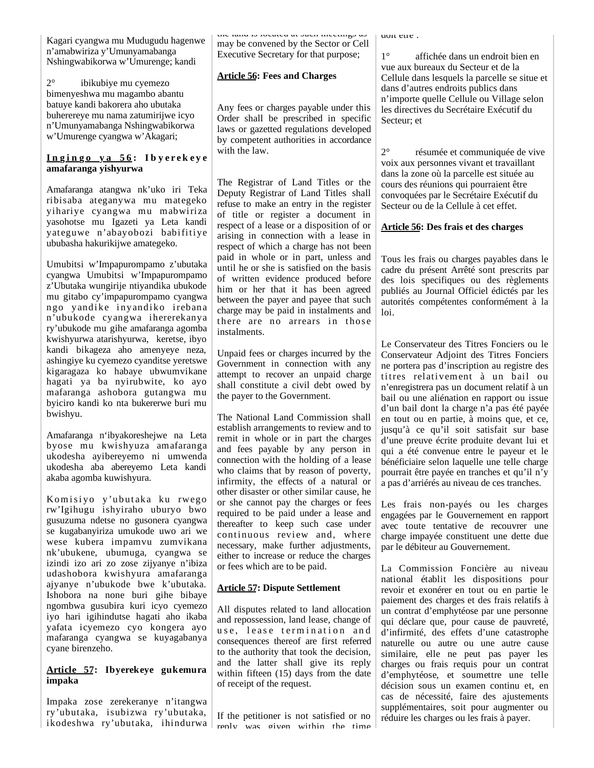Kagari cyangwa mu Mudugudu hagenwe n'amabwiriza y'Umunyamabanga Nshingwabikorwa w'Umurenge; kandi

2° ibikubiye mu cyemezo bimenyeshwa mu magambo abantu batuye kandi bakorera aho ubutaka buherereye mu nama zatumirijwe icyo n'Umunyamabanga Nshingwabikorwa w'Umurenge cyangwa w'Akagari;

**Ingingo ya 56: Ibyerekeye amafaranga yishyurwa**

Amafaranga atangwa nk'uko iri Teka ribisaba ateganywa mu mategeko yihariye cyangwa mu mabwiriza yasohotse mu Igazeti ya Leta kandi yateguwe n'abayobozi babifitiye ububasha hakurikijwe amategeko.

Umubitsi w'Impapurompamo z'ubutaka cyangwa Umubitsi w'Impapurompamo z'Ubutaka wungirije ntiyandika ubukode mu gitabo cy'impapurompamo cyangwa ngo yandike inyandiko irebana n'ubukode cyangwa iherekanya ry'ubukode mu gihe amafaranga agomba kwishyurwa atarishyurwa, keretse, ibyo kandi bikageza aho amenyeye neza, ashingiye ku cyemezo cyanditse yeretswe kigaragaza ko habaye ubwumvikane hagati ya ba nyirubwite, ko ayo mafaranga ashobora gutangwa mu byiciro kandi ko nta bukererwe buri mu bwishyu.

Amafaranga n'ibyakoreshejwe na Leta byose mu kwishyuza amafaranga ukodesha ayibereyemo ni umwenda ukodesha aba abereyemo Leta kandi akaba agomba kuwishyura.

Komisiyo y'ubutaka ku rwego rw'Igihugu ishyiraho uburyo bwo gusuzuma ndetse no gusonera cyangwa se kugabanyiriza umukode uwo ari we wese kubera impamvu zumvikana nk'ubukene, ubumuga, cyangwa se izindi izo ari zo zose zijyanye n'ibiza udashobora kwishyura amafaranga ajyanye n'ubukode bwe k'ubutaka. Ishobora na none buri gihe bibaye ngombwa gusubira kuri icyo cyemezo iyo hari igihindutse hagati aho ikaba yafata icyemezo cyo kongera ayo mafaranga cyangwa se kuyagabanya cyane birenzeho.

**Article 57: Ibyerekeye gukemura impaka**

Impaka zose zerekeranye n'itangwa ry'ubutaka, isubizwa ry'ubutaka, ikodeshwa ry'ubutaka, ihindurwa

the land is located at such meetings as may be convened by the Sector or Cell Executive Secretary for that purpose;

**Article 56: Fees and Charges**

Any fees or charges payable under this Order shall be prescribed in specific laws or gazetted regulations developed by competent authorities in accordance with the law.

The Registrar of Land Titles or the Deputy Registrar of Land Titles shall refuse to make an entry in the register of title or register a document in respect of a lease or a disposition of or arising in connection with a lease in respect of which a charge has not been paid in whole or in part, unless and until he or she is satisfied on the basis of written evidence produced before him or her that it has been agreed between the payer and payee that such charge may be paid in instalments and there are no arrears in those instalments.

Unpaid fees or charges incurred by the Government in connection with any attempt to recover an unpaid charge shall constitute a civil debt owed by the payer to the Government.

The National Land Commission shall establish arrangements to review and to remit in whole or in part the charges and fees payable by any person in connection with the holding of a lease who claims that by reason of poverty, infirmity, the effects of a natural or other disaster or other similar cause, he or she cannot pay the charges or fees required to be paid under a lease and thereafter to keep such case under continuous review and, where necessary, make further adjustments, either to increase or reduce the charges or fees which are to be paid.

**Article 57: Dispute Settlement**

All disputes related to land allocation and repossession, land lease, change of use, lease termination and consequences thereof are first referred to the authority that took the decision, and the latter shall give its reply within fifteen (15) days from the date of receipt of the request.

If the petitioner is not satisfied or no reply was given within the time

doit être :

1° affichée dans un endroit bien en vue aux bureaux du Secteur et de la Cellule dans lesquels la parcelle se situe et dans d'autres endroits publics dans n'importe quelle Cellule ou Village selon les directives du Secrétaire Exécutif du Secteur; et

2° résumée et communiquée de vive voix aux personnes vivant et travaillant dans la zone où la parcelle est située au cours des réunions qui pourraient être convoquées par le Secrétaire Exécutif du Secteur ou de la Cellule à cet effet.

**Article 56: Des frais et des charges**

Tous les frais ou charges payables dans le cadre du présent Arrêté sont prescrits par des lois specifiques ou des règlements publiés au Journal Officiel édictés par les autorités compétentes conformément à la loi.

Le Conservateur des Titres Fonciers ou le Conservateur Adjoint des Titres Fonciers ne portera pas d'inscription au registre des titres relativement à un bail ou n'enregistrera pas un document relatif à un bail ou une aliénation en rapport ou issue d'un bail dont la charge n'a pas été payée en tout ou en partie, à moins que, et ce, jusqu'à ce qu'il soit satisfait sur base d'une preuve écrite produite devant lui et qui a été convenue entre le payeur et le bénéficiaire selon laquelle une telle charge pourrait être payée en tranches et qu'il n'y a pas d'arriérés au niveau de ces tranches.

Les frais non-payés ou les charges engagées par le Gouvernement en rapport avec toute tentative de recouvrer une charge impayée constituent une dette due par le débiteur au Gouvernement.

La Commission Foncière au niveau national établit les dispositions pour revoir et exonérer en tout ou en partie le paiement des charges et des frais relatifs à un contrat d'emphytéose par une personne qui déclare que, pour cause de pauvreté, d'infirmité, des effets d'une catastrophe naturelle ou autre ou une autre cause similaire, elle ne peut pas payer les charges ou frais requis pour un contrat d'emphytéose, et soumettre une telle décision sous un examen continu et, en cas de nécessité, faire des ajustements supplémentaires, soit pour augmenter ou réduire les charges ou les frais à payer.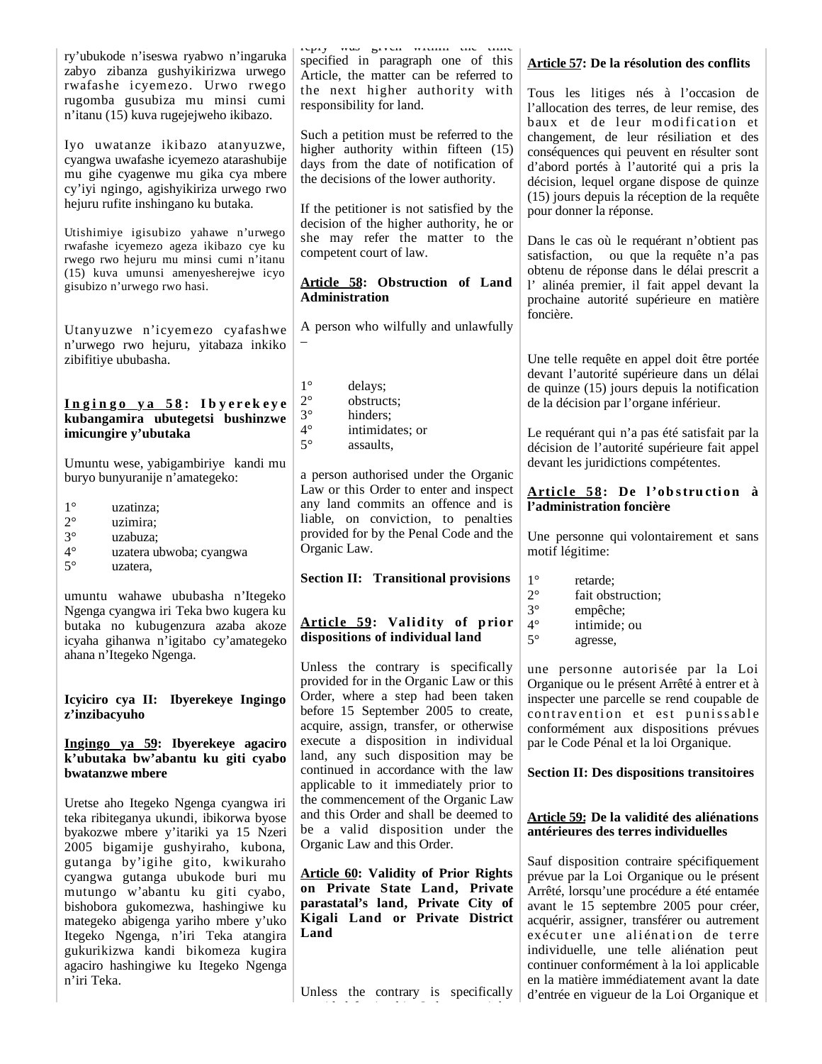ry'ubukode n'iseswa ryabwo n'ingaruka zabyo zibanza gushyikirizwa urwego rwafashe icyemezo. Urwo rwego rugomba gusubiza mu minsi cumi n'itanu (15) kuva rugejejweho ikibazo.

Iyo uwatanze ikibazo atanyuzwe, cyangwa uwafashe icyemezo atarashubije mu gihe cyagenwe mu gika cya mbere cy'iyi ngingo, agishyikiriza urwego rwo hejuru rufite inshingano ku butaka.

Utishimiye igisubizo yahawe n'urwego rwafashe icyemezo ageza ikibazo cye ku rwego rwo hejuru mu minsi cumi n'itanu (15) kuva umunsi amenyesherejwe icyo gisubizo n'urwego rwo hasi.

Utanyuzwe n'icyemezo cyafashwe n'urwego rwo hejuru, yitabaza inkiko zibifitiye ububasha.

**<u>Ingingo ya 58</u>: Ibyerekeye kubangamira ubutegetsi bushinzwe imicungire y'ubutaka**

Umuntu wese, yabigambiriye kandi mu buryo bunyuranije n'amategeko:

1° uzatinza;
2° uzimira;
3° uzabuza;
4° uzatera ubwoba; cyangwa
5° uzatera,

umuntu wahawe ububasha n'Itegeko Ngenga cyangwa iri Teka bwo kugera ku butaka no kubugenzura azaba akoze icyaha gihanwa n'igitabo cy'amategeko ahana n'Itegeko Ngenga.

**Icyiciro cya II: Ibyerekeye Ingingo z'inzibacyuho**

**<u>Ingingo ya 59</u>: Ibyerekeye agaciro k'ubutaka bw'abantu ku giti cyabo bwatanzwe mbere**

Uretse aho Itegeko Ngenga cyangwa iri teka ribiteganya ukundi, ibikorwa byose byakozwe mbere y'itariki ya 15 Nzeri 2005 bigamije gushyiraho, kubona, gutanga by'igihe gito, kwikuraho cyangwa gutanga ubukode buri mu mutungo w'abantu ku giti cyabo, bishobora gukomezwa, hashingiwe ku mategeko abigenga yariho mbere y'uko Itegeko Ngenga, n'iri Teka atangira gukurikizwa kandi bikomeza kugira agaciro hashingiwe ku Itegeko Ngenga n'iri Teka.

reply was given within the time specified in paragraph one of this Article, the matter can be referred to the next higher authority with responsibility for land.

Such a petition must be referred to the higher authority within fifteen (15) days from the date of notification of the decisions of the lower authority.

If the petitioner is not satisfied by the decision of the higher authority, he or she may refer the matter to the competent court of law.

**<u>Article 58</u>: Obstruction of Land Administration**

A person who wilfully and unlawfully –

1° delays;
2° obstructs;
3° hinders;
4° intimidates; or
5° assaults,

a person authorised under the Organic Law or this Order to enter and inspect any land commits an offence and is liable, on conviction, to penalties provided for by the Penal Code and the Organic Law.

**Section II: Transitional provisions**

**<u>Article 59</u>: Validity of prior dispositions of individual land**

Unless the contrary is specifically provided for in the Organic Law or this Order, where a step had been taken before 15 September 2005 to create, acquire, assign, transfer, or otherwise execute a disposition in individual land, any such disposition may be continued in accordance with the law applicable to it immediately prior to the commencement of the Organic Law and this Order and shall be deemed to be a valid disposition under the Organic Law and this Order.

**<u>Article 60</u>: Validity of Prior Rights on Private State Land, Private parastatal's land, Private City of Kigali Land or Private District Land**

Unless the contrary is specifically

**<u>Article 57</u>: De la résolution des conflits**

Tous les litiges nés à l'occasion de l'allocation des terres, de leur remise, des baux et de leur modification et changement, de leur résiliation et des conséquences qui peuvent en résulter sont d'abord portés à l'autorité qui a pris la décision, lequel organe dispose de quinze (15) jours depuis la réception de la requête pour donner la réponse.

Dans le cas où le requérant n'obtient pas satisfaction, ou que la requête n'a pas obtenu de réponse dans le délai prescrit a l' alinéa premier, il fait appel devant la prochaine autorité supérieure en matière foncière.

Une telle requête en appel doit être portée devant l'autorité supérieure dans un délai de quinze (15) jours depuis la notification de la décision par l'organe inférieur.

Le requérant qui n'a pas été satisfait par la décision de l'autorité supérieure fait appel devant les juridictions compétentes.

**<u>Article 58</u>: De l'obstruction à l'administration foncière**

Une personne qui volontairement et sans motif légitime:

1° retarde;
2° fait obstruction;
3° empêche;
4° intimide; ou
5° agresse,

une personne autorisée par la Loi Organique ou le présent Arrêté à entrer et à inspecter une parcelle se rend coupable de contravention et est punissable conformément aux dispositions prévues par le Code Pénal et la loi Organique.

**Section II: Des dispositions transitoires**

**<u>Article 59:</u> De la validité des aliénations antérieures des terres individuelles**

Sauf disposition contraire spécifiquement prévue par la Loi Organique ou le présent Arrêté, lorsqu'une procédure a été entamée avant le 15 septembre 2005 pour créer, acquérir, assigner, transférer ou autrement exécuter une aliénation de terre individuelle, une telle aliénation peut continuer conformément à la loi applicable en la matière immédiatement avant la date d'entrée en vigueur de la Loi Organique et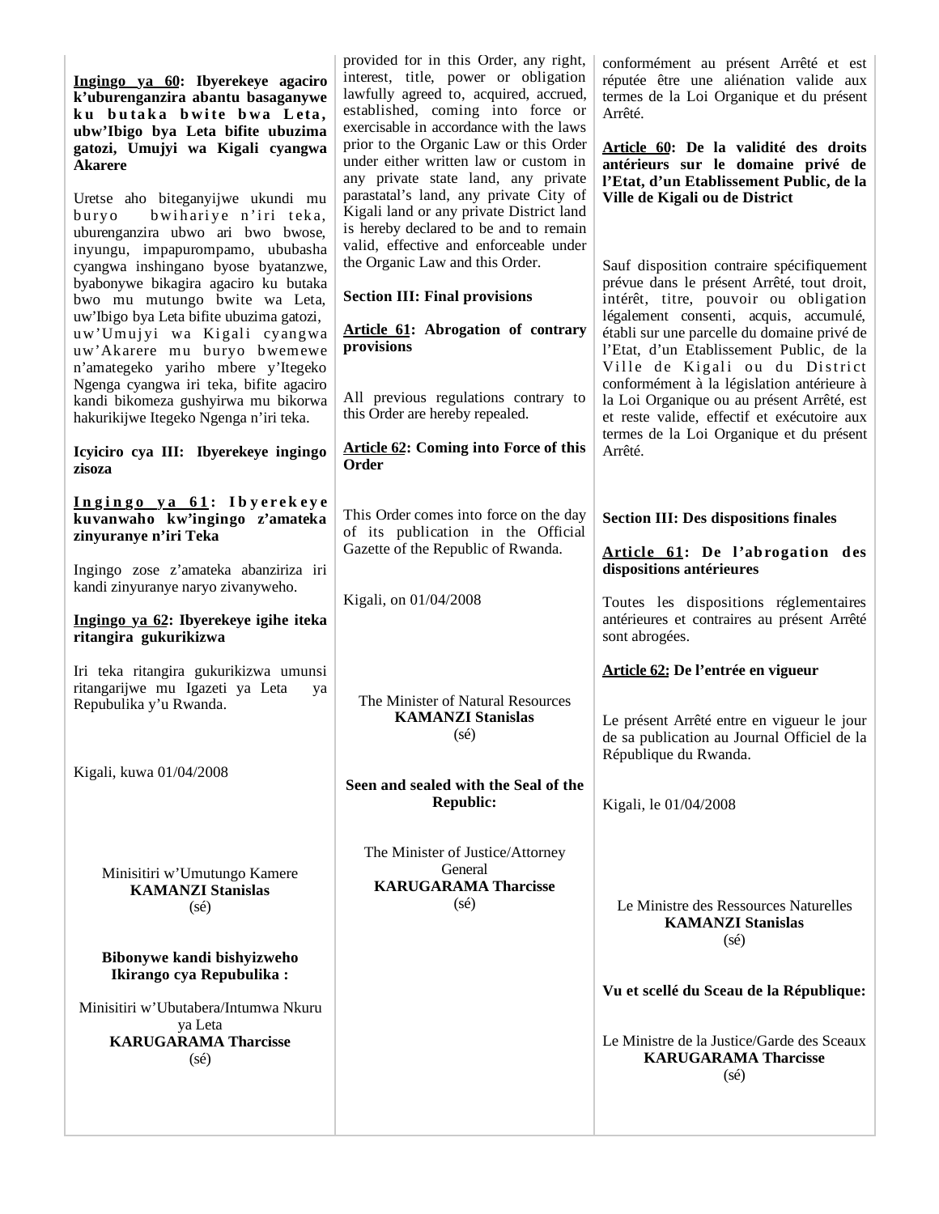**Ingingo ya 60: Ibyerekeye agaciro k'uburenganzira abantu basaganywe ku butaka bwite bwa Leta, ubw'Ibigo bya Leta bifite ubuzima gatozi, Umujyi wa Kigali cyangwa Akarere**

Uretse aho biteganyijwe ukundi mu buryo bwihariye n'iri teka, uburenganzira ubwo ari bwo bwose, inyungu, impapurompamo, ububasha cyangwa inshingano byose byatanzwe, byabonywe bikagira agaciro ku butaka bwo mu mutungo bwite wa Leta, uw'Ibigo bya Leta bifite ubuzima gatozi, uw'Umujyi wa Kigali cyangwa uw'Akarere mu buryo bwemewe n'amategeko yariho mbere y'Itegeko Ngenga cyangwa iri teka, bifite agaciro kandi bikomeza gushyirwa mu bikorwa hakurikijwe Itegeko Ngenga n'iri teka.

**Icyiciro cya III: Ibyerekeye ingingo zisoza**

**Ingingo ya 61: Ibyerekeye kuvanwaho kw'ingingo z'amateka zinyuranye n'iri Teka**

Ingingo zose z'amateka abanziriza iri kandi zinyuranye naryo zivanyweho.

**Ingingo ya 62: Ibyerekeye igihe iteka ritangira gukurikizwa**

Iri teka ritangira gukurikizwa umunsi ritangarijwe mu Igazeti ya Leta ya Repubulika y'u Rwanda.

Kigali, kuwa 01/04/2008

Minisitiri w'Umutungo Kamere
**KAMANZI Stanislas**
(sé)

**Bibonywe kandi bishyizweho Ikirango cya Repubulika :**

Minisitiri w'Ubutabera/Intumwa Nkuru ya Leta
**KARUGARAMA Tharcisse**
(sé)

provided for in this Order, any right, interest, title, power or obligation lawfully agreed to, acquired, accrued, established, coming into force or exercisable in accordance with the laws prior to the Organic Law or this Order under either written law or custom in any private state land, any private parastatal's land, any private City of Kigali land or any private District land is hereby declared to be and to remain valid, effective and enforceable under the Organic Law and this Order.

**Section III: Final provisions**

**Article 61: Abrogation of contrary provisions**

All previous regulations contrary to this Order are hereby repealed.

**Article 62: Coming into Force of this Order**

This Order comes into force on the day of its publication in the Official Gazette of the Republic of Rwanda.

Kigali, on 01/04/2008

The Minister of Natural Resources
**KAMANZI Stanislas**
(sé)

**Seen and sealed with the Seal of the Republic:**

The Minister of Justice/Attorney General
**KARUGARAMA Tharcisse**
(sé)

conformément au présent Arrêté et est réputée être une aliénation valide aux termes de la Loi Organique et du présent Arrêté.

**Article 60: De la validité des droits antérieurs sur le domaine privé de l'Etat, d'un Etablissement Public, de la Ville de Kigali ou de District**

Sauf disposition contraire spécifiquement prévue dans le présent Arrêté, tout droit, intérêt, titre, pouvoir ou obligation légalement consenti, acquis, accumulé, établi sur une parcelle du domaine privé de l'Etat, d'un Etablissement Public, de la Ville de Kigali ou du District conformément à la législation antérieure à la Loi Organique ou au présent Arrêté, est et reste valide, effectif et exécutoire aux termes de la Loi Organique et du présent Arrêté.

**Section III: Des dispositions finales**

**Article 61: De l'abrogation des dispositions antérieures**

Toutes les dispositions réglementaires antérieures et contraires au présent Arrêté sont abrogées.

**Article 62: De l'entrée en vigueur**

Le présent Arrêté entre en vigueur le jour de sa publication au Journal Officiel de la République du Rwanda.

Kigali, le 01/04/2008

Le Ministre des Ressources Naturelles
**KAMANZI Stanislas**
(sé)

**Vu et scellé du Sceau de la République:**

Le Ministre de la Justice/Garde des Sceaux
**KARUGARAMA Tharcisse**
(sé)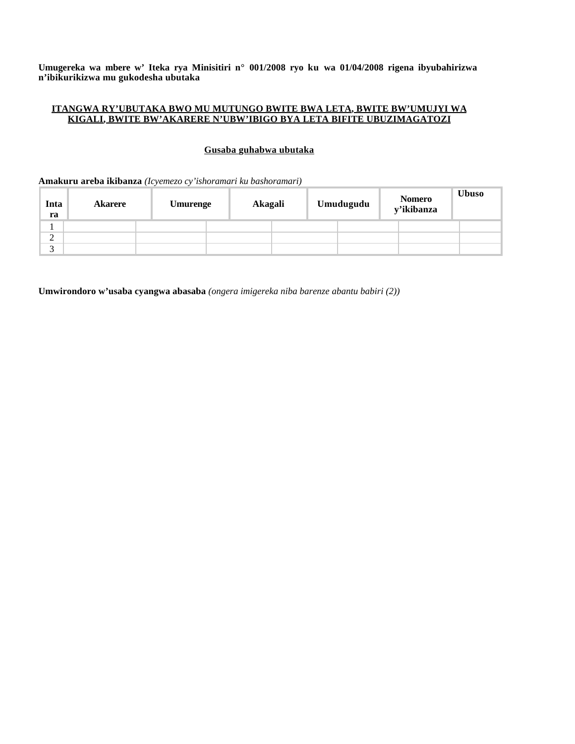**Umugereka wa mbere w' Iteka rya Minisitiri n° 001/2008 ryo ku wa 01/04/2008 rigena ibyubahirizwa n'ibikurikizwa mu gukodesha ubutaka**

## ITANGWA RY'UBUTAKA BWO MU MUTUNGO BWITE BWA LETA, BWITE BW'UMUJYI WA KIGALI, BWITE BW'AKARERE N'UBW'IBIGO BYA LETA BIFITE UBUZIMAGATOZI

### Gusaba guhabwa ubutaka

**Amakuru areba ikibanza** *(Icyemezo cy'ishoramari ku bashoramari)*

| Intara | Akarere | Umurenge | Akagali | Umudugudu | Nomero y'ikibanza | Ubuso |
|---|---|---|---|---|---|---|
| 1 | | | | | | |
| 2 | | | | | | |
| 3 | | | | | | |

**Umwirondoro w'usaba cyangwa abasaba** *(ongera imigereka niba barenze abantu babiri (2))*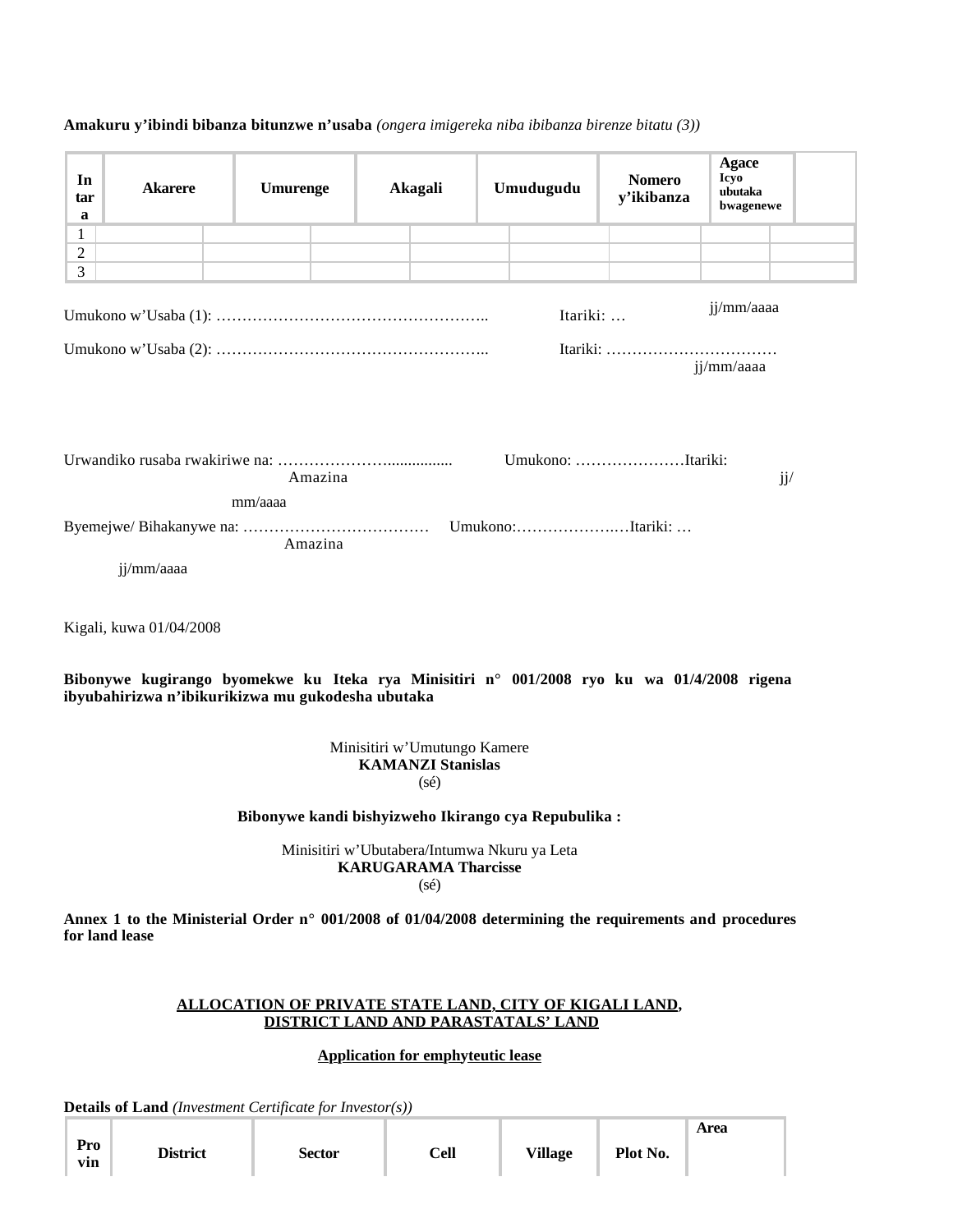**Amakuru y'ibindi bibanza bitunzwe n'usaba** *(ongera imigereka niba ibibanza birenze bitatu (3))*

| Intara | Akarere | Umurenge | Akagali | Umudugudu | Nomero y'ikibanza | Agace Icyo ubutaka bwagenewe | |
|---|---|---|---|---|---|---|---|
| 1 | | | | | | | |
| 2 | | | | | | | |
| 3 | | | | | | | |

Umukono w'Usaba (1): …………………………………………….. Itariki: … jj/mm/aaaa

Umukono w'Usaba (2): …………………………………………….. Itariki: …………………………… jj/mm/aaaa

Urwandiko rusaba rwakiriwe na: …………………................ Umukono: …………………Itariki: jj/mm/aaaa
Amazina

Byemejwe/ Bihakanywe na: ……………………………… Umukono:……………….…Itariki: … jj/mm/aaaa
Amazina

Kigali, kuwa 01/04/2008

**Bibonywe kugirango byomekwe ku Iteka rya Minisitiri n° 001/2008 ryo ku wa 01/4/2008 rigena ibyubahirizwa n'ibikurikizwa mu gukodesha ubutaka**

Minisitiri w'Umutungo Kamere
**KAMANZI Stanislas**
(sé)

**Bibonywe kandi bishyizweho Ikirango cya Repubulika :**

Minisitiri w'Ubutabera/Intumwa Nkuru ya Leta
**KARUGARAMA Tharcisse**
(sé)

**Annex 1 to the Ministerial Order n° 001/2008 of 01/04/2008 determining the requirements and procedures for land lease**

**ALLOCATION OF PRIVATE STATE LAND, CITY OF KIGALI LAND, DISTRICT LAND AND PARASTATALS' LAND**

**Application for emphyteutic lease**

**Details of Land** *(Investment Certificate for Investor(s))*

| Province | District | Sector | Cell | Village | Plot No. | Area |
|---|---|---|---|---|---|---|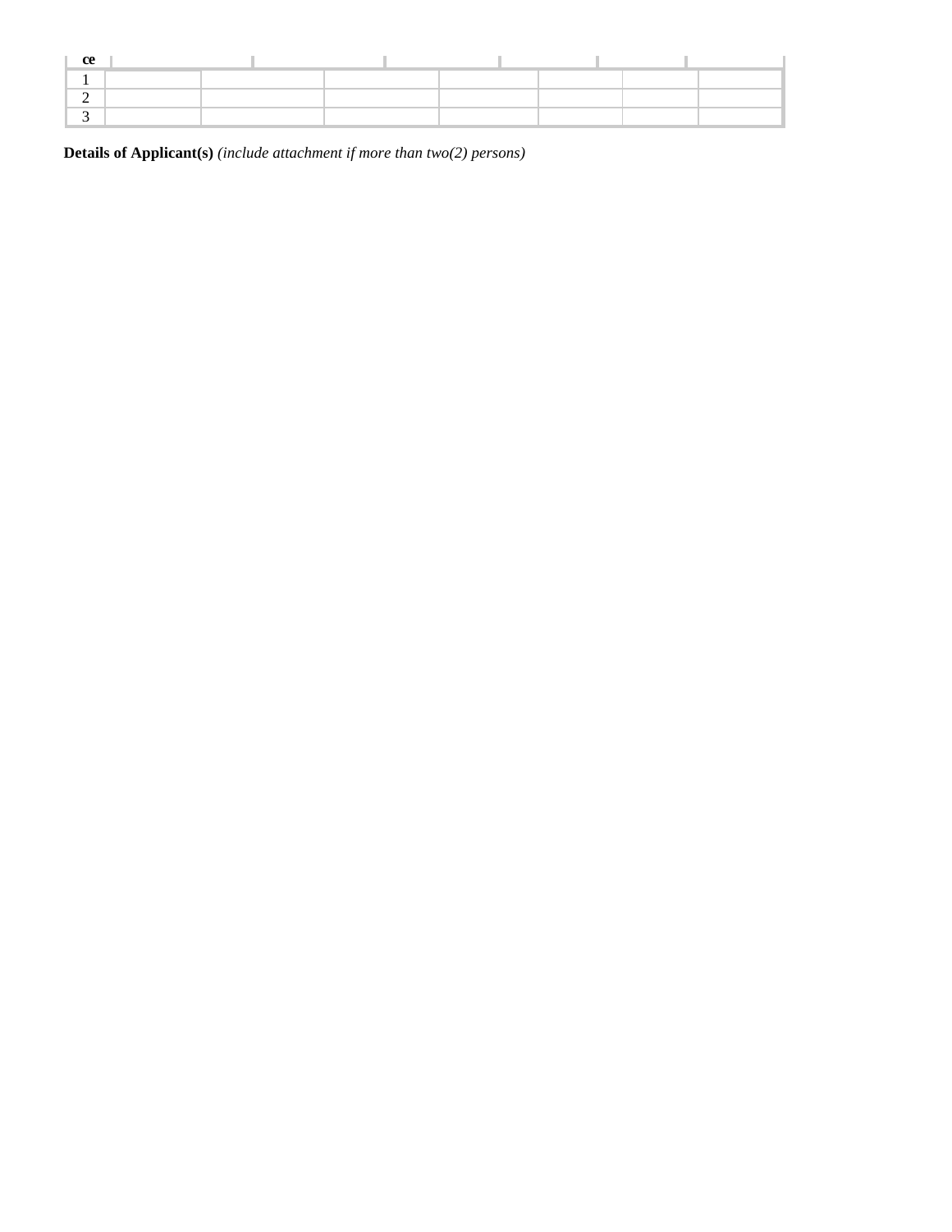| ce | | | | | | | |
|---|---|---|---|---|---|---|---|
| 1 | | | | | | | |
| 2 | | | | | | | |
| 3 | | | | | | | |

**Details of Applicant(s)** *(include attachment if more than two(2) persons)*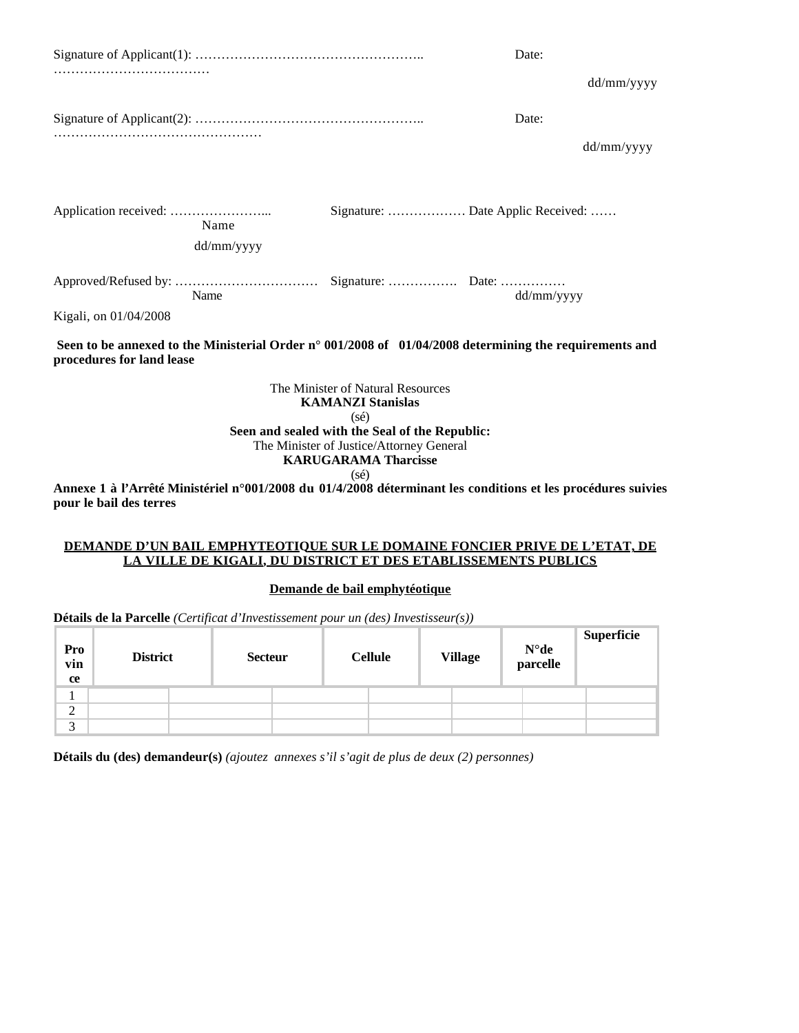Signature of Applicant(1): …………………………………………….. Date: ………………………………

dd/mm/yyyy

Signature of Applicant(2): …………………………………………….. Date: …………………………………………

dd/mm/yyyy

Application received: …………………... Signature: ……………… Date Applic Received: ……
Name

dd/mm/yyyy

Approved/Refused by: …………………………… Signature: ……………. Date: ……………
Name dd/mm/yyyy

Kigali, on 01/04/2008

**Seen to be annexed to the Ministerial Order n° 001/2008 of 01/04/2008 determining the requirements and procedures for land lease**

The Minister of Natural Resources
**KAMANZI Stanislas**
(sé)
**Seen and sealed with the Seal of the Republic:**
The Minister of Justice/Attorney General
**KARUGARAMA Tharcisse**
(sé)

**Annexe 1 à l'Arrêté Ministériel n°001/2008 du 01/4/2008 déterminant les conditions et les procédures suivies pour le bail des terres**

**DEMANDE D'UN BAIL EMPHYTEOTIQUE SUR LE DOMAINE FONCIER PRIVE DE L'ETAT, DE LA VILLE DE KIGALI, DU DISTRICT ET DES ETABLISSEMENTS PUBLICS**

**Demande de bail emphytéotique**

**Détails de la Parcelle** *(Certificat d'Investissement pour un (des) Investisseur(s))*

| Province | District | Secteur | Cellule | Village | N°de parcelle | Superficie |
|---|---|---|---|---|---|---|
| 1 | | | | | | |
| 2 | | | | | | |
| 3 | | | | | | |

**Détails du (des) demandeur(s)** *(ajoutez annexes s'il s'agit de plus de deux (2) personnes)*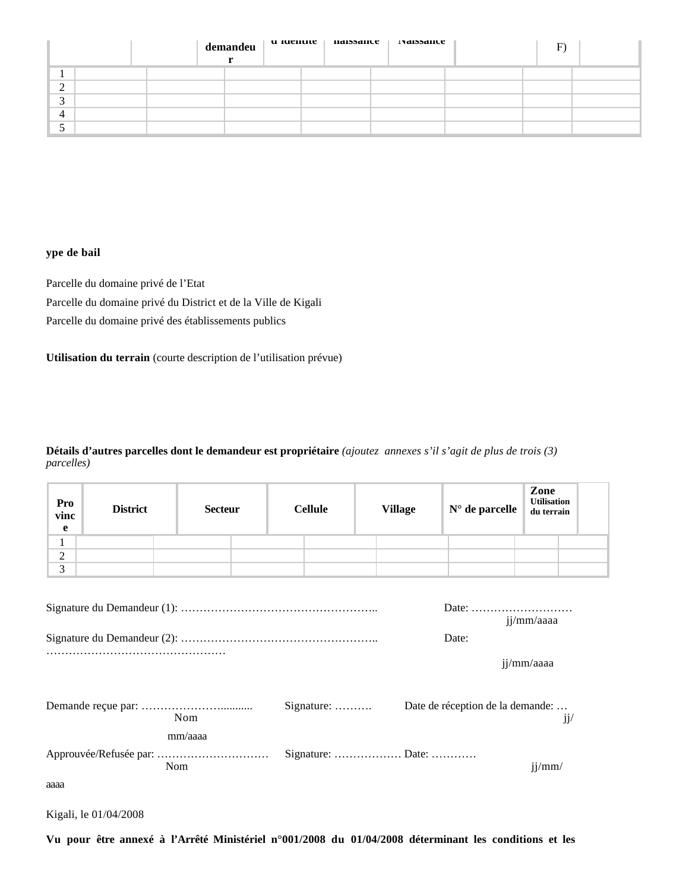|  |  | demandeur | d'identité | naissance | Naissance |  | F) |  |
|---|---|---|---|---|---|---|---|---|
| 1 |  |  |  |  |  |  |  |  |
| 2 |  |  |  |  |  |  |  |  |
| 3 |  |  |  |  |  |  |  |  |
| 4 |  |  |  |  |  |  |  |  |
| 5 |  |  |  |  |  |  |  |  |

**ype de bail**

Parcelle du domaine privé de l'Etat

Parcelle du domaine privé du District et de la Ville de Kigali

Parcelle du domaine privé des établissements publics

**Utilisation du terrain** (courte description de l'utilisation prévue)

**Détails d'autres parcelles dont le demandeur est propriétaire** *(ajoutez annexes s'il s'agit de plus de trois (3) parcelles)*

| Province | District | Secteur | Cellule | Village | N° de parcelle | Zone Utilisation du terrain |  |
|---|---|---|---|---|---|---|---|
| 1 |  |  |  |  |  |  |  |
| 2 |  |  |  |  |  |  |  |
| 3 |  |  |  |  |  |  |  |

Signature du Demandeur (1): …………………………………………….. Date: ………………………
jj/mm/aaaa

Signature du Demandeur (2): …………………………………………….. Date: …………………………………………
jj/mm/aaaa

Demande reçue par: ………………….......... Signature: ………. Date de réception de la demande: … jj/mm/aaaa
Nom

Approuvée/Refusée par: ………………………… Signature: ……………… Date: ………… jj/mm/aaaa
Nom

Kigali, le 01/04/2008

**Vu pour être annexé à l'Arrêté Ministériel n°001/2008 du 01/04/2008 déterminant les conditions et les**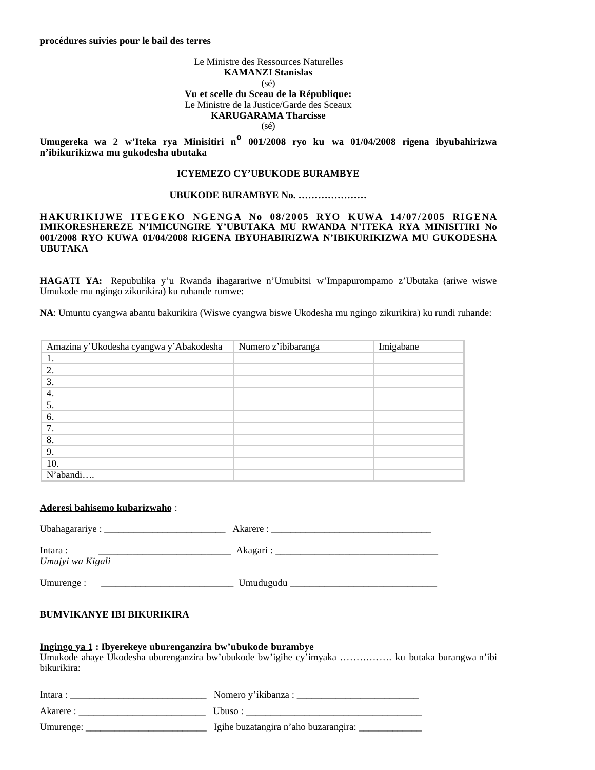**procédures suivies pour le bail des terres**

Le Ministre des Ressources Naturelles
**KAMANZI Stanislas**
(sé)
**Vu et scelle du Sceau de la République:**
Le Ministre de la Justice/Garde des Sceaux
**KARUGARAMA Tharcisse**
(sé)

**Umugereka wa 2 w'Iteka rya Minisitiri n$^{o}$ 001/2008 ryo ku wa 01/04/2008 rigena ibyubahirizwa n'ibikurikizwa mu gukodesha ubutaka**

**ICYEMEZO CY'UBUKODE BURAMBYE**

**UBUKODE BURAMBYE No. …………………**

**HAKURIKIJWE ITEGEKO NGENGA No 08/2005 RYO KUWA 14/07/2005 RIGENA IMIKORESHEREZE N'IMICUNGIRE Y'UBUTAKA MU RWANDA N'ITEKA RYA MINISITIRI No 001/2008 RYO KUWA 01/04/2008 RIGENA IBYUHABIRIZWA N'IBIKURIKIZWA MU GUKODESHA UBUTAKA**

**HAGATI YA:** Repubulika y'u Rwanda ihagarariwe n'Umubitsi w'Impapurompamo z'Ubutaka (ariwe wiswe Umukode mu ngingo zikurikira) ku ruhande rumwe:

**NA**: Umuntu cyangwa abantu bakurikira (Wiswe cyangwa biswe Ukodesha mu ngingo zikurikira) ku rundi ruhande:

| Amazina y'Ukodesha cyangwa y'Abakodesha | Numero z'ibibaranga | Imigabane |
|---|---|---|
| 1. | | |
| 2. | | |
| 3. | | |
| 4. | | |
| 5. | | |
| 6. | | |
| 7. | | |
| 8. | | |
| 9. | | |
| 10. | | |
| N'abandi…. | | |

<u>**Aderesi bahisemo kubarizwaho**</u> :

Ubahagarariye : _________________________ Akarere : _________________________________

Intara : ___________________________ Akagari : __________________________________
*Umujyi wa Kigali*

Umurenge : ___________________________ Umudugudu ______________________________

**BUMVIKANYE IBI BIKURIKIRA**

**<u>Ingingo ya 1</u> : Ibyerekeye uburenganzira bw'ubukode burambye**
Umukode ahaye Ukodesha uburenganzira bw'ubukode bw'igihe cy'imyaka ……………. ku butaka burangwa n'ibi bikurikira:

Intara : ____________________________ Nomero y'ikibanza : _________________________

Akarere : __________________________ Ubuso : ____________________________________

Umurenge: _________________________ Igihe buzatangira n'aho buzarangira: _____________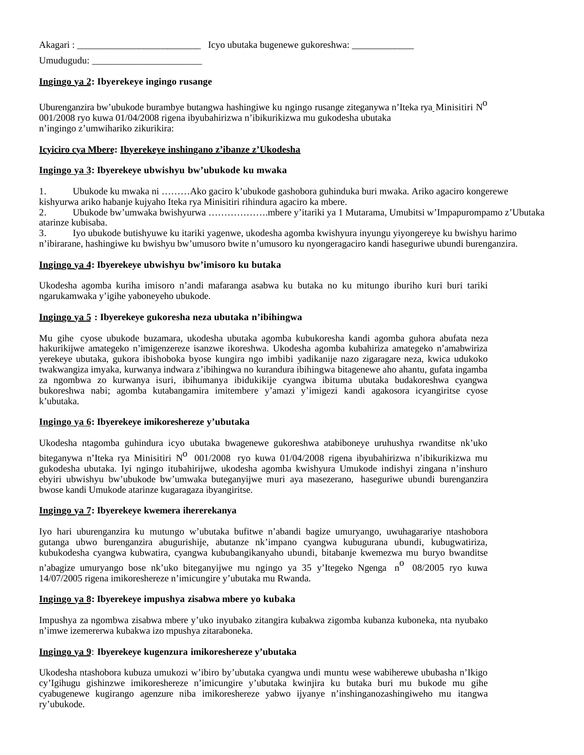Akagari : ___________________________ Icyo ubutaka bugenewe gukoreshwa: _____________

Umudugudu: ________________________

**Ingingo ya 2: Ibyerekeye ingingo rusange**

Uburenganzira bw'ubukode burambye butangwa hashingiwe ku ngingo rusange ziteganywa n'Iteka rya Minisitiri N° 001/2008 ryo kuwa 01/04/2008 rigena ibyubahirizwa n'ibikurikizwa mu gukodesha ubutaka n'ingingo z'umwihariko zikurikira:

**Icyiciro cya Mbere: Ibyerekeye inshingano z'ibanze z'Ukodesha**

**Ingingo ya 3: Ibyerekeye ubwishyu bw'ubukode ku mwaka**

1. Ubukode ku mwaka ni ………Ako gaciro k'ubukode gashobora guhinduka buri mwaka. Ariko agaciro kongerewe kishyurwa ariko habanje kujyaho Iteka rya Minisitiri rihindura agaciro ka mbere.
2. Ubukode bw'umwaka bwishyurwa ……………….mbere y'itariki ya 1 Mutarama, Umubitsi w'Impapurompamo z'Ubutaka atarinze kubisaba.
3. Iyo ubukode butishyuwe ku itariki yagenwe, ukodesha agomba kwishyura inyungu yiyongereye ku bwishyu harimo n'ibirarane, hashingiwe ku bwishyu bw'umusoro bwite n'umusoro ku nyongeragaciro kandi haseguriwe ubundi burenganzira.

**Ingingo ya 4: Ibyerekeye ubwishyu bw'imisoro ku butaka**

Ukodesha agomba kuriha imisoro n'andi mafaranga asabwa ku butaka no ku mitungo iburiho kuri buri tariki ngarukamwaka y'igihe yaboneyeho ubukode.

**Ingingo ya 5 : Ibyerekeye gukoresha neza ubutaka n'ibihingwa**

Mu gihe cyose ubukode buzamara, ukodesha ubutaka agomba kubukoresha kandi agomba guhora abufata neza hakurikijwe amategeko n'imigenzereze isanzwe ikoreshwa. Ukodesha agomba kubahiriza amategeko n'amabwiriza yerekeye ubutaka, gukora ibishoboka byose kungira ngo imbibi yadikanije nazo zigaragare neza, kwica udukoko twakwangiza imyaka, kurwanya indwara z'ibihingwa no kurandura ibihingwa bitagenewe aho ahantu, gufata ingamba za ngombwa zo kurwanya isuri, ibihumanya ibidukikije cyangwa ibituma ubutaka budakoreshwa cyangwa bukoreshwa nabi; agomba kutabangamira imitembere y'amazi y'imigezi kandi agakosora icyangiritse cyose k'ubutaka.

**Ingingo ya 6: Ibyerekeye imikoreshereze y'ubutaka**

Ukodesha ntagomba guhindura icyo ubutaka bwagenewe gukoreshwa atabiboneye uruhushya rwanditse nk'uko biteganywa n'Iteka rya Minisitiri N° 001/2008 ryo kuwa 01/04/2008 rigena ibyubahirizwa n'ibikurikizwa mu gukodesha ubutaka. Iyi ngingo itubahirijwe, ukodesha agomba kwishyura Umukode indishyi zingana n'inshuro ebyiri ubwishyu bw'ubukode bw'umwaka buteganyijwe muri aya masezerano, haseguriwe ubundi burenganzira bwose kandi Umukode atarinze kugaragaza ibyangiritse.

**Ingingo ya 7: Ibyerekeye kwemera ihererekanya**

Iyo hari uburenganzira ku mutungo w'ubutaka bufitwe n'abandi bagize umuryango, uwuhagarariye ntashobora gutanga ubwo burenganzira abugurishije, abutanze nk'impano cyangwa kubugurana ubundi, kubugwatiriza, kubukodesha cyangwa kubwatira, cyangwa kububangikanyaho ubundi, bitabanje kwemezwa mu buryo bwanditse n'abagize umuryango bose nk'uko biteganyijwe mu ngingo ya 35 y'Itegeko Ngenga n° 08/2005 ryo kuwa 14/07/2005 rigena imikoreshereze n'imicungire y'ubutaka mu Rwanda.

**Ingingo ya 8: Ibyerekeye impushya zisabwa mbere yo kubaka**

Impushya za ngombwa zisabwa mbere y'uko inyubako zitangira kubakwa zigomba kubanza kuboneka, nta nyubako n'imwe izemererwa kubakwa izo mpushya zitaraboneka.

**Ingingo ya 9: Ibyerekeye kugenzura imikoreshereze y'ubutaka**

Ukodesha ntashobora kubuza umukozi w'ibiro by'ubutaka cyangwa undi muntu wese wabiherewe ububasha n'Ikigo cy'Igihugu gishinzwe imikoreshereze n'imicungire y'ubutaka kwinjira ku butaka buri mu bukode mu gihe cyabugenewe kugirango agenzure niba imikoreshereze yabwo ijyanye n'inshinganozashingiweho mu itangwa ry'ubukode.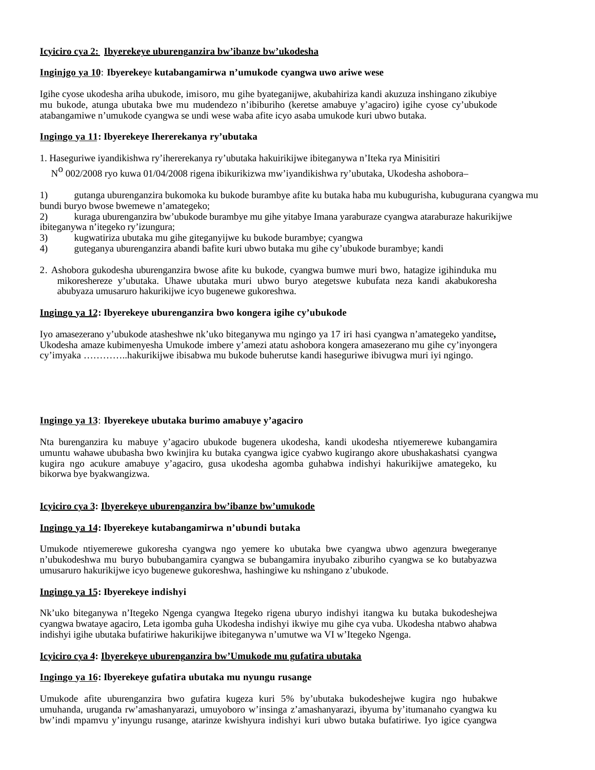**Icyiciro cya 2: Ibyerekeye uburenganzira bw'ibanze bw'ukodesha**

**Inginjgo ya 10: Ibyerekeye kutabangamirwa n'umukode cyangwa uwo ariwe wese**

Igihe cyose ukodesha ariha ubukode, imisoro, mu gihe byateganijwe, akubahiriza kandi akuzuza inshingano zikubiye mu bukode, atunga ubutaka bwe mu mudendezo n'ibiburiho (keretse amabuye y'agaciro) igihe cyose cy'ubukode atabangamiwe n'umukode cyangwa se undi wese waba afite icyo asaba umukode kuri ubwo butaka.

**Ingingo ya 11: Ibyerekeye Ihererekanya ry'ubutaka**

1. Haseguriwe iyandikishwa ry'ihererekanya ry'ubutaka hakuirikijwe ibiteganywa n'Iteka rya Minisitiri N° 002/2008 ryo kuwa 01/04/2008 rigena ibikurikizwa mw'iyandikishwa ry'ubutaka, Ukodesha ashobora–

1) gutanga uburenganzira bukomoka ku bukode burambye afite ku butaka haba mu kubugurisha, kubugurana cyangwa mu bundi buryo bwose bwemewe n'amategeko;
2) kuraga uburenganzira bw'ubukode burambye mu gihe yitabye Imana yaraburaze cyangwa ataraburaze hakurikijwe ibiteganywa n'itegeko ry'izungura;
3) kugwatiriza ubutaka mu gihe giteganyijwe ku bukode burambye; cyangwa
4) guteganya uburenganzira abandi bafite kuri ubwo butaka mu gihe cy'ubukode burambye; kandi

2. Ashobora gukodesha uburenganzira bwose afite ku bukode, cyangwa bumwe muri bwo, hatagize igihinduka mu mikoreshereze y'ubutaka. Uhawe ubutaka muri ubwo buryo ategetswe kubufata neza kandi akabukoresha abubyaza umusaruro hakurikijwe icyo bugenewe gukoreshwa.

**Ingingo ya 12: Ibyerekeye uburenganzira bwo kongera igihe cy'ubukode**

Iyo amasezerano y'ubukode atasheshwe nk'uko biteganywa mu ngingo ya 17 iri hasi cyangwa n'amategeko yanditse**,** Ukodesha amaze kubimenyesha Umukode imbere y'amezi atatu ashobora kongera amasezerano mu gihe cy'inyongera cy'imyaka …………..hakurikijwe ibisabwa mu bukode buherutse kandi haseguriwe ibivugwa muri iyi ngingo.

**Ingingo ya 13: Ibyerekeye ubutaka burimo amabuye y'agaciro**

Nta burenganzira ku mabuye y'agaciro ubukode bugenera ukodesha, kandi ukodesha ntiyemerewe kubangamira umuntu wahawe ububasha bwo kwinjira ku butaka cyangwa igice cyabwo kugirango akore ubushakashatsi cyangwa kugira ngo acukure amabuye y'agaciro, gusa ukodesha agomba guhabwa indishyi hakurikijwe amategeko, ku bikorwa bye byakwangizwa.

**Icyiciro cya 3: Ibyerekeye uburenganzira bw'ibanze bw'umukode**

**Ingingo ya 14: Ibyerekeye kutabangamirwa n'ubundi butaka**

Umukode ntiyemerewe gukoresha cyangwa ngo yemere ko ubutaka bwe cyangwa ubwo agenzura bwegeranye n'ubukodeshwa mu buryo bububangamira cyangwa se bubangamira inyubako ziburiho cyangwa se ko butabyazwa umusaruro hakurikijwe icyo bugenewe gukoreshwa, hashingiwe ku nshingano z'ubukode.

**Ingingo ya 15: Ibyerekeye indishyi**

Nk'uko biteganywa n'Itegeko Ngenga cyangwa Itegeko rigena uburyo indishyi itangwa ku butaka bukodeshejwa cyangwa bwataye agaciro, Leta igomba guha Ukodesha indishyi ikwiye mu gihe cya vuba. Ukodesha ntabwo ahabwa indishyi igihe ubutaka bufatiriwe hakurikijwe ibiteganywa n'umutwe wa VI w'Itegeko Ngenga.

**Icyiciro cya 4: Ibyerekeye uburenganzira bw'Umukode mu gufatira ubutaka**

**Ingingo ya 16: Ibyerekeye gufatira ubutaka mu nyungu rusange**

Umukode afite uburenganzira bwo gufatira kugeza kuri 5% by'ubutaka bukodeshejwe kugira ngo hubakwe umuhanda, uruganda rw'amashanyarazi, umuyoboro w'insinga z'amashanyarazi, ibyuma by'itumanaho cyangwa ku bw'indi mpamvu y'inyungu rusange, atarinze kwishyura indishyi kuri ubwo butaka bufatiriwe. Iyo igice cyangwa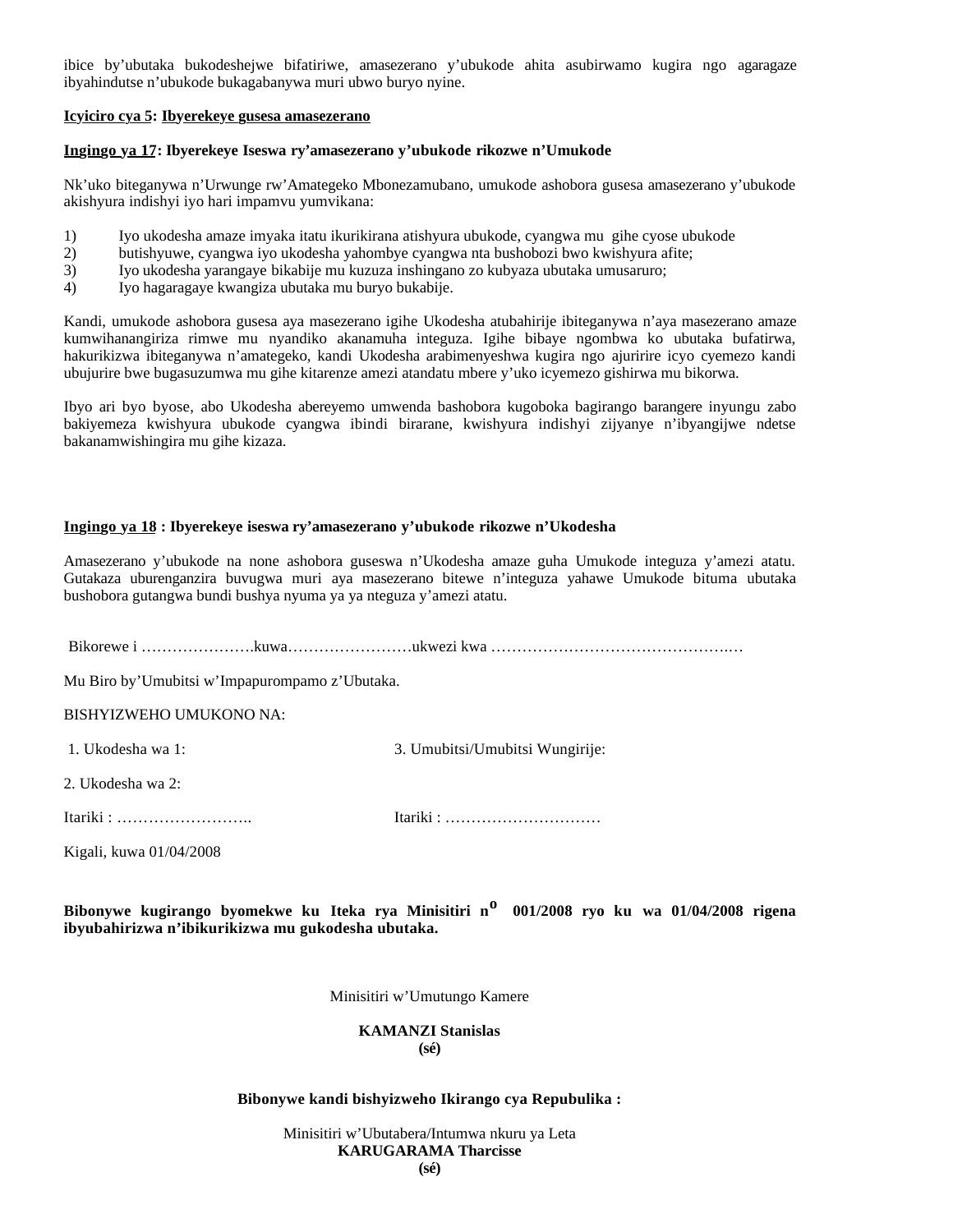ibice by'ubutaka bukodeshejwe bifatiriwe, amasezerano y'ubukode ahita asubirwamo kugira ngo agaragaze ibyahindutse n'ubukode bukagabanywa muri ubwo buryo nyine.

**Icyiciro cya 5: Ibyerekeye gusesa amasezerano**

**Ingingo ya 17: Ibyerekeye Iseswa ry'amasezerano y'ubukode rikozwe n'Umukode**

Nk'uko biteganywa n'Urwunge rw'Amategeko Mbonezamubano, umukode ashobora gusesa amasezerano y'ubukode akishyura indishyi iyo hari impamvu yumvikana:

1) Iyo ukodesha amaze imyaka itatu ikurikirana atishyura ubukode, cyangwa mu gihe cyose ubukode
2) butishyuwe, cyangwa iyo ukodesha yahombye cyangwa nta bushobozi bwo kwishyura afite;
3) Iyo ukodesha yarangaye bikabije mu kuzuza inshingano zo kubyaza ubutaka umusaruro;
4) Iyo hagaragaye kwangiza ubutaka mu buryo bukabije.

Kandi, umukode ashobora gusesa aya masezerano igihe Ukodesha atubahirije ibiteganywa n'aya masezerano amaze kumwihanangiriza rimwe mu nyandiko akanamuha integuza. Igihe bibaye ngombwa ko ubutaka bufatirwa, hakurikizwa ibiteganywa n'amategeko, kandi Ukodesha arabimenyeshwa kugira ngo ajuririre icyo cyemezo kandi ubujurire bwe bugasuzumwa mu gihe kitarenze amezi atandatu mbere y'uko icyemezo gishirwa mu bikorwa.

Ibyo ari byo byose, abo Ukodesha abereyemo umwenda bashobora kugoboka bagirango barangere inyungu zabo bakiyemeza kwishyura ubukode cyangwa ibindi birarane, kwishyura indishyi zijyanye n'ibyangijwe ndetse bakanamwishingira mu gihe kizaza.

**Ingingo ya 18 : Ibyerekeye iseswa ry'amasezerano y'ubukode rikozwe n'Ukodesha**

Amasezerano y'ubukode na none ashobora guseswa n'Ukodesha amaze guha Umukode integuza y'amezi atatu. Gutakaza uburenganzira buvugwa muri aya masezerano bitewe n'integuza yahawe Umukode bituma ubutaka bushobora gutangwa bundi bushya nyuma ya ya nteguza y'amezi atatu.

Bikorewe i ………………….kuwa……………………ukwezi kwa ……………………………………….…

Mu Biro by'Umubitsi w'Impapurompamo z'Ubutaka.

BISHYIZWEHO UMUKONO NA:

1. Ukodesha wa 1:

2. Ukodesha wa 2:

Itariki : ……………………..

3. Umubitsi/Umubitsi Wungirije:

Itariki : …………………………

Kigali, kuwa 01/04/2008

**Bibonywe kugirango byomekwe ku Iteka rya Minisitiri n° 001/2008 ryo ku wa 01/04/2008 rigena ibyubahirizwa n'ibikurikizwa mu gukodesha ubutaka.**

Minisitiri w'Umutungo Kamere

**KAMANZI Stanislas**
**(sé)**

**Bibonywe kandi bishyizweho Ikirango cya Repubulika :**

Minisitiri w'Ubutabera/Intumwa nkuru ya Leta
**KARUGARAMA Tharcisse**
**(sé)**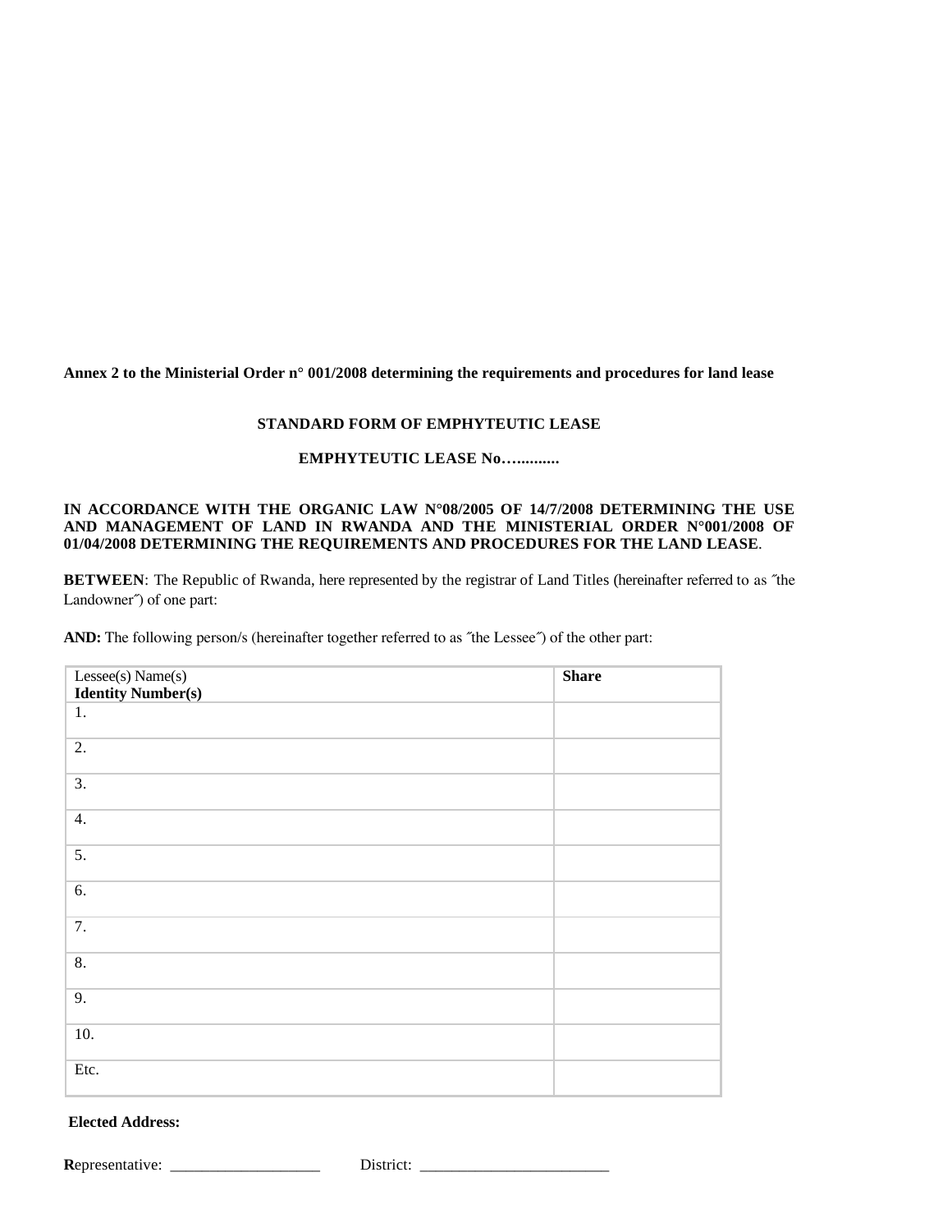**Annex 2 to the Ministerial Order n° 001/2008 determining the requirements and procedures for land lease**

**STANDARD FORM OF EMPHYTEUTIC LEASE**

**EMPHYTEUTIC LEASE No…..........**

**IN ACCORDANCE WITH THE ORGANIC LAW N°08/2005 OF 14/7/2008 DETERMINING THE USE AND MANAGEMENT OF LAND IN RWANDA AND THE MINISTERIAL ORDER N°001/2008 OF 01/04/2008 DETERMINING THE REQUIREMENTS AND PROCEDURES FOR THE LAND LEASE**.

**BETWEEN**: The Republic of Rwanda, here represented by the registrar of Land Titles (hereinafter referred to as ˝the Landowner˝) of one part:

**AND:** The following person/s (hereinafter together referred to as ˝the Lessee˝) of the other part:

| Lessee(s) Name(s)<br>**Identity Number(s)** | **Share** |
|---|---|
| 1. | |
| 2. | |
| 3. | |
| 4. | |
| 5. | |
| 6. | |
| 7. | |
| 8. | |
| 9. | |
| 10. | |
| Etc. | |

**Elected Address:**

**R**epresentative: ___________________ District: ________________________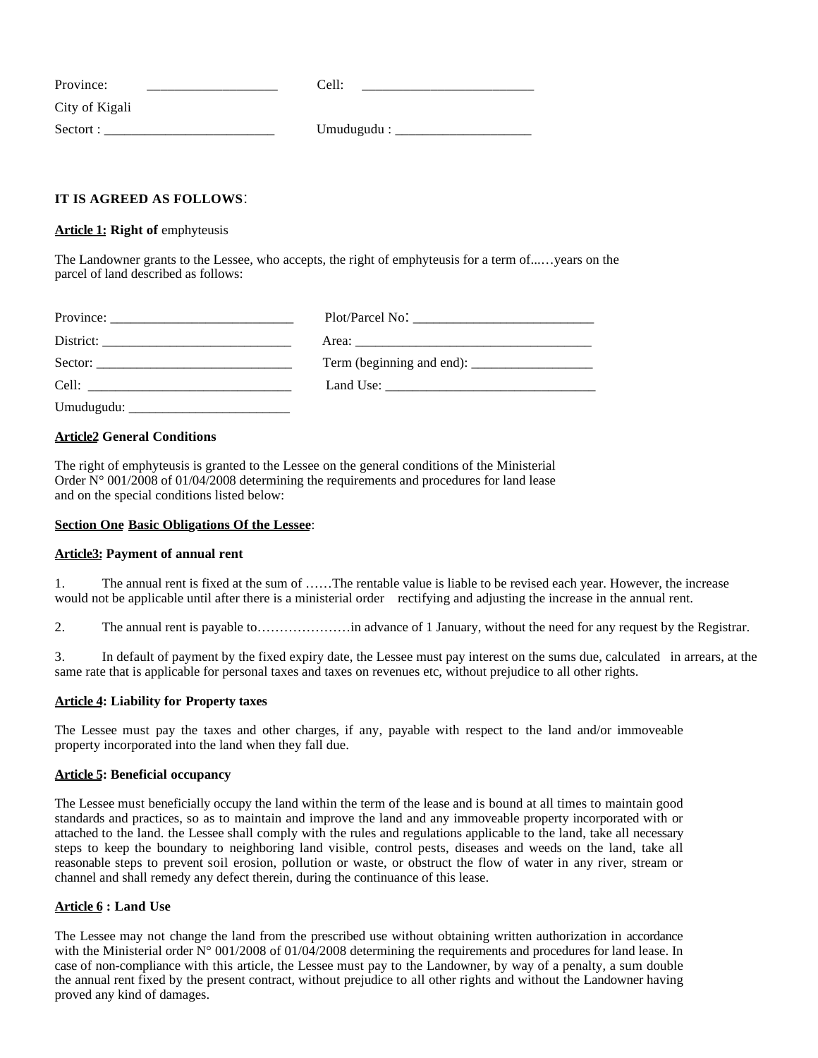Province: ___________________ Cell: _________________________

City of Kigali

Sectort : _________________________ Umudugudu : ____________________

**IT IS AGREED AS FOLLOWS**:

**Article 1: Right of** emphyteusis

The Landowner grants to the Lessee, who accepts, the right of emphyteusis for a term of...…years on the parcel of land described as follows:

Province: ___________________________ Plot/Parcel No: __________________________

District: ____________________________ Area: ____________________________________

Sector: ______________________________ Term (beginning and end): __________________

Cell: _______________________________ Land Use: ________________________________

Umudugudu: ________________________

**Article2 General Conditions**

The right of emphyteusis is granted to the Lessee on the general conditions of the Ministerial Order N° 001/2008 of 01/04/2008 determining the requirements and procedures for land lease and on the special conditions listed below:

**Section One Basic Obligations Of the Lessee**:

**Article3: Payment of annual rent**

1. The annual rent is fixed at the sum of ……The rentable value is liable to be revised each year. However, the increase would not be applicable until after there is a ministerial order rectifying and adjusting the increase in the annual rent.

2. The annual rent is payable to…………………in advance of 1 January, without the need for any request by the Registrar.

3. In default of payment by the fixed expiry date, the Lessee must pay interest on the sums due, calculated in arrears, at the same rate that is applicable for personal taxes and taxes on revenues etc, without prejudice to all other rights.

**Article 4: Liability for Property taxes**

The Lessee must pay the taxes and other charges, if any, payable with respect to the land and/or immoveable property incorporated into the land when they fall due.

**Article 5: Beneficial occupancy**

The Lessee must beneficially occupy the land within the term of the lease and is bound at all times to maintain good standards and practices, so as to maintain and improve the land and any immoveable property incorporated with or attached to the land. the Lessee shall comply with the rules and regulations applicable to the land, take all necessary steps to keep the boundary to neighboring land visible, control pests, diseases and weeds on the land, take all reasonable steps to prevent soil erosion, pollution or waste, or obstruct the flow of water in any river, stream or channel and shall remedy any defect therein, during the continuance of this lease.

**Article 6 : Land Use**

The Lessee may not change the land from the prescribed use without obtaining written authorization in accordance with the Ministerial order N° 001/2008 of 01/04/2008 determining the requirements and procedures for land lease. In case of non-compliance with this article, the Lessee must pay to the Landowner, by way of a penalty, a sum double the annual rent fixed by the present contract, without prejudice to all other rights and without the Landowner having proved any kind of damages.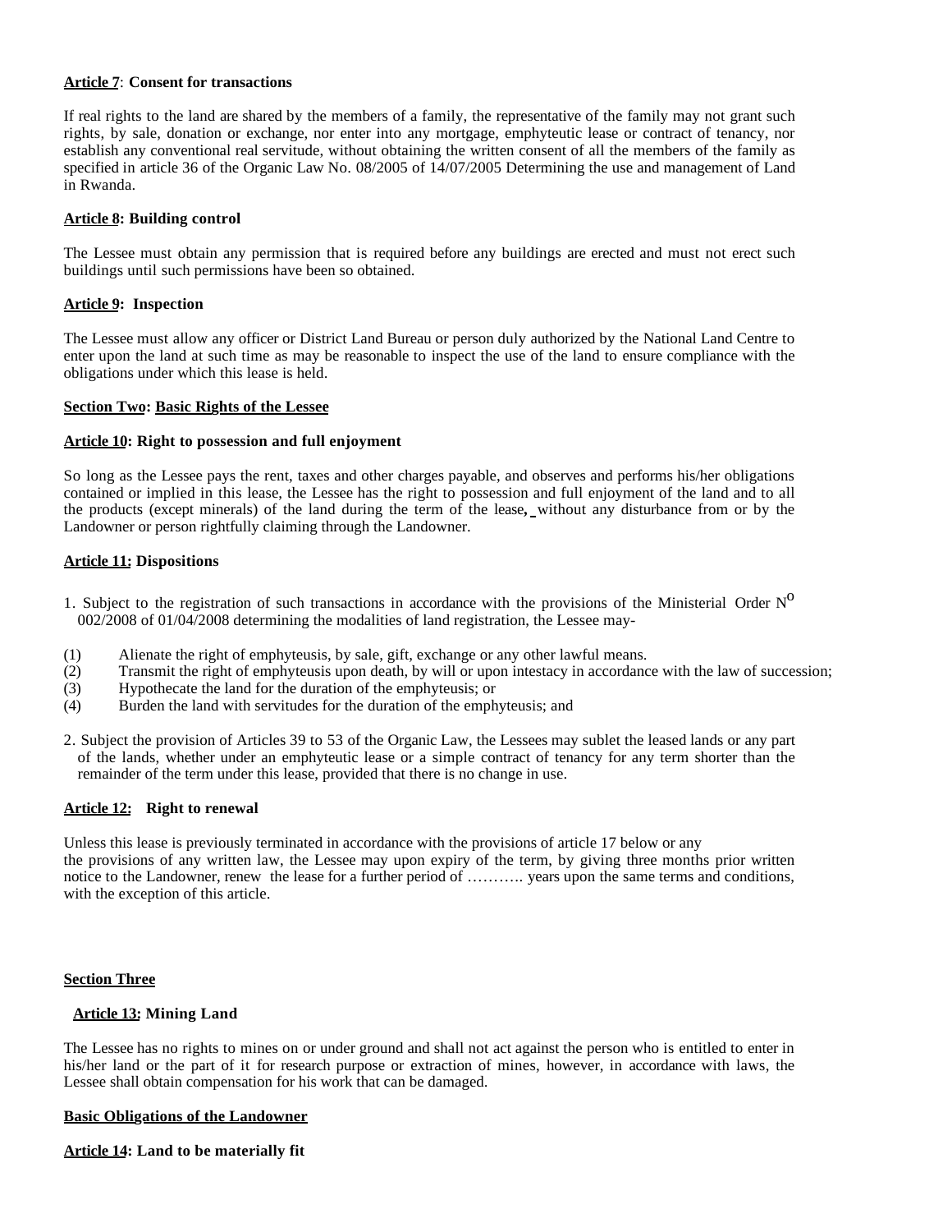**Article 7**: **Consent for transactions**

If real rights to the land are shared by the members of a family, the representative of the family may not grant such rights, by sale, donation or exchange, nor enter into any mortgage, emphyteutic lease or contract of tenancy, nor establish any conventional real servitude, without obtaining the written consent of all the members of the family as specified in article 36 of the Organic Law No. 08/2005 of 14/07/2005 Determining the use and management of Land in Rwanda.

**Article 8: Building control**

The Lessee must obtain any permission that is required before any buildings are erected and must not erect such buildings until such permissions have been so obtained.

**Article 9: Inspection**

The Lessee must allow any officer or District Land Bureau or person duly authorized by the National Land Centre to enter upon the land at such time as may be reasonable to inspect the use of the land to ensure compliance with the obligations under which this lease is held.

**Section Two: Basic Rights of the Lessee**

**Article 10: Right to possession and full enjoyment**

So long as the Lessee pays the rent, taxes and other charges payable, and observes and performs his/her obligations contained or implied in this lease, the Lessee has the right to possession and full enjoyment of the land and to all the products (except minerals) of the land during the term of the lease**,** without any disturbance from or by the Landowner or person rightfully claiming through the Landowner.

**Article 11: Dispositions**

1. Subject to the registration of such transactions in accordance with the provisions of the Ministerial Order N$^{o}$ 002/2008 of 01/04/2008 determining the modalities of land registration, the Lessee may-

(1) Alienate the right of emphyteusis, by sale, gift, exchange or any other lawful means.
(2) Transmit the right of emphyteusis upon death, by will or upon intestacy in accordance with the law of succession;
(3) Hypothecate the land for the duration of the emphyteusis; or
(4) Burden the land with servitudes for the duration of the emphyteusis; and

2. Subject the provision of Articles 39 to 53 of the Organic Law, the Lessees may sublet the leased lands or any part of the lands, whether under an emphyteutic lease or a simple contract of tenancy for any term shorter than the remainder of the term under this lease, provided that there is no change in use.

**Article 12: Right to renewal**

Unless this lease is previously terminated in accordance with the provisions of article 17 below or any the provisions of any written law, the Lessee may upon expiry of the term, by giving three months prior written notice to the Landowner, renew the lease for a further period of ……….. years upon the same terms and conditions, with the exception of this article.

**Section Three**

**Article 13: Mining Land**

The Lessee has no rights to mines on or under ground and shall not act against the person who is entitled to enter in his/her land or the part of it for research purpose or extraction of mines, however, in accordance with laws, the Lessee shall obtain compensation for his work that can be damaged.

**Basic Obligations of the Landowner**

**Article 14: Land to be materially fit**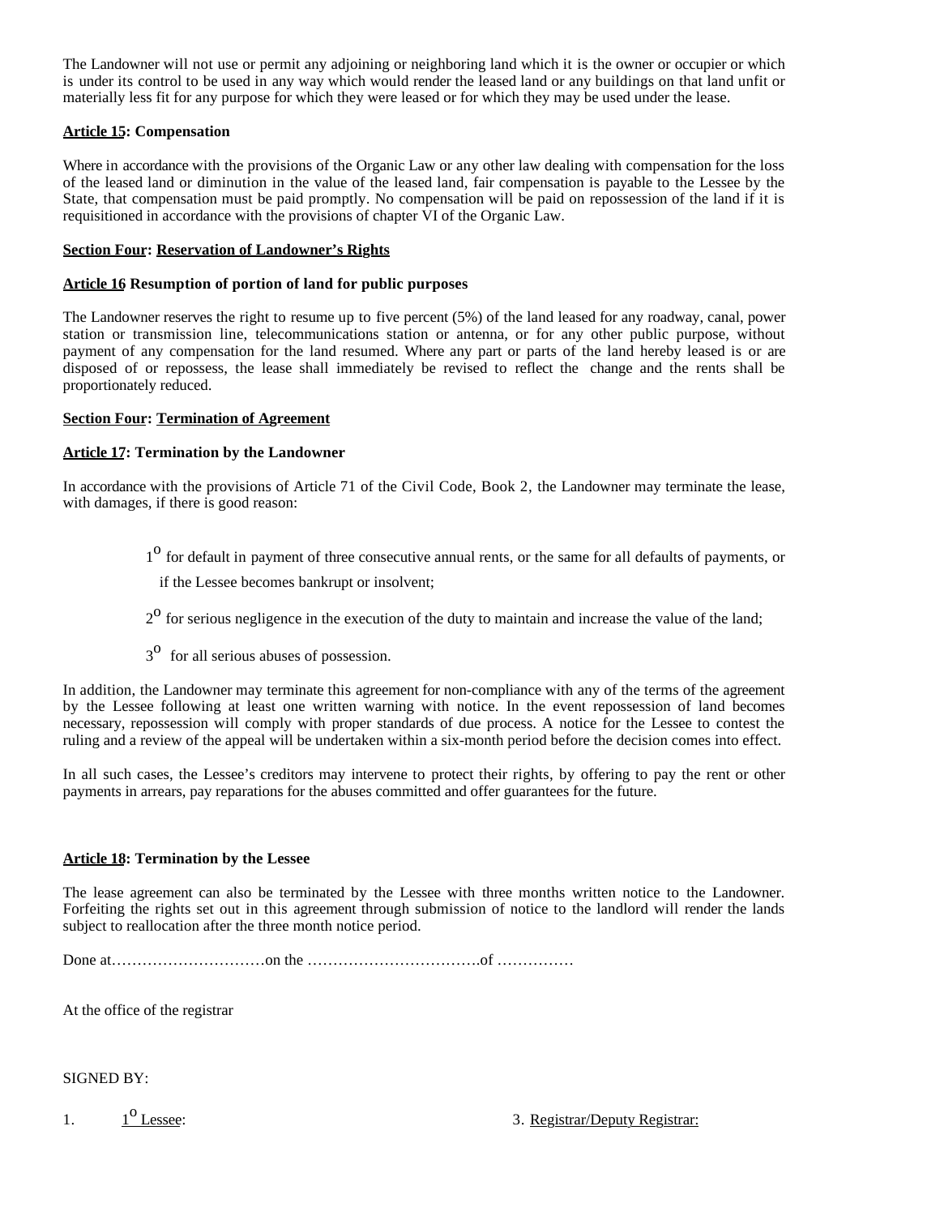The Landowner will not use or permit any adjoining or neighboring land which it is the owner or occupier or which is under its control to be used in any way which would render the leased land or any buildings on that land unfit or materially less fit for any purpose for which they were leased or for which they may be used under the lease.

**<u>Article 15</u>: Compensation**

Where in accordance with the provisions of the Organic Law or any other law dealing with compensation for the loss of the leased land or diminution in the value of the leased land, fair compensation is payable to the Lessee by the State, that compensation must be paid promptly. No compensation will be paid on repossession of the land if it is requisitioned in accordance with the provisions of chapter VI of the Organic Law.

**<u>Section Four</u>: <u>Reservation of Landowner's Rights</u>**

**<u>Article 16</u> Resumption of portion of land for public purposes**

The Landowner reserves the right to resume up to five percent (5%) of the land leased for any roadway, canal, power station or transmission line, telecommunications station or antenna, or for any other public purpose, without payment of any compensation for the land resumed. Where any part or parts of the land hereby leased is or are disposed of or repossess, the lease shall immediately be revised to reflect the change and the rents shall be proportionately reduced.

**<u>Section Four</u>: <u>Termination of Agreement</u>**

**<u>Article 17</u>: Termination by the Landowner**

In accordance with the provisions of Article 71 of the Civil Code, Book 2, the Landowner may terminate the lease, with damages, if there is good reason:

1° for default in payment of three consecutive annual rents, or the same for all defaults of payments, or if the Lessee becomes bankrupt or insolvent;

2° for serious negligence in the execution of the duty to maintain and increase the value of the land;

3° for all serious abuses of possession.

In addition, the Landowner may terminate this agreement for non-compliance with any of the terms of the agreement by the Lessee following at least one written warning with notice. In the event repossession of land becomes necessary, repossession will comply with proper standards of due process. A notice for the Lessee to contest the ruling and a review of the appeal will be undertaken within a six-month period before the decision comes into effect.

In all such cases, the Lessee's creditors may intervene to protect their rights, by offering to pay the rent or other payments in arrears, pay reparations for the abuses committed and offer guarantees for the future.

**<u>Article 18</u>: Termination by the Lessee**

The lease agreement can also be terminated by the Lessee with three months written notice to the Landowner. Forfeiting the rights set out in this agreement through submission of notice to the landlord will render the lands subject to reallocation after the three month notice period.

Done at…………………………on the …………………………….of ……………

At the office of the registrar

SIGNED BY:

1. <u>1° Lessee</u>:

3. <u>Registrar/Deputy Registrar:</u>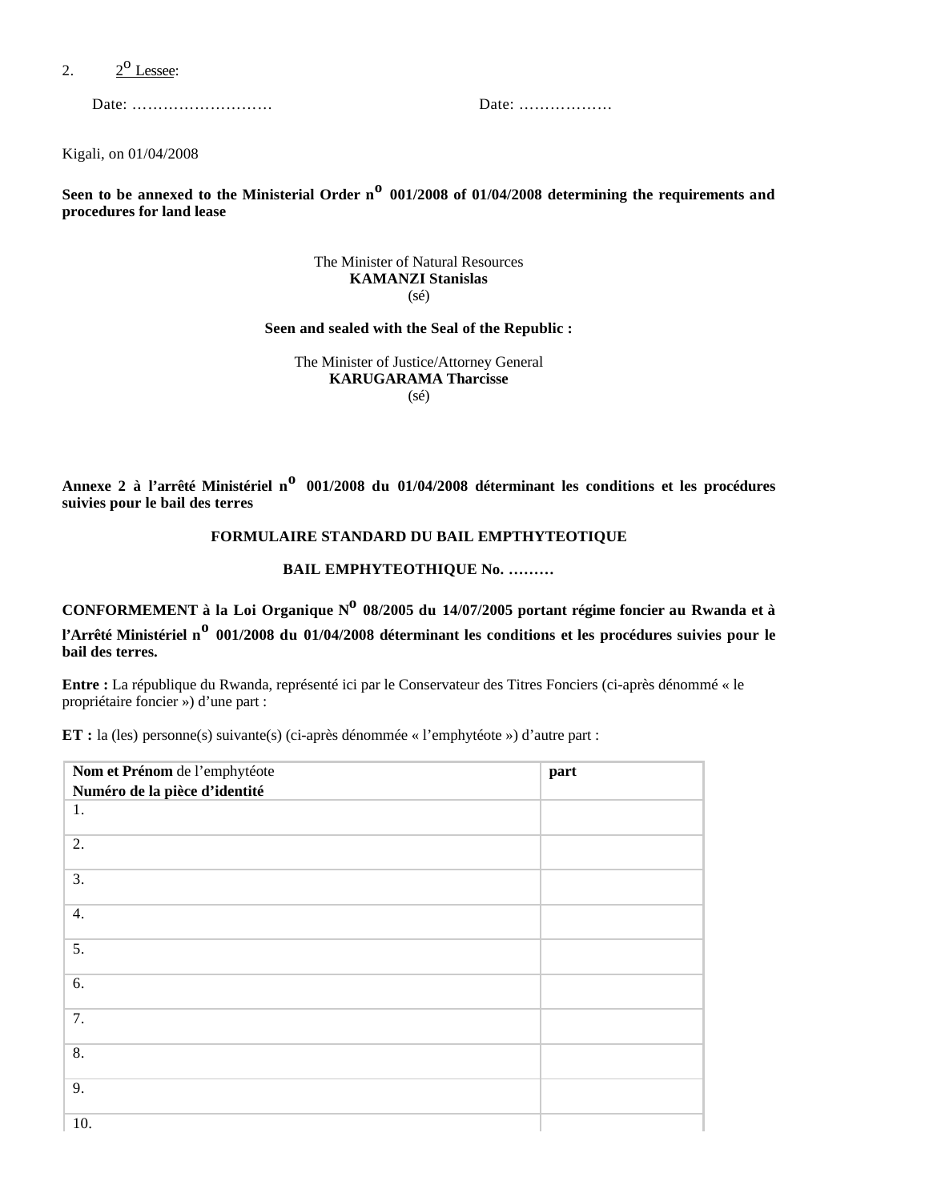2. 2° Lessee:

Date: ……………………… Date: ………………

Kigali, on 01/04/2008

**Seen to be annexed to the Ministerial Order n° 001/2008 of 01/04/2008 determining the requirements and procedures for land lease**

The Minister of Natural Resources
**KAMANZI Stanislas**
(sé)

**Seen and sealed with the Seal of the Republic :**

The Minister of Justice/Attorney General
**KARUGARAMA Tharcisse**
(sé)

**Annexe 2 à l'arrêté Ministériel n° 001/2008 du 01/04/2008 déterminant les conditions et les procédures suivies pour le bail des terres**

**FORMULAIRE STANDARD DU BAIL EMPTHYTEOTIQUE**

**BAIL EMPHYTEOTHIQUE No. ………**

**CONFORMEMENT à la Loi Organique N° 08/2005 du 14/07/2005 portant régime foncier au Rwanda et à l'Arrêté Ministériel n° 001/2008 du 01/04/2008 déterminant les conditions et les procédures suivies pour le bail des terres.**

**Entre :** La république du Rwanda, représenté ici par le Conservateur des Titres Fonciers (ci-après dénommé « le propriétaire foncier ») d'une part :

**ET :** la (les) personne(s) suivante(s) (ci-après dénommée « l'emphytéote ») d'autre part :

| **Nom et Prénom** de l'emphytéote<br>**Numéro de la pièce d'identité** | **part** |
|---|---|
| 1. | |
| 2. | |
| 3. | |
| 4. | |
| 5. | |
| 6. | |
| 7. | |
| 8. | |
| 9. | |
| 10. | |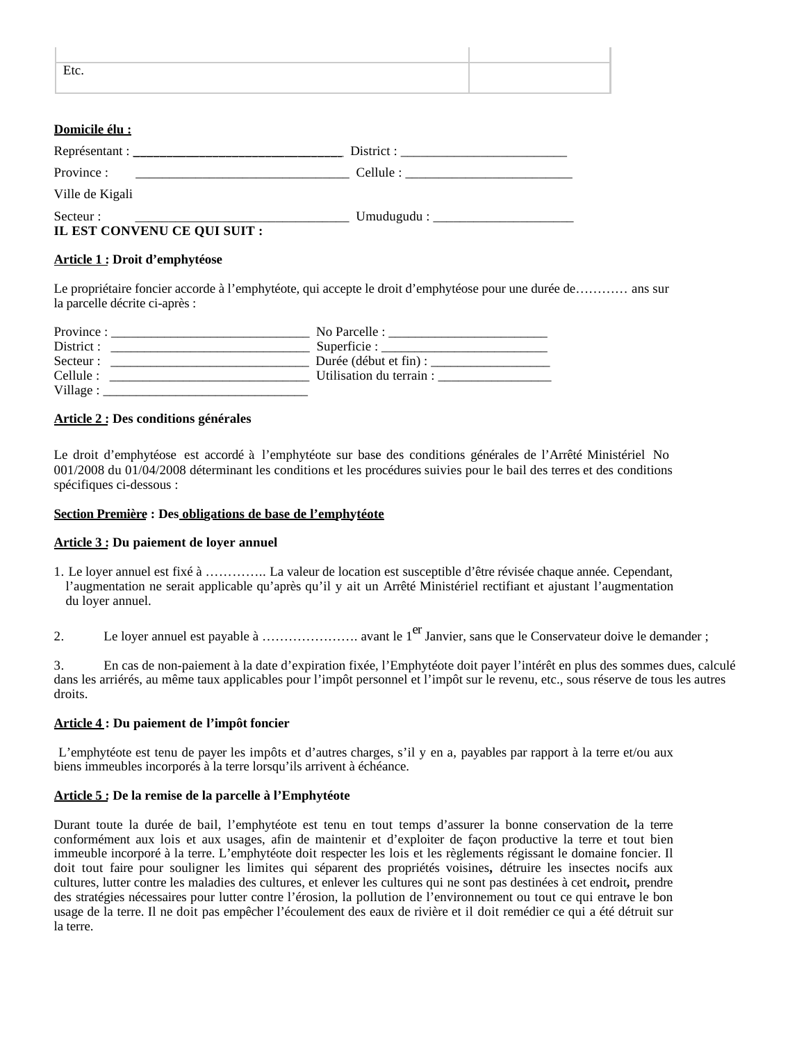|  |  |
|---|---|
| Etc. |  |

**Domicile élu :**

Représentant : _______________________________ District : _________________________

Province : _______________________________ Cellule : _________________________

Ville de Kigali

Secteur : _______________________________ Umudugudu : _____________________

**IL EST CONVENU CE QUI SUIT :**

**Article 1 : Droit d'emphytéose**

Le propriétaire foncier accorde à l'emphytéote, qui accepte le droit d'emphytéose pour une durée de………… ans sur la parcelle décrite ci-après :

Province : ______________________________ No Parcelle : ________________________
District : ______________________________ Superficie : _________________________
Secteur : ______________________________ Durée (début et fin) : __________________
Cellule : ______________________________ Utilisation du terrain : _________________
Village : _______________________________

**Article 2 : Des conditions générales**

Le droit d'emphytéose est accordé à l'emphytéote sur base des conditions générales de l'Arrêté Ministériel No 001/2008 du 01/04/2008 déterminant les conditions et les procédures suivies pour le bail des terres et des conditions spécifiques ci-dessous :

**Section Première : Des obligations de base de l'emphytéote**

**Article 3 : Du paiement de loyer annuel**

1. Le loyer annuel est fixé à ………….. La valeur de location est susceptible d'être révisée chaque année. Cependant, l'augmentation ne serait applicable qu'après qu'il y ait un Arrêté Ministériel rectifiant et ajustant l'augmentation du loyer annuel.

2. Le loyer annuel est payable à …………………. avant le 1er Janvier, sans que le Conservateur doive le demander ;

3. En cas de non-paiement à la date d'expiration fixée, l'Emphytéote doit payer l'intérêt en plus des sommes dues, calculé dans les arriérés, au même taux applicables pour l'impôt personnel et l'impôt sur le revenu, etc., sous réserve de tous les autres droits.

**Article 4 : Du paiement de l'impôt foncier**

L'emphytéote est tenu de payer les impôts et d'autres charges, s'il y en a, payables par rapport à la terre et/ou aux biens immeubles incorporés à la terre lorsqu'ils arrivent à échéance.

**Article 5 : De la remise de la parcelle à l'Emphytéote**

Durant toute la durée de bail, l'emphytéote est tenu en tout temps d'assurer la bonne conservation de la terre conformément aux lois et aux usages, afin de maintenir et d'exploiter de façon productive la terre et tout bien immeuble incorporé à la terre. L'emphytéote doit respecter les lois et les règlements régissant le domaine foncier. Il doit tout faire pour souligner les limites qui séparent des propriétés voisines**,** détruire les insectes nocifs aux cultures, lutter contre les maladies des cultures, et enlever les cultures qui ne sont pas destinées à cet endroit**,** prendre des stratégies nécessaires pour lutter contre l'érosion, la pollution de l'environnement ou tout ce qui entrave le bon usage de la terre. Il ne doit pas empêcher l'écoulement des eaux de rivière et il doit remédier ce qui a été détruit sur la terre.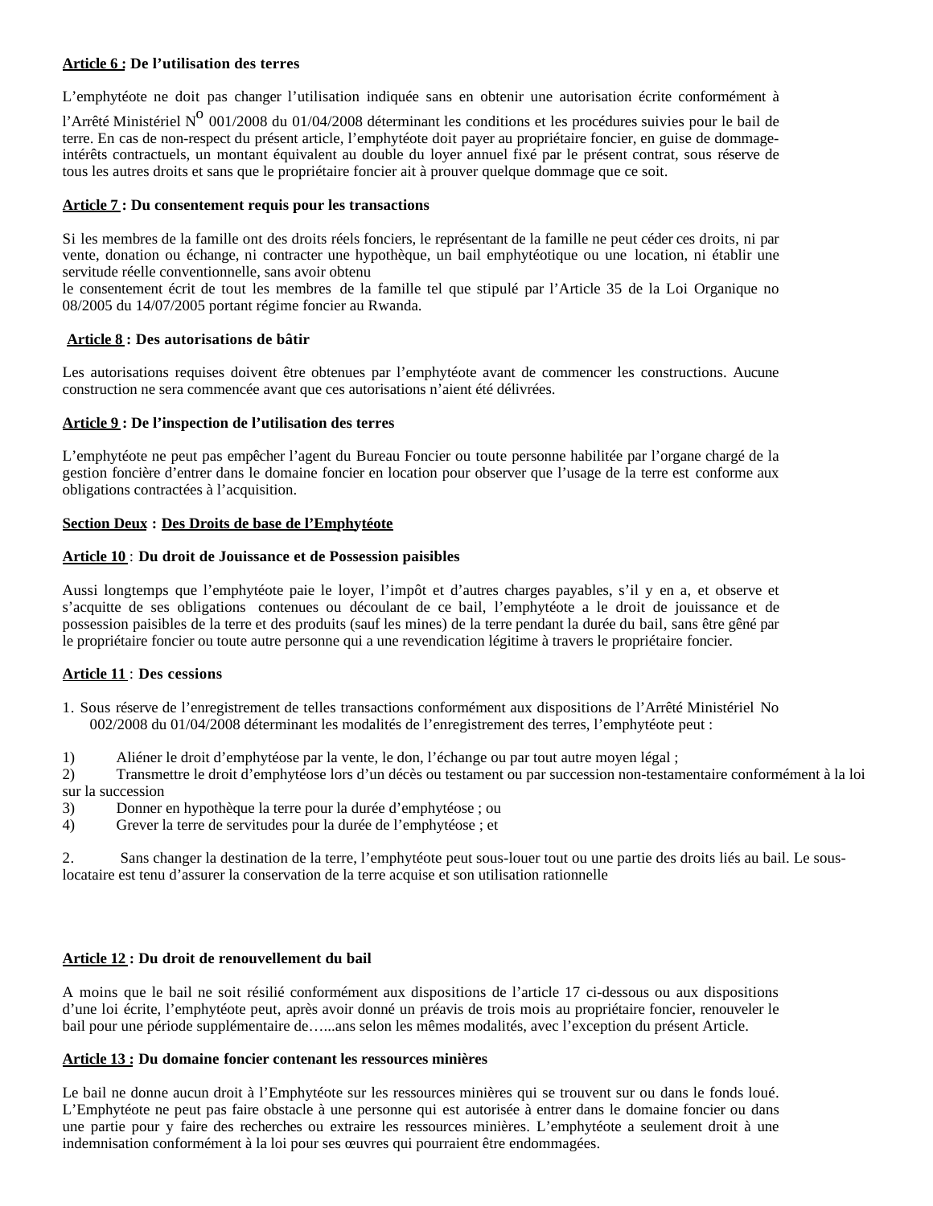**Article 6 : De l'utilisation des terres**

L'emphytéote ne doit pas changer l'utilisation indiquée sans en obtenir une autorisation écrite conformément à l'Arrêté Ministériel N$^{O}$ 001/2008 du 01/04/2008 déterminant les conditions et les procédures suivies pour le bail de terre. En cas de non-respect du présent article, l'emphytéote doit payer au propriétaire foncier, en guise de dommage-intérêts contractuels, un montant équivalent au double du loyer annuel fixé par le présent contrat, sous réserve de tous les autres droits et sans que le propriétaire foncier ait à prouver quelque dommage que ce soit.

**Article 7 : Du consentement requis pour les transactions**

Si les membres de la famille ont des droits réels fonciers, le représentant de la famille ne peut céder ces droits, ni par vente, donation ou échange, ni contracter une hypothèque, un bail emphytéotique ou une location, ni établir une servitude réelle conventionnelle, sans avoir obtenu
le consentement écrit de tout les membres de la famille tel que stipulé par l'Article 35 de la Loi Organique no 08/2005 du 14/07/2005 portant régime foncier au Rwanda.

**Article 8 : Des autorisations de bâtir**

Les autorisations requises doivent être obtenues par l'emphytéote avant de commencer les constructions. Aucune construction ne sera commencée avant que ces autorisations n'aient été délivrées.

**Article 9 : De l'inspection de l'utilisation des terres**

L'emphytéote ne peut pas empêcher l'agent du Bureau Foncier ou toute personne habilitée par l'organe chargé de la gestion foncière d'entrer dans le domaine foncier en location pour observer que l'usage de la terre est conforme aux obligations contractées à l'acquisition.

**Section Deux : Des Droits de base de l'Emphytéote**

**Article 10 : Du droit de Jouissance et de Possession paisibles**

Aussi longtemps que l'emphytéote paie le loyer, l'impôt et d'autres charges payables, s'il y en a, et observe et s'acquitte de ses obligations contenues ou découlant de ce bail, l'emphytéote a le droit de jouissance et de possession paisibles de la terre et des produits (sauf les mines) de la terre pendant la durée du bail, sans être gêné par le propriétaire foncier ou toute autre personne qui a une revendication légitime à travers le propriétaire foncier.

**Article 11 : Des cessions**

1. Sous réserve de l'enregistrement de telles transactions conformément aux dispositions de l'Arrêté Ministériel No 002/2008 du 01/04/2008 déterminant les modalités de l'enregistrement des terres, l'emphytéote peut :

1) Aliéner le droit d'emphytéose par la vente, le don, l'échange ou par tout autre moyen légal ;
2) Transmettre le droit d'emphytéose lors d'un décès ou testament ou par succession non-testamentaire conformément à la loi sur la succession
3) Donner en hypothèque la terre pour la durée d'emphytéose ; ou
4) Grever la terre de servitudes pour la durée de l'emphytéose ; et

2. Sans changer la destination de la terre, l'emphytéote peut sous-louer tout ou une partie des droits liés au bail. Le sous-locataire est tenu d'assurer la conservation de la terre acquise et son utilisation rationnelle

**Article 12 : Du droit de renouvellement du bail**

A moins que le bail ne soit résilié conformément aux dispositions de l'article 17 ci-dessous ou aux dispositions d'une loi écrite, l'emphytéote peut, après avoir donné un préavis de trois mois au propriétaire foncier, renouveler le bail pour une période supplémentaire de…...ans selon les mêmes modalités, avec l'exception du présent Article.

**Article 13 : Du domaine foncier contenant les ressources minières**

Le bail ne donne aucun droit à l'Emphytéote sur les ressources minières qui se trouvent sur ou dans le fonds loué. L'Emphytéote ne peut pas faire obstacle à une personne qui est autorisée à entrer dans le domaine foncier ou dans une partie pour y faire des recherches ou extraire les ressources minières. L'emphytéote a seulement droit à une indemnisation conformément à la loi pour ses œuvres qui pourraient être endommagées.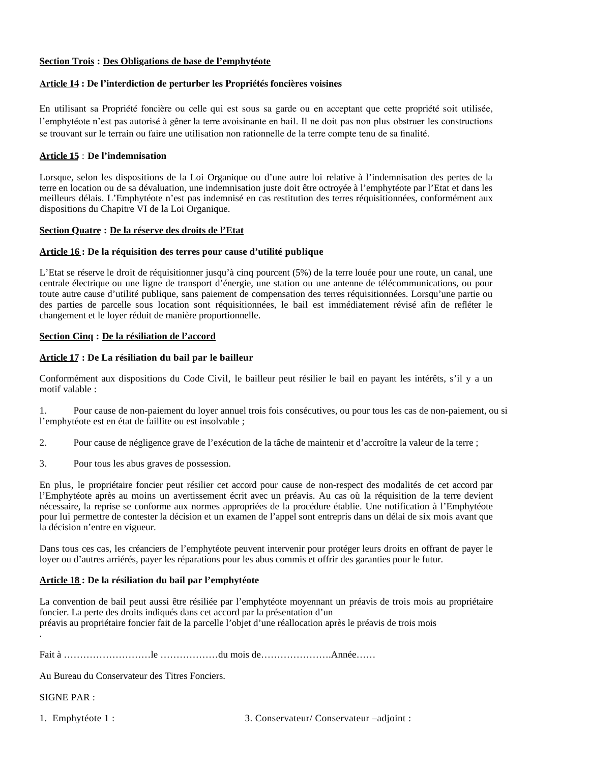**Section Trois : Des Obligations de base de l'emphytéote**

**Article 14 : De l'interdiction de perturber les Propriétés foncières voisines**

En utilisant sa Propriété foncière ou celle qui est sous sa garde ou en acceptant que cette propriété soit utilisée, l'emphytéote n'est pas autorisé à gêner la terre avoisinante en bail. Il ne doit pas non plus obstruer les constructions se trouvant sur le terrain ou faire une utilisation non rationnelle de la terre compte tenu de sa finalité.

**Article 15 : De l'indemnisation**

Lorsque, selon les dispositions de la Loi Organique ou d'une autre loi relative à l'indemnisation des pertes de la terre en location ou de sa dévaluation, une indemnisation juste doit être octroyée à l'emphytéote par l'Etat et dans les meilleurs délais. L'Emphytéote n'est pas indemnisé en cas restitution des terres réquisitionnées, conformément aux dispositions du Chapitre VI de la Loi Organique.

**Section Quatre : De la réserve des droits de l'Etat**

**Article 16 : De la réquisition des terres pour cause d'utilité publique**

L'Etat se réserve le droit de réquisitionner jusqu'à cinq pourcent (5%) de la terre louée pour une route, un canal, une centrale électrique ou une ligne de transport d'énergie, une station ou une antenne de télécommunications, ou pour toute autre cause d'utilité publique, sans paiement de compensation des terres réquisitionnées. Lorsqu'une partie ou des parties de parcelle sous location sont réquisitionnées, le bail est immédiatement révisé afin de refléter le changement et le loyer réduit de manière proportionnelle.

**Section Cinq : De la résiliation de l'accord**

**Article 17 : De La résiliation du bail par le bailleur**

Conformément aux dispositions du Code Civil, le bailleur peut résilier le bail en payant les intérêts, s'il y a un motif valable :

1. Pour cause de non-paiement du loyer annuel trois fois consécutives, ou pour tous les cas de non-paiement, ou si l'emphytéote est en état de faillite ou est insolvable ;

2. Pour cause de négligence grave de l'exécution de la tâche de maintenir et d'accroître la valeur de la terre ;

3. Pour tous les abus graves de possession.

En plus, le propriétaire foncier peut résilier cet accord pour cause de non-respect des modalités de cet accord par l'Emphytéote après au moins un avertissement écrit avec un préavis. Au cas où la réquisition de la terre devient nécessaire, la reprise se conforme aux normes appropriées de la procédure établie. Une notification à l'Emphytéote pour lui permettre de contester la décision et un examen de l'appel sont entrepris dans un délai de six mois avant que la décision n'entre en vigueur.

Dans tous ces cas, les créanciers de l'emphytéote peuvent intervenir pour protéger leurs droits en offrant de payer le loyer ou d'autres arriérés, payer les réparations pour les abus commis et offrir des garanties pour le futur.

**Article 18 : De la résiliation du bail par l'emphytéote**

La convention de bail peut aussi être résiliée par l'emphytéote moyennant un préavis de trois mois au propriétaire foncier. La perte des droits indiqués dans cet accord par la présentation d'un préavis au propriétaire foncier fait de la parcelle l'objet d'une réallocation après le préavis de trois mois.

Fait à ………………………le ………………du mois de………………….Année……

Au Bureau du Conservateur des Titres Fonciers.

SIGNE PAR :

1. Emphytéote 1 :

3. Conservateur/ Conservateur –adjoint :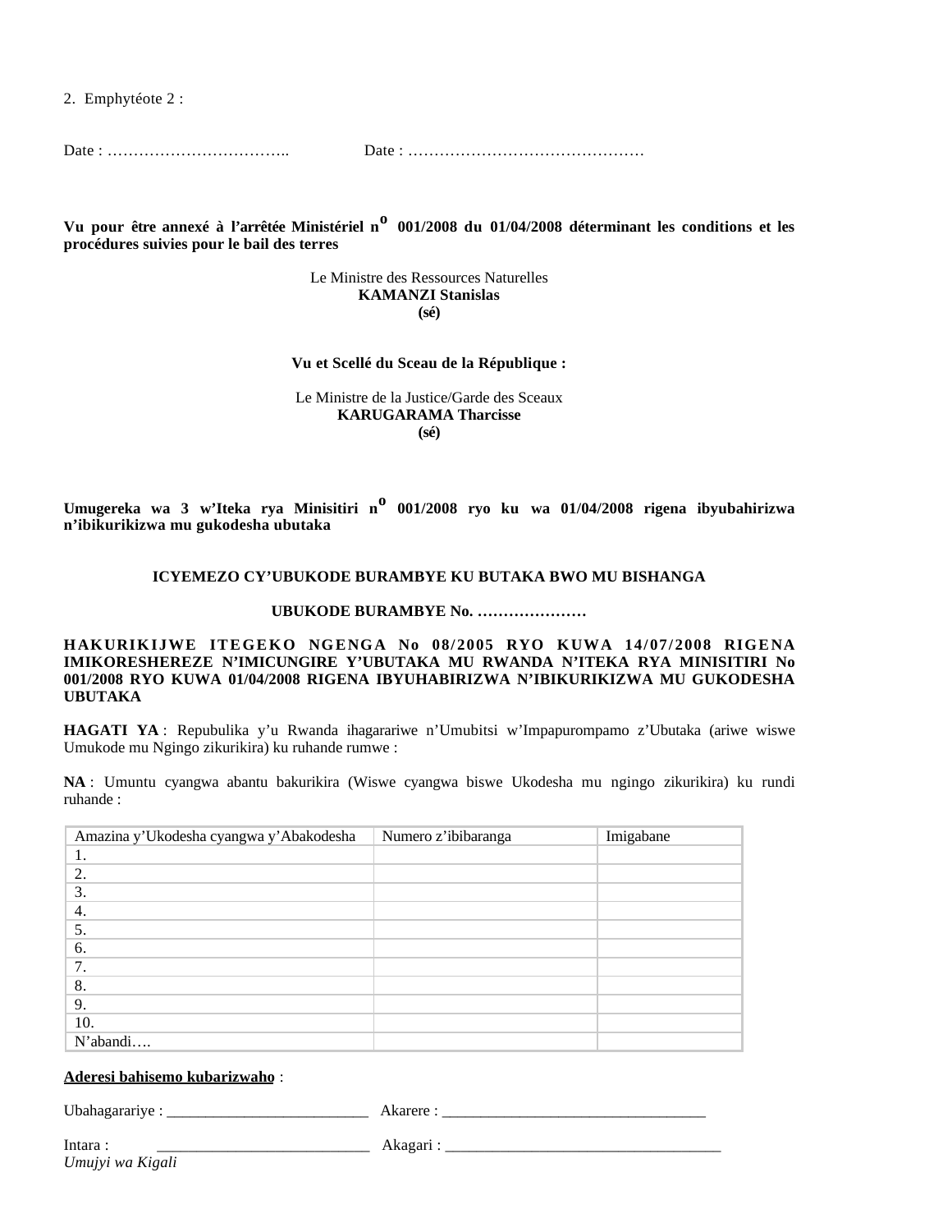2. Emphytéote 2 :

Date : ……………………………..                Date : ………………………………………

**Vu pour être annexé à l'arrêtée Ministériel n<sup>o</sup> 001/2008 du 01/04/2008 déterminant les conditions et les procédures suivies pour le bail des terres**

Le Ministre des Ressources Naturelles
**KAMANZI Stanislas**
**(sé)**

**Vu et Scellé du Sceau de la République :**

Le Ministre de la Justice/Garde des Sceaux
**KARUGARAMA Tharcisse**
**(sé)**

**Umugereka wa 3 w'Iteka rya Minisitiri n<sup>o</sup> 001/2008 ryo ku wa 01/04/2008 rigena ibyubahirizwa n'ibikurikizwa mu gukodesha ubutaka**

**ICYEMEZO CY'UBUKODE BURAMBYE KU BUTAKA BWO MU BISHANGA**

**UBUKODE BURAMBYE No. …………………**

**HAKURIKIJWE ITEGEKO NGENGA No 08/2005 RYO KUWA 14/07/2008 RIGENA IMIKORESHEREZE N'IMICUNGIRE Y'UBUTAKA MU RWANDA N'ITEKA RYA MINISITIRI No 001/2008 RYO KUWA 01/04/2008 RIGENA IBYUHABIRIZWA N'IBIKURIKIZWA MU GUKODESHA UBUTAKA**

**HAGATI YA** : Repubulika y'u Rwanda ihagarariwe n'Umubitsi w'Impapurompamo z'Ubutaka (ariwe wiswe Umukode mu Ngingo zikurikira) ku ruhande rumwe :

**NA** : Umuntu cyangwa abantu bakurikira (Wiswe cyangwa biswe Ukodesha mu ngingo zikurikira) ku rundi ruhande :

| Amazina y'Ukodesha cyangwa y'Abakodesha | Numero z'ibibaranga | Imigabane |
|---|---|---|
| 1. | | |
| 2. | | |
| 3. | | |
| 4. | | |
| 5. | | |
| 6. | | |
| 7. | | |
| 8. | | |
| 9. | | |
| 10. | | |
| N'abandi…. | | |

<u>**Aderesi bahisemo kubarizwaho**</u> :

Ubahagarariye : ___________________________   Akarere : __________________________________

Intara : ___________________________   Akagari : ____________________________________
*Umujyi wa Kigali*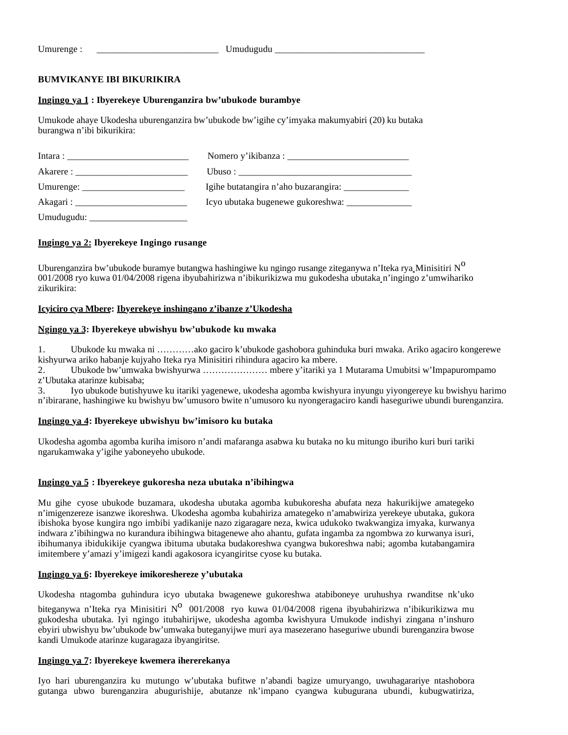Umurenge : __________________________ Umudugudu ________________________________

**BUMVIKANYE IBI BIKURIKIRA**

**Ingingo ya 1 : Ibyerekeye Uburenganzira bw'ubukode burambye**

Umukode ahaye Ukodesha uburenganzira bw'ubukode bw'igihe cy'imyaka makumyabiri (20) ku butaka burangwa n'ibi bikurikira:

Intara : __________________________ Nomero y'ikibanza : __________________________

Akarere : ________________________ Ubuso : ______________________________________

Umurenge: ______________________ Igihe butatangira n'aho buzarangira: ______________

Akagari : ________________________ Icyo ubutaka bugenewe gukoreshwa: ______________

Umudugudu: _____________________

**Ingingo ya 2: Ibyerekeye Ingingo rusange**

Uburenganzira bw'ubukode buramye butangwa hashingiwe ku ngingo rusange ziteganywa n'Iteka rya Minisitiri N° 001/2008 ryo kuwa 01/04/2008 rigena ibyubahirizwa n'ibikurikizwa mu gukodesha ubutaka n'ingingo z'umwihariko zikurikira:

**Icyiciro cya Mbere: Ibyerekeye inshingano z'ibanze z'Ukodesha**

**Ngingo ya 3: Ibyerekeye ubwishyu bw'ubukode ku mwaka**

1. Ubukode ku mwaka ni …………ako gaciro k'ubukode gashobora guhinduka buri mwaka. Ariko agaciro kongerewe kishyurwa ariko habanje kujyaho Iteka rya Minisitiri rihindura agaciro ka mbere.
2. Ubukode bw'umwaka bwishyurwa ………………… mbere y'itariki ya 1 Mutarama Umubitsi w'Impapurompamo z'Ubutaka atarinze kubisaba;
3. Iyo ubukode butishyuwe ku itariki yagenewe, ukodesha agomba kwishyura inyungu yiyongereye ku bwishyu harimo n'ibirarane, hashingiwe ku bwishyu bw'umusoro bwite n'umusoro ku nyongeragaciro kandi haseguriwe ubundi burenganzira.

**Ingingo ya 4: Ibyerekeye ubwishyu bw'imisoro ku butaka**

Ukodesha agomba agomba kuriha imisoro n'andi mafaranga asabwa ku butaka no ku mitungo iburiho kuri buri tariki ngarukamwaka y'igihe yaboneyeho ubukode.

**Ingingo ya 5 : Ibyerekeye gukoresha neza ubutaka n'ibihingwa**

Mu gihe cyose ubukode buzamara, ukodesha ubutaka agomba kubukoresha abufata neza hakurikijwe amategeko n'imigenzereze isanzwe ikoreshwa. Ukodesha agomba kubahiriza amategeko n'amabwiriza yerekeye ubutaka, gukora ibishoka byose kungira ngo imbibi yadikanije nazo zigaragare neza, kwica udukoko twakwangiza imyaka, kurwanya indwara z'ibihingwa no kurandura ibihingwa bitagenewe aho ahantu, gufata ingamba za ngombwa zo kurwanya isuri, ibihumanya ibidukikije cyangwa ibituma ubutaka budakoreshwa cyangwa bukoreshwa nabi; agomba kutabangamira imitembere y'amazi y'imigezi kandi agakosora icyangiritse cyose ku butaka.

**Ingingo ya 6: Ibyerekeye imikoreshereze y'ubutaka**

Ukodesha ntagomba guhindura icyo ubutaka bwagenewe gukoreshwa atabiboneye uruhushya rwanditse nk'uko biteganywa n'Iteka rya Minisitiri N° 001/2008 ryo kuwa 01/04/2008 rigena ibyubahirizwa n'ibikurikizwa mu gukodesha ubutaka. Iyi ngingo itubahirijwe, ukodesha agomba kwishyura Umukode indishyi zingana n'inshuro ebyiri ubwishyu bw'ubukode bw'umwaka buteganyijwe muri aya masezerano haseguriwe ubundi burenganzira bwose kandi Umukode atarinze kugaragaza ibyangiritse.

**Ingingo ya 7: Ibyerekeye kwemera ihererekanya**

Iyo hari uburenganzira ku mutungo w'ubutaka bufitwe n'abandi bagize umuryango, uwuhagarariye ntashobora gutanga ubwo burenganzira abugurishije, abutanze nk'impano cyangwa kubugurana ubundi, kubugwatiriza,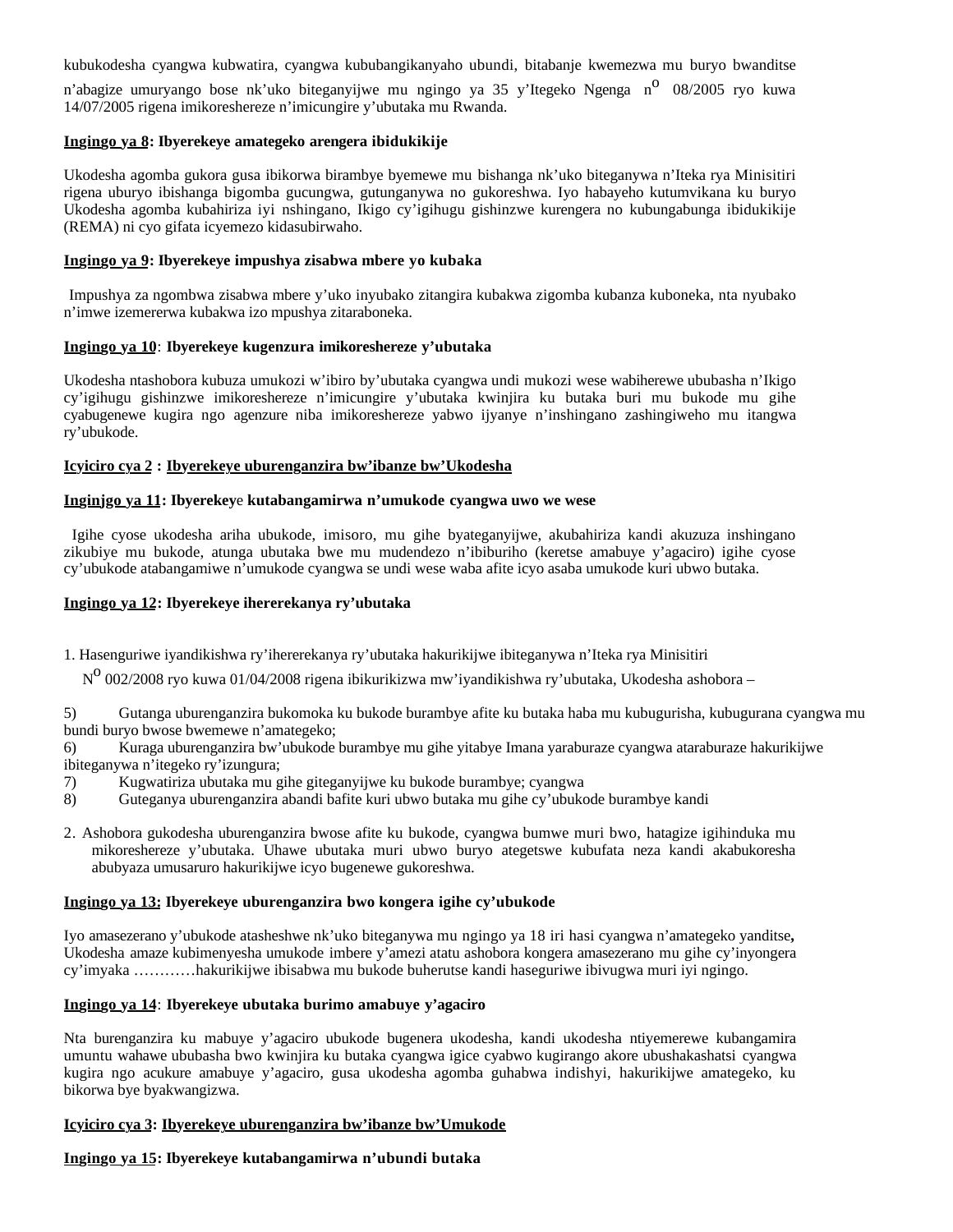kubukodesha cyangwa kubwatira, cyangwa kububangikanyaho ubundi, bitabanje kwemezwa mu buryo bwanditse n'abagize umuryango bose nk'uko biteganyijwe mu ngingo ya 35 y'Itegeko Ngenga n$^{o}$ 08/2005 ryo kuwa 14/07/2005 rigena imikoreshereze n'imicungire y'ubutaka mu Rwanda.

**Ingingo ya 8: Ibyerekeye amategeko arengera ibidukikije**

Ukodesha agomba gukora gusa ibikorwa birambye byemewe mu bishanga nk'uko biteganywa n'Iteka rya Minisitiri rigena uburyo ibishanga bigomba gucungwa, gutunganywa no gukoreshwa. Iyo habayeho kutumvikana ku buryo Ukodesha agomba kubahiriza iyi nshingano, Ikigo cy'igihugu gishinzwe kurengera no kubungabunga ibidukikije (REMA) ni cyo gifata icyemezo kidasubirwaho.

**Ingingo ya 9: Ibyerekeye impushya zisabwa mbere yo kubaka**

Impushya za ngombwa zisabwa mbere y'uko inyubako zitangira kubakwa zigomba kubanza kuboneka, nta nyubako n'imwe izemererwa kubakwa izo mpushya zitaraboneka.

**Ingingo ya 10: Ibyerekeye kugenzura imikoreshereze y'ubutaka**

Ukodesha ntashobora kubuza umukozi w'ibiro by'ubutaka cyangwa undi mukozi wese wabiherewe ububasha n'Ikigo cy'igihugu gishinzwe imikoreshereze n'imicungire y'ubutaka kwinjira ku butaka buri mu bukode mu gihe cyabugenewe kugira ngo agenzure niba imikoreshereze yabwo ijyanye n'inshingano zashingiweho mu itangwa ry'ubukode.

**Icyiciro cya 2 : Ibyerekeye uburenganzira bw'ibanze bw'Ukodesha**

**Inginjgo ya 11: Ibyerekeye kutabangamirwa n'umukode cyangwa uwo we wese**

Igihe cyose ukodesha ariha ubukode, imisoro, mu gihe byateganyijwe, akubahiriza kandi akuzuza inshingano zikubiye mu bukode, atunga ubutaka bwe mu mudendezo n'ibiburiho (keretse amabuye y'agaciro) igihe cyose cy'ubukode atabangamiwe n'umukode cyangwa se undi wese waba afite icyo asaba umukode kuri ubwo butaka.

**Ingingo ya 12: Ibyerekeye ihererekanya ry'ubutaka**

1. Hasenguriwe iyandikishwa ry'ihererekanya ry'ubutaka hakurikijwe ibiteganywa n'Iteka rya Minisitiri N$^{o}$ 002/2008 ryo kuwa 01/04/2008 rigena ibikurikizwa mw'iyandikishwa ry'ubutaka, Ukodesha ashobora –

5) Gutanga uburenganzira bukomoka ku bukode burambye afite ku butaka haba mu kubugurisha, kubugurana cyangwa mu bundi buryo bwose bwemewe n'amategeko;
6) Kuraga uburenganzira bw'ubukode burambye mu gihe yitabye Imana yaraburaze cyangwa ataraburaze hakurikijwe ibiteganywa n'itegeko ry'izungura;
7) Kugwatiriza ubutaka mu gihe giteganyijwe ku bukode burambye; cyangwa
8) Guteganya uburenganzira abandi bafite kuri ubwo butaka mu gihe cy'ubukode burambye kandi

2. Ashobora gukodesha uburenganzira bwose afite ku bukode, cyangwa bumwe muri bwo, hatagize igihinduka mu mikoreshereze y'ubutaka. Uhawe ubutaka muri ubwo buryo ategetswe kubufata neza kandi akabukoresha abubyaza umusaruro hakurikijwe icyo bugenewe gukoreshwa.

**Ingingo ya 13: Ibyerekeye uburenganzira bwo kongera igihe cy'ubukode**

Iyo amasezerano y'ubukode atasheshwe nk'uko biteganywa mu ngingo ya 18 iri hasi cyangwa n'amategeko yanditse**,** Ukodesha amaze kubimenyesha umukode imbere y'amezi atatu ashobora kongera amasezerano mu gihe cy'inyongera cy'imyaka …………hakurikijwe ibisabwa mu bukode buherutse kandi haseguriwe ibivugwa muri iyi ngingo.

**Ingingo ya 14: Ibyerekeye ubutaka burimo amabuye y'agaciro**

Nta burenganzira ku mabuye y'agaciro ubukode bugenera ukodesha, kandi ukodesha ntiyemerewe kubangamira umuntu wahawe ububasha bwo kwinjira ku butaka cyangwa igice cyabwo kugirango akore ubushakashatsi cyangwa kugira ngo acukure amabuye y'agaciro, gusa ukodesha agomba guhabwa indishyi, hakurikijwe amategeko, ku bikorwa bye byakwangizwa.

**Icyiciro cya 3: Ibyerekeye uburenganzira bw'ibanze bw'Umukode**

**Ingingo ya 15: Ibyerekeye kutabangamirwa n'ubundi butaka**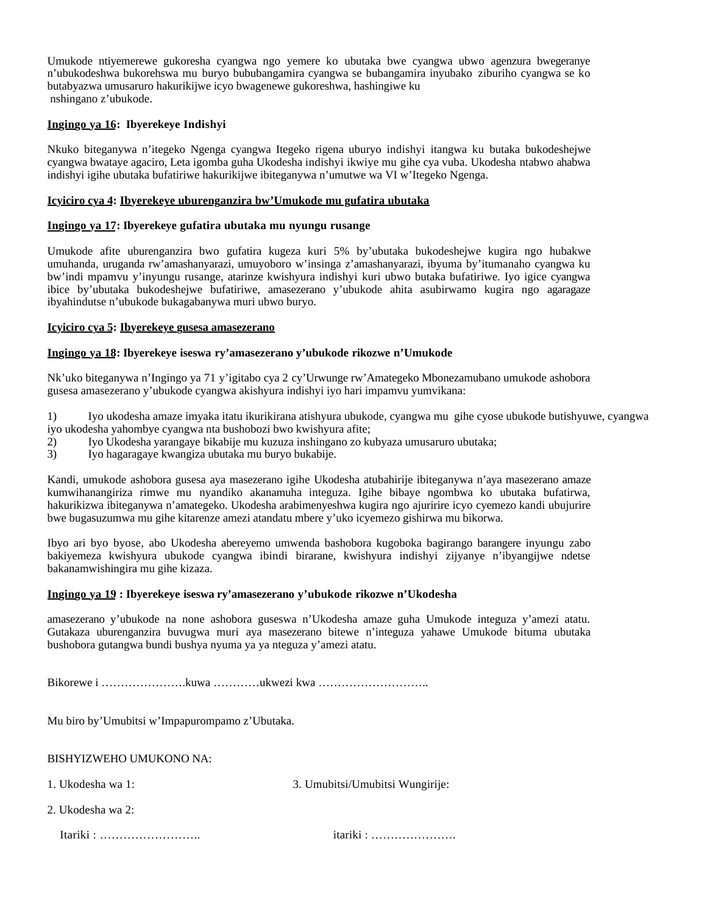Umukode ntiyemerewe gukoresha cyangwa ngo yemere ko ubutaka bwe cyangwa ubwo agenzura bwegeranye n'ubukodeshwa bukorehswa mu buryo bububangamira cyangwa se bubangamira inyubako ziburiho cyangwa se ko butabyazwa umusaruro hakurikijwe icyo bwagenewe gukoreshwa, hashingiwe ku nshingano z'ubukode.

**Ingingo ya 16: Ibyerekeye Indishyi**

Nkuko biteganywa n'itegeko Ngenga cyangwa Itegeko rigena uburyo indishyi itangwa ku butaka bukodeshejwe cyangwa bwataye agaciro, Leta igomba guha Ukodesha indishyi ikwiye mu gihe cya vuba. Ukodesha ntabwo ahabwa indishyi igihe ubutaka bufatiriwe hakurikijwe ibiteganywa n'umutwe wa VI w'Itegeko Ngenga.

**Icyiciro cya 4: Ibyerekeye uburenganzira bw'Umukode mu gufatira ubutaka**

**Ingingo ya 17: Ibyerekeye gufatira ubutaka mu nyungu rusange**

Umukode afite uburenganzira bwo gufatira kugeza kuri 5% by'ubutaka bukodeshejwe kugira ngo hubakwe umuhanda, uruganda rw'amashanyarazi, umuyoboro w'insinga z'amashanyarazi, ibyuma by'itumanaho cyangwa ku bw'indi mpamvu y'inyungu rusange, atarinze kwishyura indishyi kuri ubwo butaka bufatiriwe. Iyo igice cyangwa ibice by'ubutaka bukodeshejwe bufatiriwe, amasezerano y'ubukode ahita asubirwamo kugira ngo agaragaze ibyahindutse n'ubukode bukagabanywa muri ubwo buryo.

**Icyiciro cya 5: Ibyerekeye gusesa amasezerano**

**Ingingo ya 18: Ibyerekeye iseswa ry'amasezerano y'ubukode rikozwe n'Umukode**

Nk'uko biteganywa n'Ingingo ya 71 y'igitabo cya 2 cy'Urwunge rw'Amategeko Mbonezamubano umukode ashobora gusesa amasezerano y'ubukode cyangwa akishyura indishyi iyo hari impamvu yumvikana:

1) Iyo ukodesha amaze imyaka itatu ikurikirana atishyura ubukode, cyangwa mu gihe cyose ubukode butishyuwe, cyangwa iyo ukodesha yahombye cyangwa nta bushobozi bwo kwishyura afite;
2) Iyo Ukodesha yarangaye bikabije mu kuzuza inshingano zo kubyaza umusaruro ubutaka;
3) Iyo hagaragaye kwangiza ubutaka mu buryo bukabije.

Kandi, umukode ashobora gusesa aya masezerano igihe Ukodesha atubahirije ibiteganywa n'aya masezerano amaze kumwihanangiriza rimwe mu nyandiko akanamuha integuza. Igihe bibaye ngombwa ko ubutaka bufatirwa, hakurikizwa ibiteganywa n'amategeko. Ukodesha arabimenyeshwa kugira ngo ajuririre icyo cyemezo kandi ubujurire bwe bugasuzumwa mu gihe kitarenze amezi atandatu mbere y'uko icyemezo gishirwa mu bikorwa.

Ibyo ari byo byose, abo Ukodesha abereyemo umwenda bashobora kugoboka bagirango barangere inyungu zabo bakiyemeza kwishyura ubukode cyangwa ibindi birarane, kwishyura indishyi zijyanye n'ibyangijwe ndetse bakanamwishingira mu gihe kizaza.

**Ingingo ya 19 : Ibyerekeye iseswa ry'amasezerano y'ubukode rikozwe n'Ukodesha**

amasezerano y'ubukode na none ashobora guseswa n'Ukodesha amaze guha Umukode integuza y'amezi atatu. Gutakaza uburenganzira buvugwa muri aya masezerano bitewe n'integuza yahawe Umukode bituma ubutaka bushobora gutangwa bundi bushya nyuma ya ya nteguza y'amezi atatu.

Bikorewe i ………………….kuwa …………ukwezi kwa ………………………..

Mu biro by'Umubitsi w'Impapurompamo z'Ubutaka.

BISHYIZWEHO UMUKONO NA:

1. Ukodesha wa 1:

2. Ukodesha wa 2:

Itariki : ……………………..

3. Umubitsi/Umubitsi Wungirije:

itariki : ………………….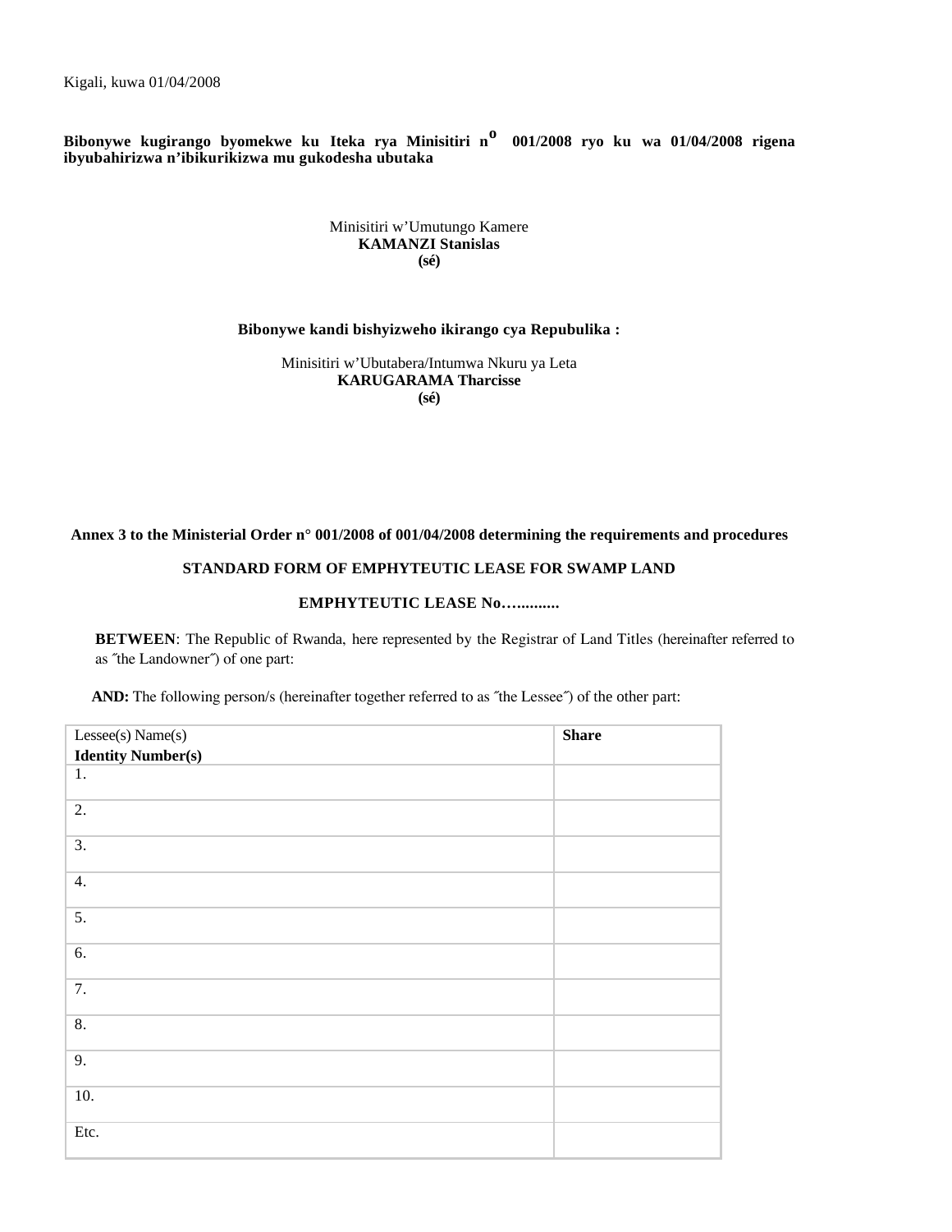Kigali, kuwa 01/04/2008

**Bibonywe kugirango byomekwe ku Iteka rya Minisitiri n° 001/2008 ryo ku wa 01/04/2008 rigena ibyubahirizwa n'ibikurikizwa mu gukodesha ubutaka**

Minisitiri w'Umutungo Kamere
**KAMANZI Stanislas**
**(sé)**

**Bibonywe kandi bishyizweho ikirango cya Repubulika :**

Minisitiri w'Ubutabera/Intumwa Nkuru ya Leta
**KARUGARAMA Tharcisse**
**(sé)**

**Annex 3 to the Ministerial Order n° 001/2008 of 001/04/2008 determining the requirements and procedures**

## STANDARD FORM OF EMPHYTEUTIC LEASE FOR SWAMP LAND

### EMPHYTEUTIC LEASE No…..........

**BETWEEN**: The Republic of Rwanda, here represented by the Registrar of Land Titles (hereinafter referred to as ˝the Landowner˝) of one part:

**AND:** The following person/s (hereinafter together referred to as ˝the Lessee˝) of the other part:

| Lessee(s) Name(s) **Identity Number(s)** | **Share** |
|---|---|
| 1. | |
| 2. | |
| 3. | |
| 4. | |
| 5. | |
| 6. | |
| 7. | |
| 8. | |
| 9. | |
| 10. | |
| Etc. | |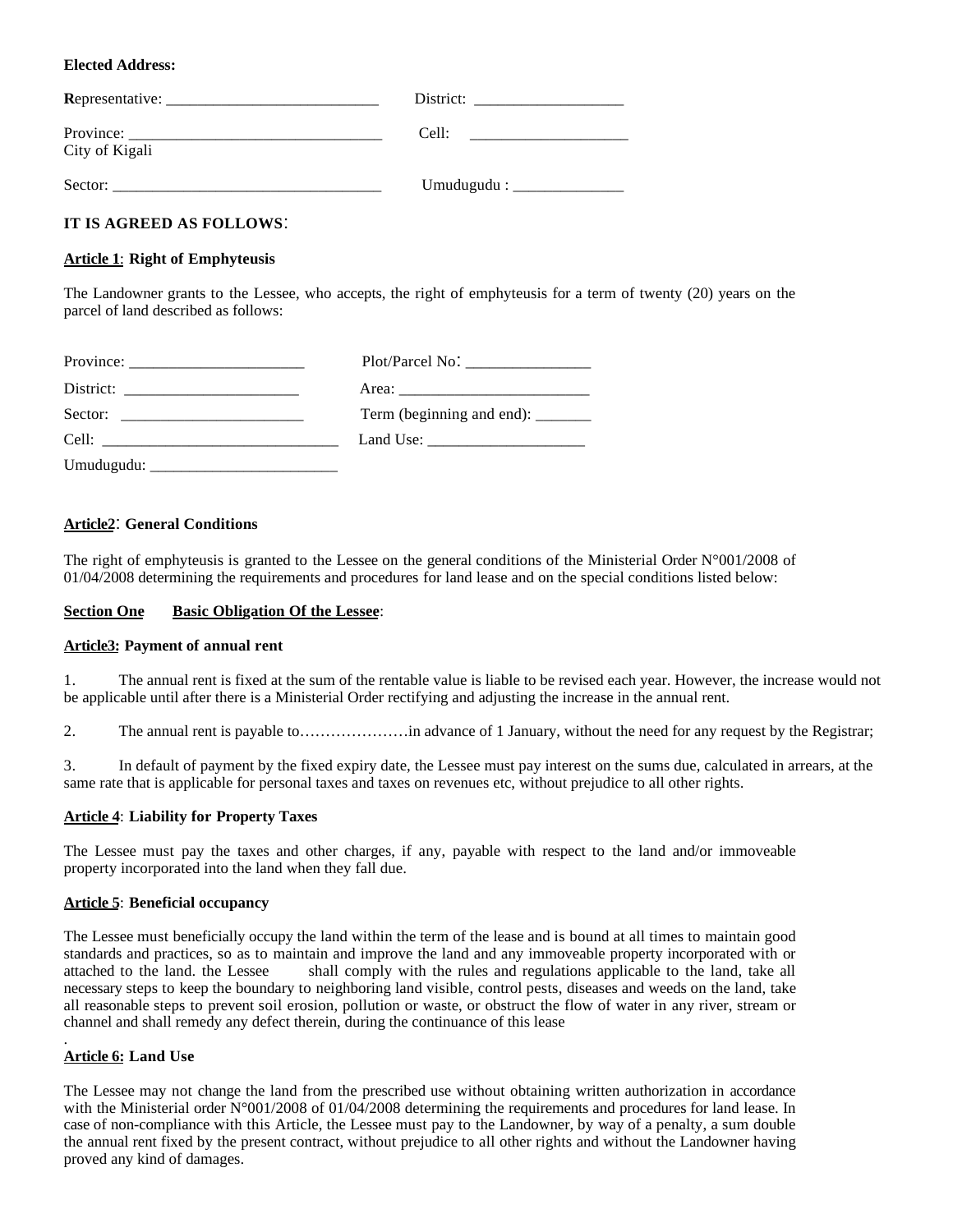**Elected Address:**

**R**epresentative: ___________________________ District: ___________________

Province: ________________________________ Cell: ____________________
City of Kigali

Sector: __________________________________ Umudugudu : ______________

**IT IS AGREED AS FOLLOWS**:

**Article 1**: **Right of Emphyteusis**

The Landowner grants to the Lessee, who accepts, the right of emphyteusis for a term of twenty (20) years on the parcel of land described as follows:

Province: ______________________ Plot/Parcel No: _______________

District: ______________________ Area: ________________________

Sector: ______________________ Term (beginning and end): _______

Cell: ______________________________ Land Use: ___________________

Umudugudu: ________________________

**Article2**: **General Conditions**

The right of emphyteusis is granted to the Lessee on the general conditions of the Ministerial Order N°001/2008 of 01/04/2008 determining the requirements and procedures for land lease and on the special conditions listed below:

**Section One Basic Obligation Of the Lessee**:

**Article3: Payment of annual rent**

1. The annual rent is fixed at the sum of the rentable value is liable to be revised each year. However, the increase would not be applicable until after there is a Ministerial Order rectifying and adjusting the increase in the annual rent.

2. The annual rent is payable to…………………in advance of 1 January, without the need for any request by the Registrar;

3. In default of payment by the fixed expiry date, the Lessee must pay interest on the sums due, calculated in arrears, at the same rate that is applicable for personal taxes and taxes on revenues etc, without prejudice to all other rights.

**Article 4**: **Liability for Property Taxes**

The Lessee must pay the taxes and other charges, if any, payable with respect to the land and/or immoveable property incorporated into the land when they fall due.

**Article 5**: **Beneficial occupancy**

The Lessee must beneficially occupy the land within the term of the lease and is bound at all times to maintain good standards and practices, so as to maintain and improve the land and any immoveable property incorporated with or attached to the land. the Lessee shall comply with the rules and regulations applicable to the land, take all necessary steps to keep the boundary to neighboring land visible, control pests, diseases and weeds on the land, take all reasonable steps to prevent soil erosion, pollution or waste, or obstruct the flow of water in any river, stream or channel and shall remedy any defect therein, during the continuance of this lease

.

**Article 6: Land Use**

The Lessee may not change the land from the prescribed use without obtaining written authorization in accordance with the Ministerial order N°001/2008 of 01/04/2008 determining the requirements and procedures for land lease. In case of non-compliance with this Article, the Lessee must pay to the Landowner, by way of a penalty, a sum double the annual rent fixed by the present contract, without prejudice to all other rights and without the Landowner having proved any kind of damages.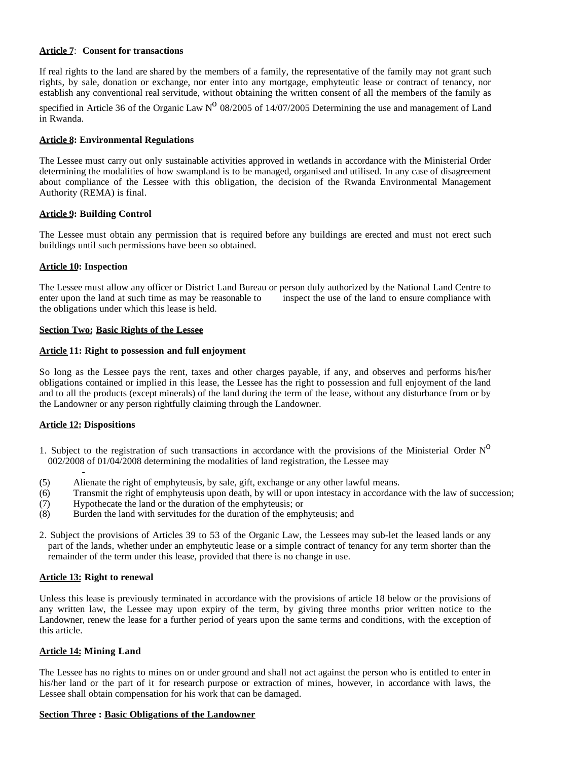**Article 7**: **Consent for transactions**

If real rights to the land are shared by the members of a family, the representative of the family may not grant such rights, by sale, donation or exchange, nor enter into any mortgage, emphyteutic lease or contract of tenancy, nor establish any conventional real servitude, without obtaining the written consent of all the members of the family as specified in Article 36 of the Organic Law N$^{o}$ 08/2005 of 14/07/2005 Determining the use and management of Land in Rwanda.

**Article 8: Environmental Regulations**

The Lessee must carry out only sustainable activities approved in wetlands in accordance with the Ministerial Order determining the modalities of how swampland is to be managed, organised and utilised. In any case of disagreement about compliance of the Lessee with this obligation, the decision of the Rwanda Environmental Management Authority (REMA) is final.

**Article 9: Building Control**

The Lessee must obtain any permission that is required before any buildings are erected and must not erect such buildings until such permissions have been so obtained.

**Article 10: Inspection**

The Lessee must allow any officer or District Land Bureau or person duly authorized by the National Land Centre to enter upon the land at such time as may be reasonable to inspect the use of the land to ensure compliance with the obligations under which this lease is held.

**Section Two: Basic Rights of the Lessee**

**Article 11: Right to possession and full enjoyment**

So long as the Lessee pays the rent, taxes and other charges payable, if any, and observes and performs his/her obligations contained or implied in this lease, the Lessee has the right to possession and full enjoyment of the land and to all the products (except minerals) of the land during the term of the lease, without any disturbance from or by the Landowner or any person rightfully claiming through the Landowner.

**Article 12: Dispositions**

1. Subject to the registration of such transactions in accordance with the provisions of the Ministerial Order N$^{o}$ 002/2008 of 01/04/2008 determining the modalities of land registration, the Lessee may
   -

(5) Alienate the right of emphyteusis, by sale, gift, exchange or any other lawful means.
(6) Transmit the right of emphyteusis upon death, by will or upon intestacy in accordance with the law of succession;
(7) Hypothecate the land or the duration of the emphyteusis; or
(8) Burden the land with servitudes for the duration of the emphyteusis; and

2. Subject the provisions of Articles 39 to 53 of the Organic Law, the Lessees may sub-let the leased lands or any part of the lands, whether under an emphyteutic lease or a simple contract of tenancy for any term shorter than the remainder of the term under this lease, provided that there is no change in use.

**Article 13: Right to renewal**

Unless this lease is previously terminated in accordance with the provisions of article 18 below or the provisions of any written law, the Lessee may upon expiry of the term, by giving three months prior written notice to the Landowner, renew the lease for a further period of years upon the same terms and conditions, with the exception of this article.

**Article 14: Mining Land**

The Lessee has no rights to mines on or under ground and shall not act against the person who is entitled to enter in his/her land or the part of it for research purpose or extraction of mines, however, in accordance with laws, the Lessee shall obtain compensation for his work that can be damaged.

**Section Three : Basic Obligations of the Landowner**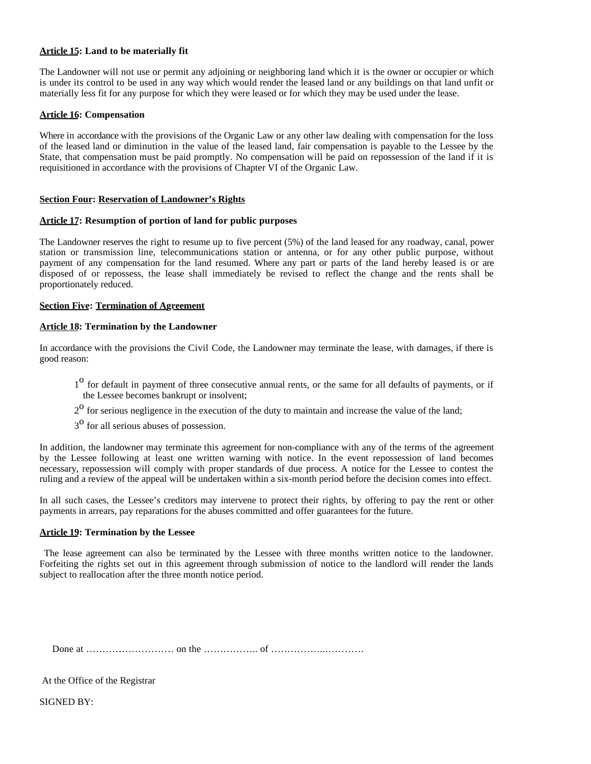**Article 15: Land to be materially fit**

The Landowner will not use or permit any adjoining or neighboring land which it is the owner or occupier or which is under its control to be used in any way which would render the leased land or any buildings on that land unfit or materially less fit for any purpose for which they were leased or for which they may be used under the lease.

**Article 16: Compensation**

Where in accordance with the provisions of the Organic Law or any other law dealing with compensation for the loss of the leased land or diminution in the value of the leased land, fair compensation is payable to the Lessee by the State, that compensation must be paid promptly. No compensation will be paid on repossession of the land if it is requisitioned in accordance with the provisions of Chapter VI of the Organic Law.

**Section Four: Reservation of Landowner's Rights**

**Article 17: Resumption of portion of land for public purposes**

The Landowner reserves the right to resume up to five percent (5%) of the land leased for any roadway, canal, power station or transmission line, telecommunications station or antenna, or for any other public purpose, without payment of any compensation for the land resumed. Where any part or parts of the land hereby leased is or are disposed of or repossess, the lease shall immediately be revised to reflect the change and the rents shall be proportionately reduced.

**Section Five: Termination of Agreement**

**Article 18: Termination by the Landowner**

In accordance with the provisions the Civil Code, the Landowner may terminate the lease, with damages, if there is good reason:

1° for default in payment of three consecutive annual rents, or the same for all defaults of payments, or if the Lessee becomes bankrupt or insolvent;

2° for serious negligence in the execution of the duty to maintain and increase the value of the land;

3° for all serious abuses of possession.

In addition, the landowner may terminate this agreement for non-compliance with any of the terms of the agreement by the Lessee following at least one written warning with notice. In the event repossession of land becomes necessary, repossession will comply with proper standards of due process. A notice for the Lessee to contest the ruling and a review of the appeal will be undertaken within a six-month period before the decision comes into effect.

In all such cases, the Lessee's creditors may intervene to protect their rights, by offering to pay the rent or other payments in arrears, pay reparations for the abuses committed and offer guarantees for the future.

**Article 19: Termination by the Lessee**

The lease agreement can also be terminated by the Lessee with three months written notice to the landowner. Forfeiting the rights set out in this agreement through submission of notice to the landlord will render the lands subject to reallocation after the three month notice period.

Done at ……………………… on the …………….. of …………….…………

At the Office of the Registrar

SIGNED BY: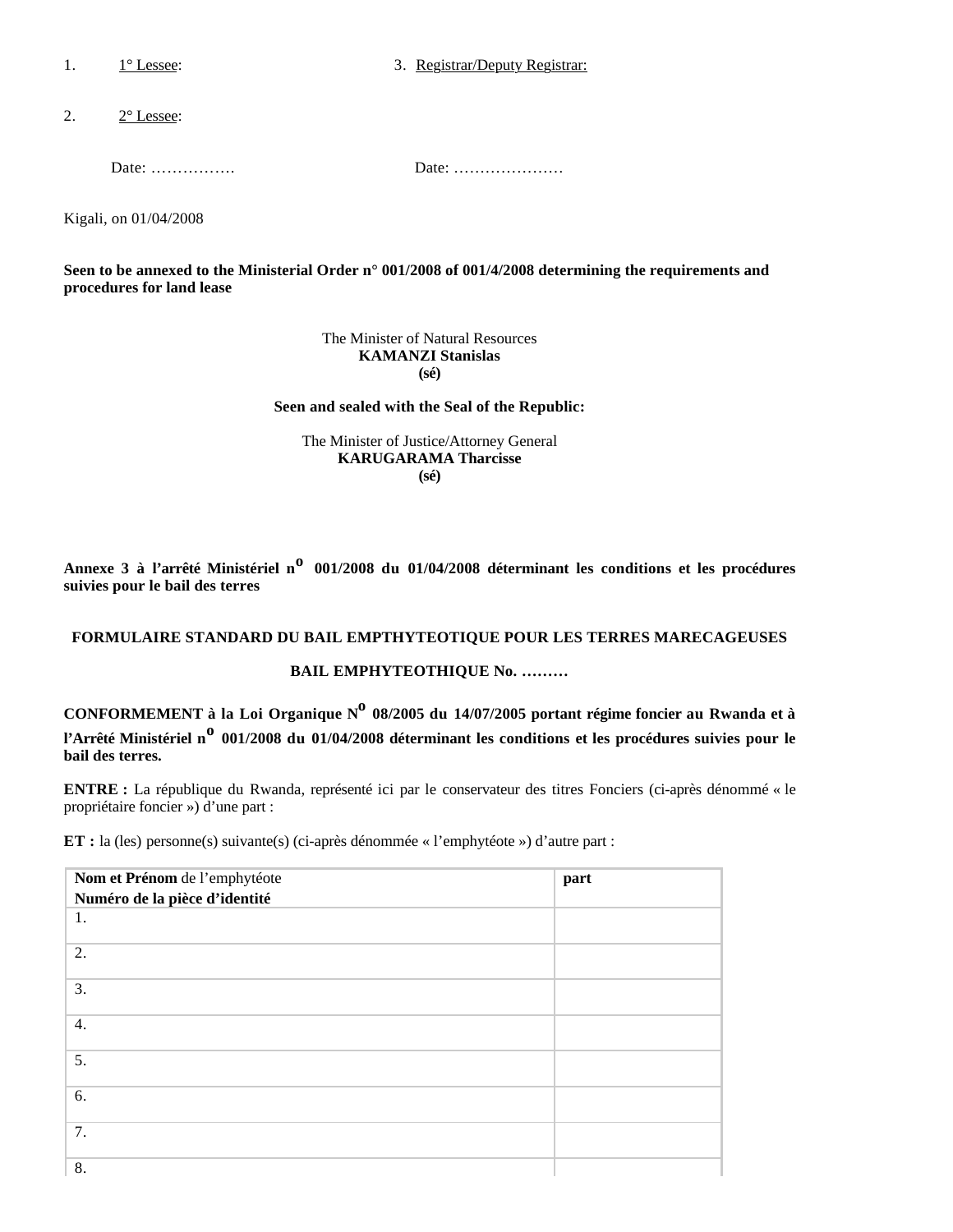1. 1° Lessee: 3. Registrar/Deputy Registrar:

2. 2° Lessee:

Date: ……………. Date: …………………

Kigali, on 01/04/2008

**Seen to be annexed to the Ministerial Order n° 001/2008 of 001/4/2008 determining the requirements and procedures for land lease**

The Minister of Natural Resources
**KAMANZI Stanislas**
**(sé)**

**Seen and sealed with the Seal of the Republic:**

The Minister of Justice/Attorney General
**KARUGARAMA Tharcisse**
**(sé)**

**Annexe 3 à l'arrêté Ministériel n° 001/2008 du 01/04/2008 déterminant les conditions et les procédures suivies pour le bail des terres**

**FORMULAIRE STANDARD DU BAIL EMPTHYTEOTIQUE POUR LES TERRES MARECAGEUSES**

**BAIL EMPHYTEOTHIQUE No. ………**

**CONFORMEMENT à la Loi Organique N° 08/2005 du 14/07/2005 portant régime foncier au Rwanda et à l'Arrêté Ministériel n° 001/2008 du 01/04/2008 déterminant les conditions et les procédures suivies pour le bail des terres.**

**ENTRE :** La république du Rwanda, représenté ici par le conservateur des titres Fonciers (ci-après dénommé « le propriétaire foncier ») d'une part :

**ET :** la (les) personne(s) suivante(s) (ci-après dénommée « l'emphytéote ») d'autre part :

| **Nom et Prénom** de l'emphytéote **Numéro de la pièce d'identité** | **part** |
|---|---|
| 1. | |
| 2. | |
| 3. | |
| 4. | |
| 5. | |
| 6. | |
| 7. | |
| 8. | |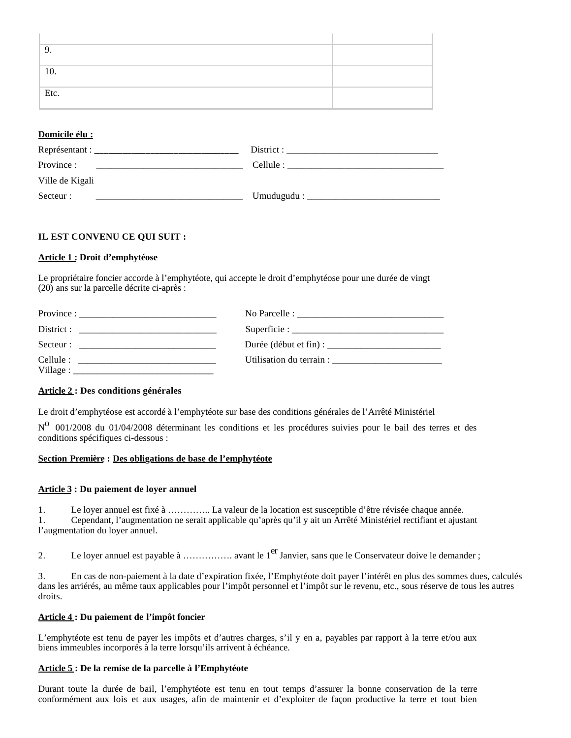| | |
|---|---|
| 9. | |
| 10. | |
| Etc. | |

**Domicile élu :**

Représentant : ______________________________ District : ________________________________

Province : ______________________________ Cellule : _________________________________

Ville de Kigali

Secteur : ______________________________ Umudugudu : ____________________________

**IL EST CONVENU CE QUI SUIT :**

**Article 1 : Droit d'emphytéose**

Le propriétaire foncier accorde à l'emphytéote, qui accepte le droit d'emphytéose pour une durée de vingt (20) ans sur la parcelle décrite ci-après :

Province : _____________________________ No Parcelle : _______________________________

District : _____________________________ Superficie : ________________________________

Secteur : _____________________________ Durée (début et fin) : ________________________

Cellule : _____________________________ Utilisation du terrain : _______________________

Village : _______________________________

**Article 2 : Des conditions générales**

Le droit d'emphytéose est accordé à l'emphytéote sur base des conditions générales de l'Arrêté Ministériel N° 001/2008 du 01/04/2008 déterminant les conditions et les procédures suivies pour le bail des terres et des conditions spécifiques ci-dessous :

**Section Première : Des obligations de base de l'emphytéote**

**Article 3 : Du paiement de loyer annuel**

1. Le loyer annuel est fixé à ………….. La valeur de la location est susceptible d'être révisée chaque année.
1. Cependant, l'augmentation ne serait applicable qu'après qu'il y ait un Arrêté Ministériel rectifiant et ajustant l'augmentation du loyer annuel.

2. Le loyer annuel est payable à ……………. avant le 1er Janvier, sans que le Conservateur doive le demander ;

3. En cas de non-paiement à la date d'expiration fixée, l'Emphytéote doit payer l'intérêt en plus des sommes dues, calculés dans les arriérés, au même taux applicables pour l'impôt personnel et l'impôt sur le revenu, etc., sous réserve de tous les autres droits.

**Article 4 : Du paiement de l'impôt foncier**

L'emphytéote est tenu de payer les impôts et d'autres charges, s'il y en a, payables par rapport à la terre et/ou aux biens immeubles incorporés à la terre lorsqu'ils arrivent à échéance.

**Article 5 : De la remise de la parcelle à l'Emphytéote**

Durant toute la durée de bail, l'emphytéote est tenu en tout temps d'assurer la bonne conservation de la terre conformément aux lois et aux usages, afin de maintenir et d'exploiter de façon productive la terre et tout bien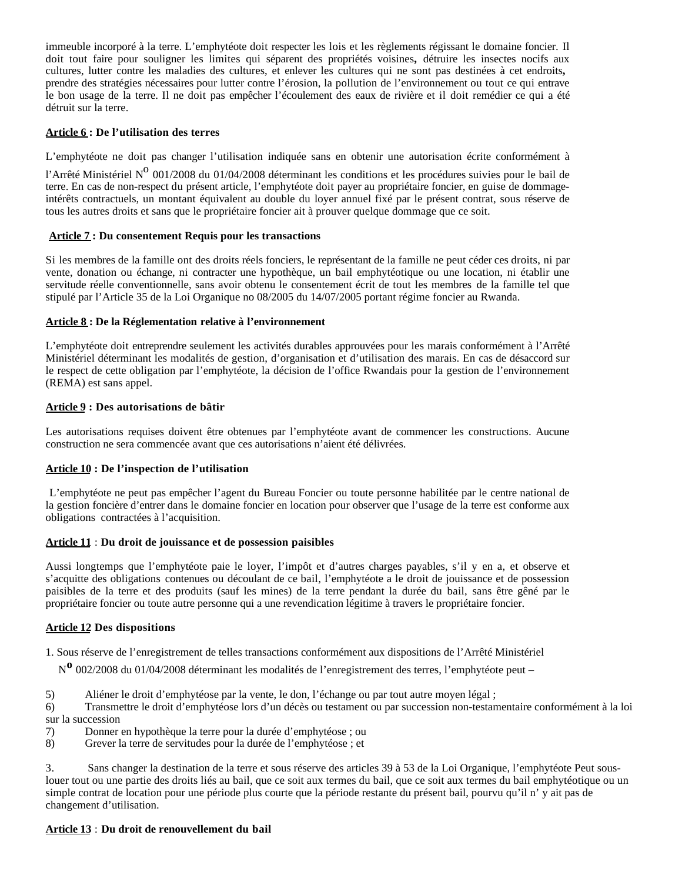immeuble incorporé à la terre. L'emphytéote doit respecter les lois et les règlements régissant le domaine foncier. Il doit tout faire pour souligner les limites qui séparent des propriétés voisines**,** détruire les insectes nocifs aux cultures, lutter contre les maladies des cultures, et enlever les cultures qui ne sont pas destinées à cet endroits**,** prendre des stratégies nécessaires pour lutter contre l'érosion, la pollution de l'environnement ou tout ce qui entrave le bon usage de la terre. Il ne doit pas empêcher l'écoulement des eaux de rivière et il doit remédier ce qui a été détruit sur la terre.

**<u>Article 6</u> : De l'utilisation des terres**

L'emphytéote ne doit pas changer l'utilisation indiquée sans en obtenir une autorisation écrite conformément à l'Arrêté Ministériel N° 001/2008 du 01/04/2008 déterminant les conditions et les procédures suivies pour le bail de terre. En cas de non-respect du présent article, l'emphytéote doit payer au propriétaire foncier, en guise de dommage-intérêts contractuels, un montant équivalent au double du loyer annuel fixé par le présent contrat, sous réserve de tous les autres droits et sans que le propriétaire foncier ait à prouver quelque dommage que ce soit.

**<u>Article 7</u> : Du consentement Requis pour les transactions**

Si les membres de la famille ont des droits réels fonciers, le représentant de la famille ne peut céder ces droits, ni par vente, donation ou échange, ni contracter une hypothèque, un bail emphytéotique ou une location, ni établir une servitude réelle conventionnelle, sans avoir obtenu le consentement écrit de tout les membres de la famille tel que stipulé par l'Article 35 de la Loi Organique no 08/2005 du 14/07/2005 portant régime foncier au Rwanda.

**<u>Article 8</u> : De la Réglementation relative à l'environnement**

L'emphytéote doit entreprendre seulement les activités durables approuvées pour les marais conformément à l'Arrêté Ministériel déterminant les modalités de gestion, d'organisation et d'utilisation des marais. En cas de désaccord sur le respect de cette obligation par l'emphytéote, la décision de l'office Rwandais pour la gestion de l'environnement (REMA) est sans appel.

**<u>Article 9</u> : Des autorisations de bâtir**

Les autorisations requises doivent être obtenues par l'emphytéote avant de commencer les constructions. Aucune construction ne sera commencée avant que ces autorisations n'aient été délivrées.

**<u>Article 10</u> : De l'inspection de l'utilisation**

L'emphytéote ne peut pas empêcher l'agent du Bureau Foncier ou toute personne habilitée par le centre national de la gestion foncière d'entrer dans le domaine foncier en location pour observer que l'usage de la terre est conforme aux obligations contractées à l'acquisition.

**<u>Article 11</u>** : **Du droit de jouissance et de possession paisibles**

Aussi longtemps que l'emphytéote paie le loyer, l'impôt et d'autres charges payables, s'il y en a, et observe et s'acquitte des obligations contenues ou découlant de ce bail, l'emphytéote a le droit de jouissance et de possession paisibles de la terre et des produits (sauf les mines) de la terre pendant la durée du bail, sans être gêné par le propriétaire foncier ou toute autre personne qui a une revendication légitime à travers le propriétaire foncier.

**<u>Article 12</u> Des dispositions**

1. Sous réserve de l'enregistrement de telles transactions conformément aux dispositions de l'Arrêté Ministériel N° 002/2008 du 01/04/2008 déterminant les modalités de l'enregistrement des terres, l'emphytéote peut –

5) Aliéner le droit d'emphytéose par la vente, le don, l'échange ou par tout autre moyen légal ;
6) Transmettre le droit d'emphytéose lors d'un décès ou testament ou par succession non-testamentaire conformément à la loi sur la succession
7) Donner en hypothèque la terre pour la durée d'emphytéose ; ou
8) Grever la terre de servitudes pour la durée de l'emphytéose ; et

3. Sans changer la destination de la terre et sous réserve des articles 39 à 53 de la Loi Organique, l'emphytéote Peut sous-louer tout ou une partie des droits liés au bail, que ce soit aux termes du bail, que ce soit aux termes du bail emphytéotique ou un simple contrat de location pour une période plus courte que la période restante du présent bail, pourvu qu'il n' y ait pas de changement d'utilisation.

**<u>Article 13</u>** : **Du droit de renouvellement du bail**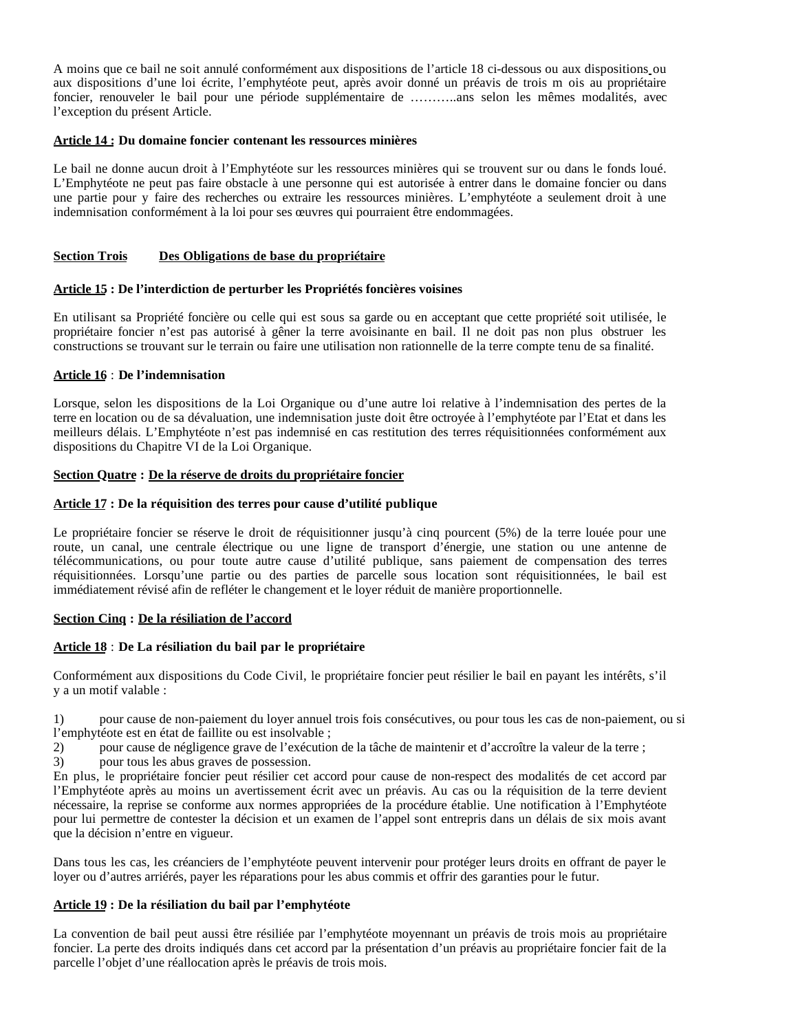A moins que ce bail ne soit annulé conformément aux dispositions de l'article 18 ci-dessous ou aux dispositions ou aux dispositions d'une loi écrite, l'emphytéote peut, après avoir donné un préavis de trois m ois au propriétaire foncier, renouveler le bail pour une période supplémentaire de ………..ans selon les mêmes modalités, avec l'exception du présent Article.

**Article 14 : Du domaine foncier contenant les ressources minières**

Le bail ne donne aucun droit à l'Emphytéote sur les ressources minières qui se trouvent sur ou dans le fonds loué. L'Emphytéote ne peut pas faire obstacle à une personne qui est autorisée à entrer dans le domaine foncier ou dans une partie pour y faire des recherches ou extraire les ressources minières. L'emphytéote a seulement droit à une indemnisation conformément à la loi pour ses œuvres qui pourraient être endommagées.

## Section Trois Des Obligations de base du propriétaire

**Article 15 : De l'interdiction de perturber les Propriétés foncières voisines**

En utilisant sa Propriété foncière ou celle qui est sous sa garde ou en acceptant que cette propriété soit utilisée, le propriétaire foncier n'est pas autorisé à gêner la terre avoisinante en bail. Il ne doit pas non plus obstruer les constructions se trouvant sur le terrain ou faire une utilisation non rationnelle de la terre compte tenu de sa finalité.

**Article 16 : De l'indemnisation**

Lorsque, selon les dispositions de la Loi Organique ou d'une autre loi relative à l'indemnisation des pertes de la terre en location ou de sa dévaluation, une indemnisation juste doit être octroyée à l'emphytéote par l'Etat et dans les meilleurs délais. L'Emphytéote n'est pas indemnisé en cas restitution des terres réquisitionnées conformément aux dispositions du Chapitre VI de la Loi Organique.

## Section Quatre : De la réserve de droits du propriétaire foncier

**Article 17 : De la réquisition des terres pour cause d'utilité publique**

Le propriétaire foncier se réserve le droit de réquisitionner jusqu'à cinq pourcent (5%) de la terre louée pour une route, un canal, une centrale électrique ou une ligne de transport d'énergie, une station ou une antenne de télécommunications, ou pour toute autre cause d'utilité publique, sans paiement de compensation des terres réquisitionnées. Lorsqu'une partie ou des parties de parcelle sous location sont réquisitionnées, le bail est immédiatement révisé afin de refléter le changement et le loyer réduit de manière proportionnelle.

## Section Cinq : De la résiliation de l'accord

**Article 18 : De La résiliation du bail par le propriétaire**

Conformément aux dispositions du Code Civil, le propriétaire foncier peut résilier le bail en payant les intérêts, s'il y a un motif valable :

1) pour cause de non-paiement du loyer annuel trois fois consécutives, ou pour tous les cas de non-paiement, ou si l'emphytéote est en état de faillite ou est insolvable ;
2) pour cause de négligence grave de l'exécution de la tâche de maintenir et d'accroître la valeur de la terre ;
3) pour tous les abus graves de possession.

En plus, le propriétaire foncier peut résilier cet accord pour cause de non-respect des modalités de cet accord par l'Emphytéote après au moins un avertissement écrit avec un préavis. Au cas ou la réquisition de la terre devient nécessaire, la reprise se conforme aux normes appropriées de la procédure établie. Une notification à l'Emphytéote pour lui permettre de contester la décision et un examen de l'appel sont entrepris dans un délais de six mois avant que la décision n'entre en vigueur.

Dans tous les cas, les créanciers de l'emphytéote peuvent intervenir pour protéger leurs droits en offrant de payer le loyer ou d'autres arriérés, payer les réparations pour les abus commis et offrir des garanties pour le futur.

**Article 19 : De la résiliation du bail par l'emphytéote**

La convention de bail peut aussi être résiliée par l'emphytéote moyennant un préavis de trois mois au propriétaire foncier. La perte des droits indiqués dans cet accord par la présentation d'un préavis au propriétaire foncier fait de la parcelle l'objet d'une réallocation après le préavis de trois mois.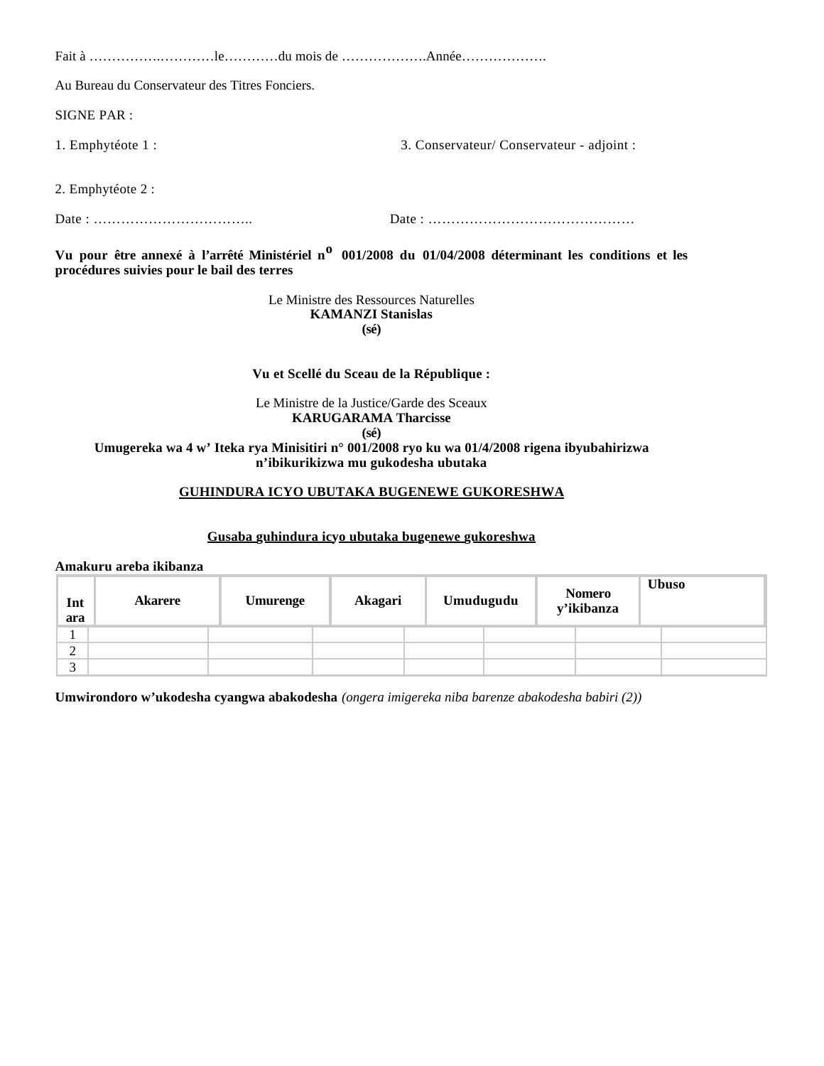Fait à …………….…………le…………du mois de ……………….Année……………….

Au Bureau du Conservateur des Titres Fonciers.

SIGNE PAR :

1. Emphytéote 1 :

2. Emphytéote 2 :

Date : ……………………………..

3. Conservateur/ Conservateur - adjoint :

Date : ………………………………………

**Vu pour être annexé à l'arrêté Ministériel n° 001/2008 du 01/04/2008 déterminant les conditions et les procédures suivies pour le bail des terres**

Le Ministre des Ressources Naturelles
**KAMANZI Stanislas**
**(sé)**

**Vu et Scellé du Sceau de la République :**

Le Ministre de la Justice/Garde des Sceaux
**KARUGARAMA Tharcisse**
**(sé)**

**Umugereka wa 4 w' Iteka rya Minisitiri n° 001/2008 ryo ku wa 01/4/2008 rigena ibyubahirizwa n'ibikurikizwa mu gukodesha ubutaka**

**GUHINDURA ICYO UBUTAKA BUGENEWE GUKORESHWA**

**Gusaba guhindura icyo ubutaka bugenewe gukoreshwa**

**Amakuru areba ikibanza**

| Int ara | Akarere | Umurenge | Akagari | Umudugudu | Nomero y'ikibanza | Ubuso |
|---|---|---|---|---|---|---|
| 1 | | | | | | |
| 2 | | | | | | |
| 3 | | | | | | |

**Umwirondoro w'ukodesha cyangwa abakodesha** *(ongera imigereka niba barenze abakodesha babiri (2))*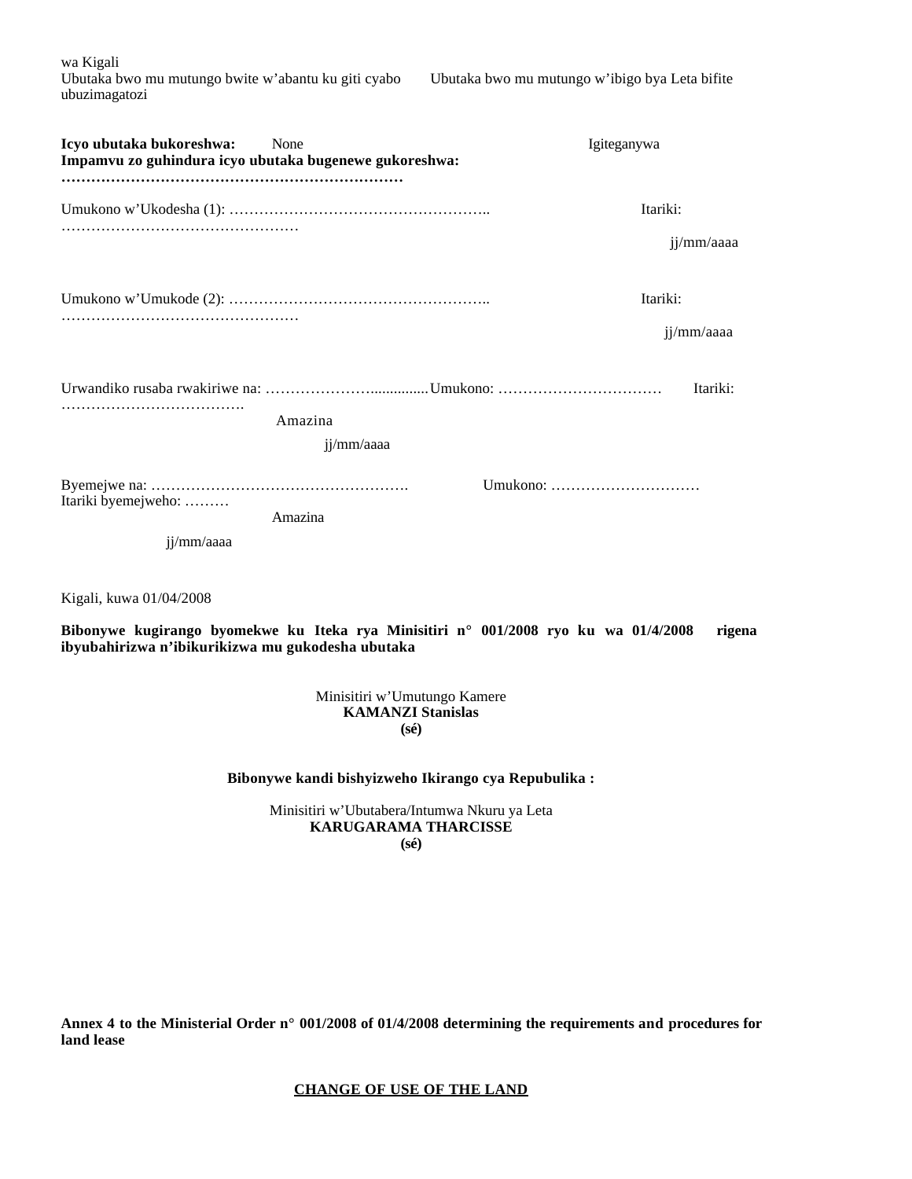wa Kigali
Ubutaka bwo mu mutungo bwite w'abantu ku giti cyabo ubuzimagatozi    Ubutaka bwo mu mutungo w'ibigo bya Leta bifite

**Icyo ubutaka bukoreshwa:** None    Igiteganywa
**Impamvu zo guhindura icyo ubutaka bugenewe gukoreshwa:**
**……………………………………………………………**

Umukono w'Ukodesha (1): ……………………………………………..    Itariki: …………………………………………
jj/mm/aaaa

Umukono w'Umukode (2): ……………………………………………..    Itariki: …………………………………………
jj/mm/aaaa

Urwandiko rusaba rwakiriwe na: …………………..............Umukono: ……………………………    Itariki: ……………………………….
Amazina
jj/mm/aaaa

Byemejwe na: …………………………………………….    Umukono: …………………………
Itariki byemejweho: ………
Amazina
jj/mm/aaaa

Kigali, kuwa 01/04/2008

**Bibonywe kugirango byomekwe ku Iteka rya Minisitiri n° 001/2008 ryo ku wa 01/4/2008 rigena ibyubahirizwa n'ibikurikizwa mu gukodesha ubutaka**

Minisitiri w'Umutungo Kamere
**KAMANZI Stanislas**
**(sé)**

**Bibonywe kandi bishyizweho Ikirango cya Repubulika :**

Minisitiri w'Ubutabera/Intumwa Nkuru ya Leta
**KARUGARAMA THARCISSE**
**(sé)**

**Annex 4 to the Ministerial Order n° 001/2008 of 01/4/2008 determining the requirements and procedures for land lease**

**CHANGE OF USE OF THE LAND**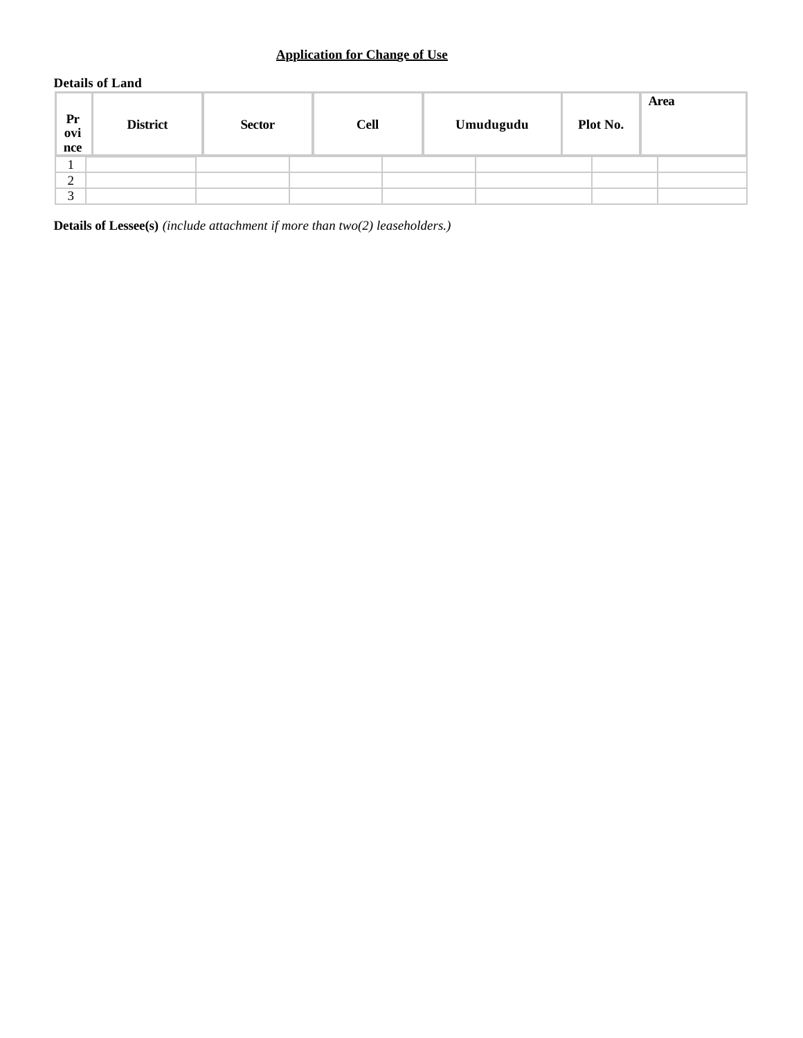**Application for Change of Use**

**Details of Land**

| Province | District | Sector | Cell | Umudugudu | Plot No. | Area |
|---|---|---|---|---|---|---|
| 1 | | | | | | |
| 2 | | | | | | |
| 3 | | | | | | |

**Details of Lessee(s)** *(include attachment if more than two(2) leaseholders.)*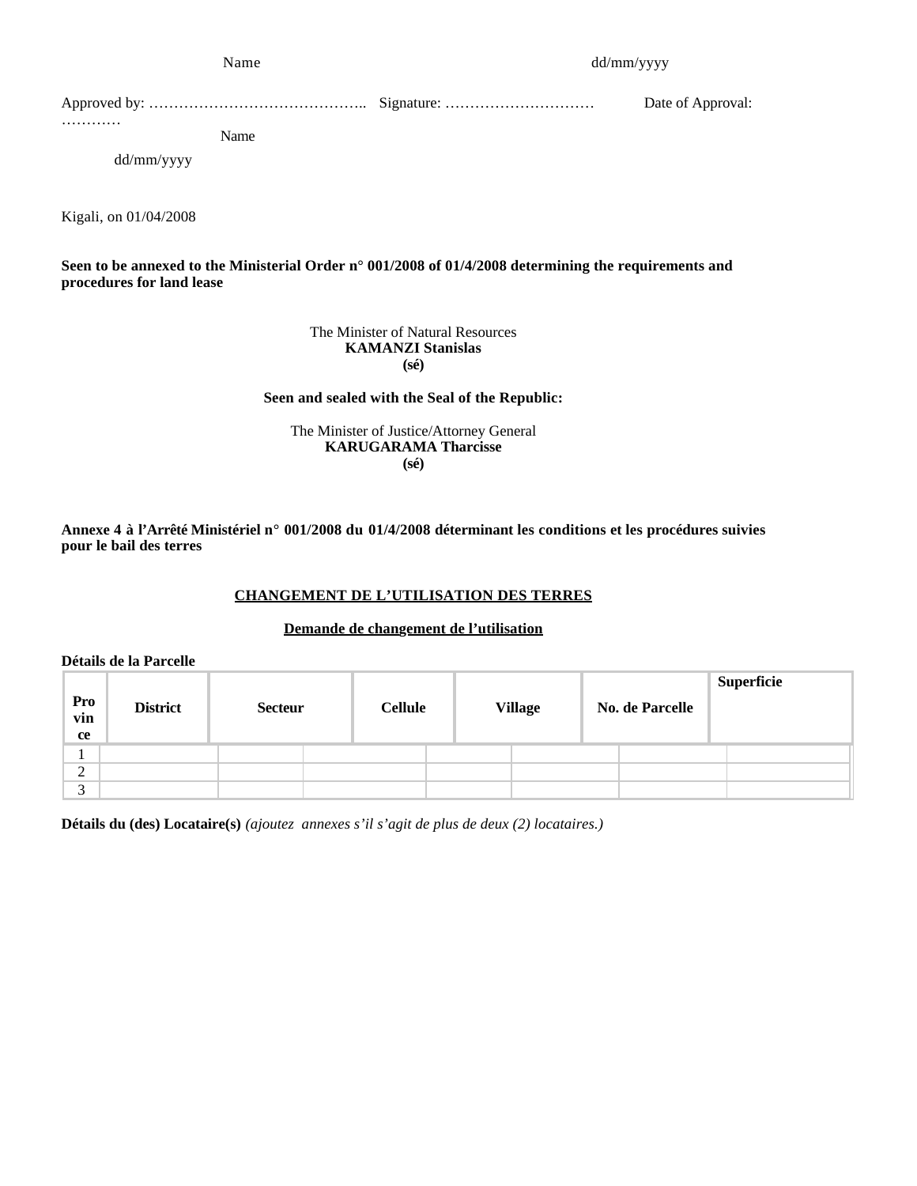Name dd/mm/yyyy

Approved by: …………………………………….. Signature: ………………………… Date of Approval: …………

Name dd/mm/yyyy

Kigali, on 01/04/2008

**Seen to be annexed to the Ministerial Order n° 001/2008 of 01/4/2008 determining the requirements and procedures for land lease**

The Minister of Natural Resources
**KAMANZI Stanislas**
**(sé)**

**Seen and sealed with the Seal of the Republic:**

The Minister of Justice/Attorney General
**KARUGARAMA Tharcisse**
**(sé)**

**Annexe 4 à l'Arrêté Ministériel n° 001/2008 du 01/4/2008 déterminant les conditions et les procédures suivies pour le bail des terres**

**<u>CHANGEMENT DE L'UTILISATION DES TERRES</u>**

**<u>Demande de changement de l'utilisation</u>**

**Détails de la Parcelle**

| Province | District | Secteur | Cellule | Village | No. de Parcelle | Superficie |
|---|---|---|---|---|---|---|
| 1 | | | | | | |
| 2 | | | | | | |
| 3 | | | | | | |

**Détails du (des) Locataire(s)** *(ajoutez annexes s'il s'agit de plus de deux (2) locataires.)*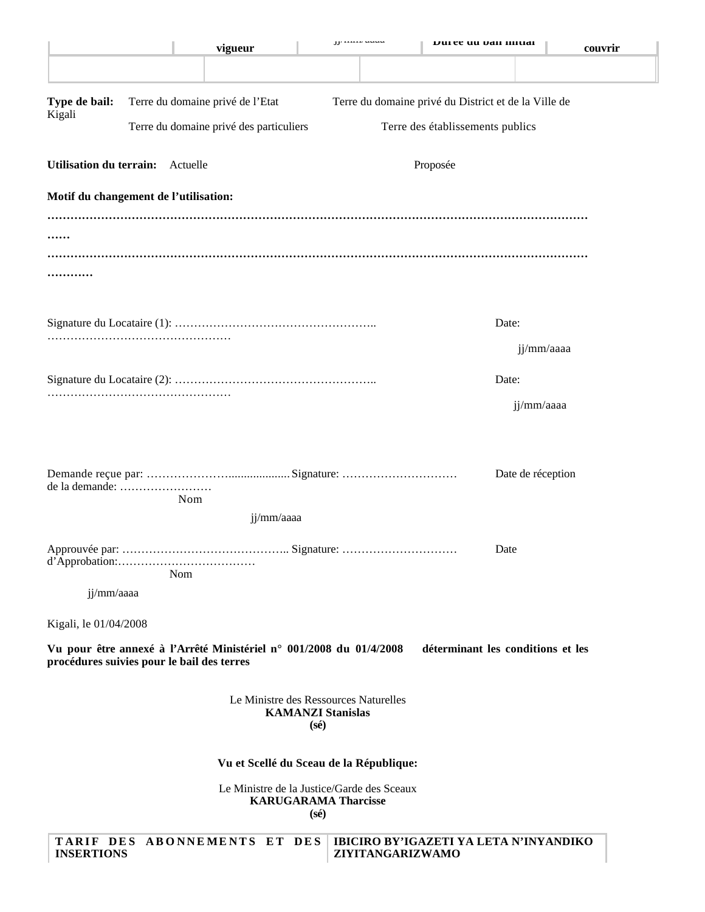| | vigueur | jj/mm/aaaa | Durée du bail initial | couvrir |
|---|---|---|---|---|
| | | | | |

**Type de bail:** Terre du domaine privé de l'Etat Terre du domaine privé du District et de la Ville de Kigali

Terre du domaine privé des particuliers Terre des établissements publics

**Utilisation du terrain:** Actuelle Proposée

**Motif du changement de l'utilisation:**

**…………………………………………………………………………………………………………………………………**

**…………………………………………………………………………………………………………………………………………**

Signature du Locataire (1): …………………………………………….. Date: …………………………………………

jj/mm/aaaa

Signature du Locataire (2): …………………………………………….. Date: …………………………………………

jj/mm/aaaa

Demande reçue par: …………………..................Signature: ………………………… Date de réception de la demande: ……………………

Nom

jj/mm/aaaa

Approuvée par: …………………………………….. Signature: ………………………… Date d'Approbation:………………………………

Nom

jj/mm/aaaa

Kigali, le 01/04/2008

**Vu pour être annexé à l'Arrêté Ministériel n° 001/2008 du 01/4/2008 déterminant les conditions et les procédures suivies pour le bail des terres**

Le Ministre des Ressources Naturelles
**KAMANZI Stanislas**
**(sé)**

**Vu et Scellé du Sceau de la République:**

Le Ministre de la Justice/Garde des Sceaux
**KARUGARAMA Tharcisse**
**(sé)**

| TARIF DES ABONNEMENTS ET DES INSERTIONS | IBICIRO BY'IGAZETI YA LETA N'INYANDIKO ZIYITANGARIZWAMO |
|---|---|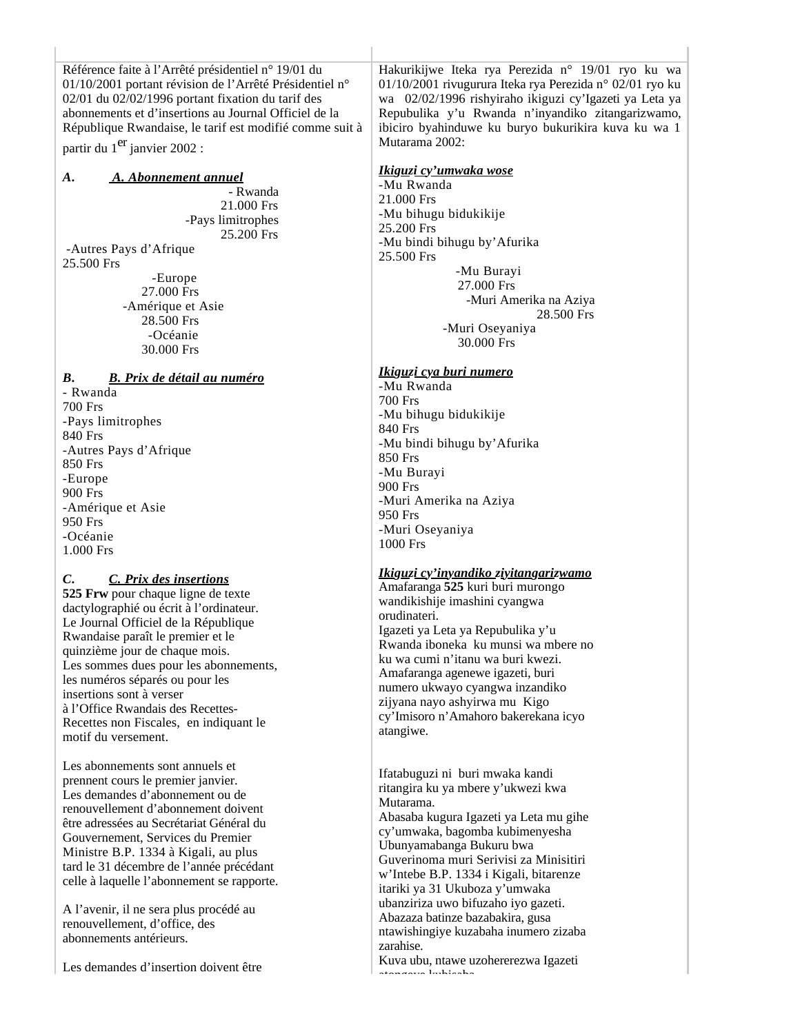Référence faite à l'Arrêté présidentiel n° 19/01 du 01/10/2001 portant révision de l'Arrêté Présidentiel n° 02/01 du 02/02/1996 portant fixation du tarif des abonnements et d'insertions au Journal Officiel de la République Rwandaise, le tarif est modifié comme suit à partir du 1er janvier 2002 :

**A. *A. Abonnement annuel***

- Rwanda 21.000 Frs
- Pays limitrophes 25.200 Frs
- Autres Pays d'Afrique 25.500 Frs
- Europe 27.000 Frs
- Amérique et Asie 28.500 Frs
- Océanie 30.000 Frs

**B. *B. Prix de détail au numéro***

- Rwanda 700 Frs
- Pays limitrophes 840 Frs
- Autres Pays d'Afrique 850 Frs
- Europe 900 Frs
- Amérique et Asie 950 Frs
- Océanie 1.000 Frs

**C. *C. Prix des insertions***

**525 Frw** pour chaque ligne de texte dactylographié ou écrit à l'ordinateur.

Le Journal Officiel de la République Rwandaise paraît le premier et le quinzième jour de chaque mois.

Les sommes dues pour les abonnements, les numéros séparés ou pour les insertions sont à verser à l'Office Rwandais des Recettes-Recettes non Fiscales, en indiquant le motif du versement.

Les abonnements sont annuels et prennent cours le premier janvier.

Les demandes d'abonnement ou de renouvellement d'abonnement doivent être adressées au Secrétariat Général du Gouvernement, Services du Premier Ministre B.P. 1334 à Kigali, au plus tard le 31 décembre de l'année précédant celle à laquelle l'abonnement se rapporte.

A l'avenir, il ne sera plus procédé au renouvellement, d'office, des abonnements antérieurs.

Les demandes d'insertion doivent être

---

Hakurikijwe Iteka rya Perezida n° 19/01 ryo ku wa 01/10/2001 rivugurura Iteka rya Perezida n° 02/01 ryo ku wa 02/02/1996 rishyiraho ikiguzi cy'Igazeti ya Leta ya Repubulika y'u Rwanda n'inyandiko zitangarizwamo, ibiciro byahinduwe ku buryo bukurikira kuva ku wa 1 Mutarama 2002:

***Ikiguzi cy'umwaka wose***

- Mu Rwanda 21.000 Frs
- Mu bihugu bidukikije 25.200 Frs
- Mu bindi bihugu by'Afurika 25.500 Frs
- Mu Burayi 27.000 Frs
- Muri Amerika na Aziya 28.500 Frs
- Muri Oseyaniya 30.000 Frs

***Ikiguzi cya buri numero***

- Mu Rwanda 700 Frs
- Mu bihugu bidukikije 840 Frs
- Mu bindi bihugu by'Afurika 850 Frs
- Mu Burayi 900 Frs
- Muri Amerika na Aziya 950 Frs
- Muri Oseyaniya 1000 Frs

***Ikiguzi cy'inyandiko ziyitangarizwamo***

Amafaranga **525** kuri buri murongo wandikishije imashini cyangwa orudinateri.

Igazeti ya Leta ya Repubulika y'u Rwanda iboneka ku munsi wa mbere no ku wa cumi n'itanu wa buri kwezi.

Amafaranga agenewe igazeti, buri numero ukwayo cyangwa inzandiko zijyana nayo ashyirwa mu Kigo cy'Imisoro n'Amahoro bakerekana icyo atangiwe.

Ifatabuguzi ni buri mwaka kandi ritangira ku ya mbere y'ukwezi kwa Mutarama.

Abasaba kugura Igazeti ya Leta mu gihe cy'umwaka, bagomba kubimenyesha Ubunyamabanga Bukuru bwa Guverinoma muri Serivisi za Minisitiri w'Intebe B.P. 1334 i Kigali, bitarenze itariki ya 31 Ukuboza y'umwaka ubanziriza uwo bifuzaho iyo gazeti.

Abazaza batinze bazabakira, gusa ntawishingiye kuzabaha inumero zizaba zarahise.

Kuva ubu, ntawe uzohererezwa Igazeti atangeye kubisaba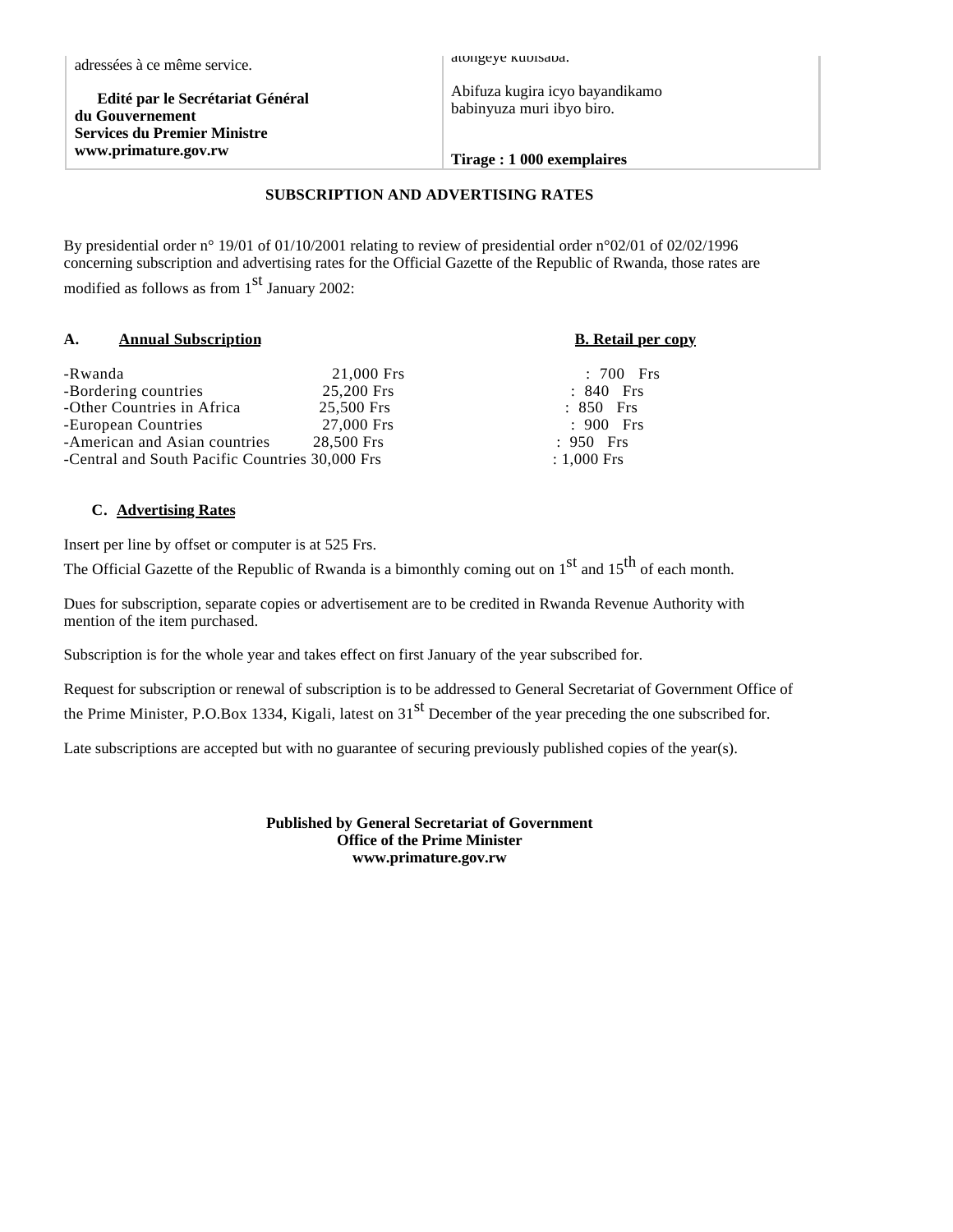| | |
|---|---|
| adressées à ce même service. | atongeye kubisaba. |
| **Edité par le Secrétariat Général du Gouvernement Services du Premier Ministre www.primature.gov.rw** | Abifuza kugira icyo bayandikamo babinyuza muri ibyo biro. |
| | **Tirage : 1 000 exemplaires** |

**SUBSCRIPTION AND ADVERTISING RATES**

By presidential order n° 19/01 of 01/10/2001 relating to review of presidential order n°02/01 of 02/02/1996 concerning subscription and advertising rates for the Official Gazette of the Republic of Rwanda, those rates are modified as follows as from 1st January 2002:

| | **A. Annual Subscription** | **B. Retail per copy** |
|---|---|---|
| -Rwanda | 21,000 Frs | : 700 Frs |
| -Bordering countries | 25,200 Frs | : 840 Frs |
| -Other Countries in Africa | 25,500 Frs | : 850 Frs |
| -European Countries | 27,000 Frs | : 900 Frs |
| -American and Asian countries | 28,500 Frs | : 950 Frs |
| -Central and South Pacific Countries | 30,000 Frs | : 1,000 Frs |

**C. Advertising Rates**

Insert per line by offset or computer is at 525 Frs.

The Official Gazette of the Republic of Rwanda is a bimonthly coming out on 1st and 15th of each month.

Dues for subscription, separate copies or advertisement are to be credited in Rwanda Revenue Authority with mention of the item purchased.

Subscription is for the whole year and takes effect on first January of the year subscribed for.

Request for subscription or renewal of subscription is to be addressed to General Secretariat of Government Office of the Prime Minister, P.O.Box 1334, Kigali, latest on 31st December of the year preceding the one subscribed for.

Late subscriptions are accepted but with no guarantee of securing previously published copies of the year(s).

**Published by General Secretariat of Government**
**Office of the Prime Minister**
**www.primature.gov.rw**